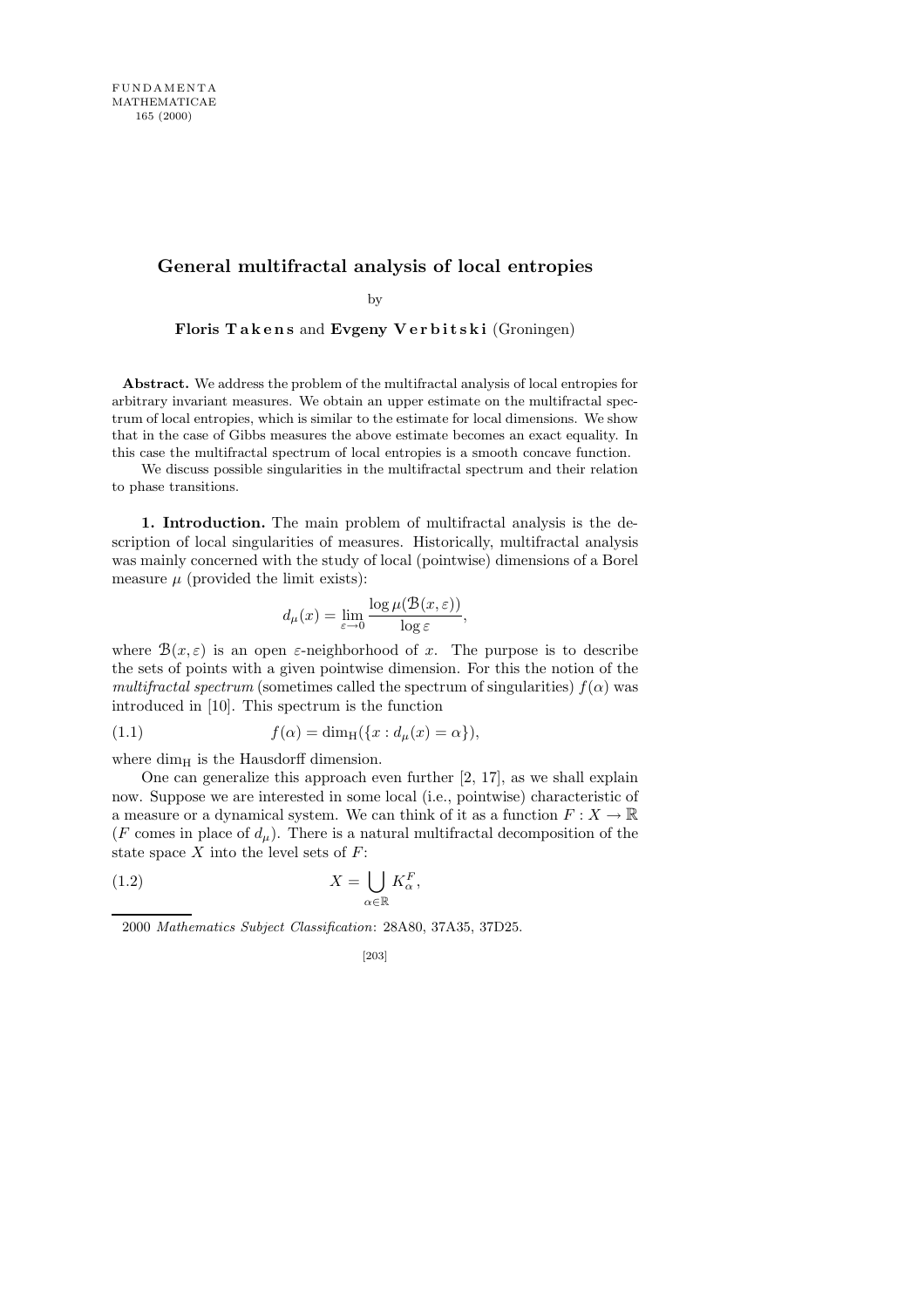# General multifractal analysis of local entropies

by

**Floris Takens** and **Evgeny Verbitski** (Groningen)

**Abstract.** We address the problem of the multifractal analysis of local entropies for arbitrary invariant measures. We obtain an upper estimate on the multifractal spectrum of local entropies, which is similar to the estimate for local dimensions. We show that in the case of Gibbs measures the above estimate becomes an exact equality. In this case the multifractal spectrum of local entropies is a smooth concave function.

We discuss possible singularities in the multifractal spectrum and their relation to phase transitions.

**1. Introduction.** The main problem of multifractal analysis is the description of local singularities of measures. Historically, multifractal analysis was mainly concerned with the study of local (pointwise) dimensions of a Borel measure $\mu$ (provided the limit exists):

$$d_\mu(x) = \lim_{\varepsilon \to 0} \frac{\log \mu(\mathcal{B}(x, \varepsilon))}{\log \varepsilon},$$

where $\mathcal{B}(x, \varepsilon)$ is an open $\varepsilon$-neighborhood of $x$. The purpose is to describe the sets of points with a given pointwise dimension. For this the notion of the *multifractal spectrum* (sometimes called the spectrum of singularities) $f(\alpha)$ was introduced in [10]. This spectrum is the function

$$f(\alpha) = \dim_{\mathrm{H}}(\{x : d_\mu(x) = \alpha\}), \tag{1.1}$$

where $\dim_{\mathrm{H}}$ is the Hausdorff dimension.

One can generalize this approach even further [2, 17], as we shall explain now. Suppose we are interested in some local (i.e., pointwise) characteristic of a measure or a dynamical system. We can think of it as a function $F : X \to \mathbb{R}$ ($F$ comes in place of $d_\mu$). There is a natural multifractal decomposition of the state space $X$ into the level sets of $F$:

$$X = \bigcup_{\alpha \in \mathbb{R}} K_\alpha^F, \tag{1.2}$$

2000 *Mathematics Subject Classification*: 28A80, 37A35, 37D25.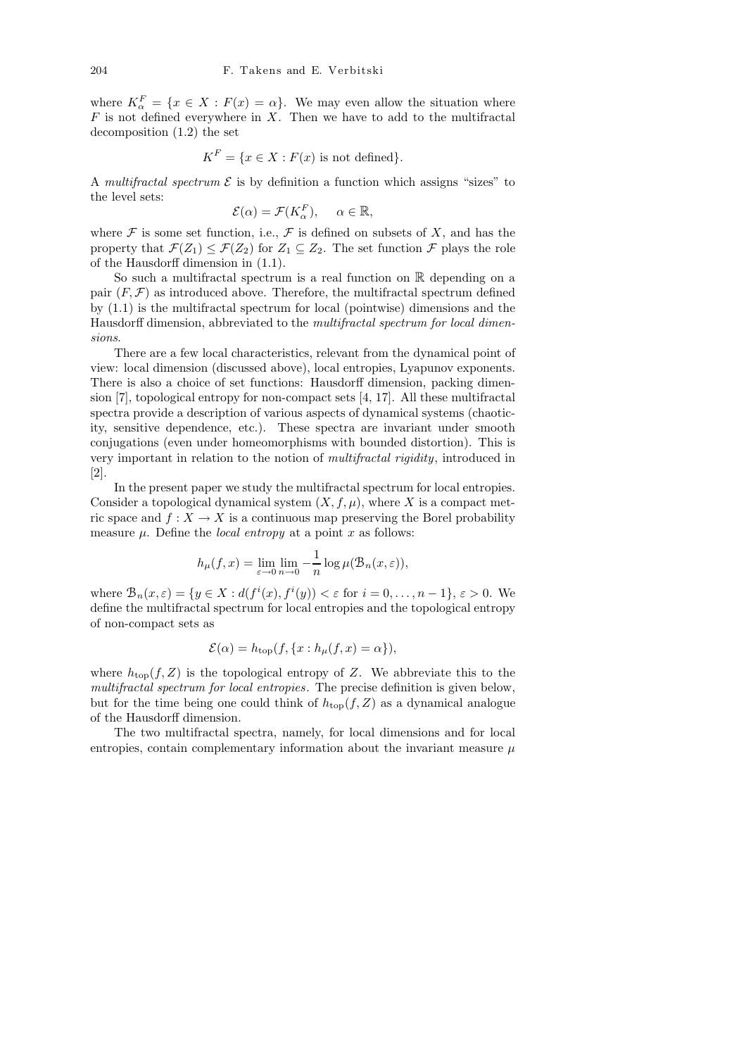where $K_\alpha^F = \{x \in X : F(x) = \alpha\}$. We may even allow the situation where $F$ is not defined everywhere in $X$. Then we have to add to the multifractal decomposition (1.2) the set

$$K^F = \{x \in X : F(x) \text{ is not defined}\}.$$

A *multifractal spectrum* $\mathcal{E}$ is by definition a function which assigns "sizes" to the level sets:

$$\mathcal{E}(\alpha) = \mathcal{F}(K_\alpha^F), \quad \alpha \in \mathbb{R},$$

where $\mathcal{F}$ is some set function, i.e., $\mathcal{F}$ is defined on subsets of $X$, and has the property that $\mathcal{F}(Z_1) \leq \mathcal{F}(Z_2)$ for $Z_1 \subseteq Z_2$. The set function $\mathcal{F}$ plays the role of the Hausdorff dimension in (1.1).

So such a multifractal spectrum is a real function on $\mathbb{R}$ depending on a pair $(F, \mathcal{F})$ as introduced above. Therefore, the multifractal spectrum defined by (1.1) is the multifractal spectrum for local (pointwise) dimensions and the Hausdorff dimension, abbreviated to the *multifractal spectrum for local dimensions*.

There are a few local characteristics, relevant from the dynamical point of view: local dimension (discussed above), local entropies, Lyapunov exponents. There is also a choice of set functions: Hausdorff dimension, packing dimension [7], topological entropy for non-compact sets [4, 17]. All these multifractal spectra provide a description of various aspects of dynamical systems (chaoticity, sensitive dependence, etc.). These spectra are invariant under smooth conjugations (even under homeomorphisms with bounded distortion). This is very important in relation to the notion of *multifractal rigidity*, introduced in [2].

In the present paper we study the multifractal spectrum for local entropies. Consider a topological dynamical system $(X, f, \mu)$, where $X$ is a compact metric space and $f : X \to X$ is a continuous map preserving the Borel probability measure $\mu$. Define the *local entropy* at a point $x$ as follows:

$$h_\mu(f, x) = \lim_{\varepsilon \to 0} \lim_{n \to 0} -\frac{1}{n} \log \mu(\mathcal{B}_n(x, \varepsilon)),$$

where $\mathcal{B}_n(x, \varepsilon) = \{y \in X : d(f^i(x), f^i(y)) < \varepsilon \text{ for } i = 0, \ldots, n-1\}$, $\varepsilon > 0$. We define the multifractal spectrum for local entropies and the topological entropy of non-compact sets as

$$\mathcal{E}(\alpha) = h_{\rm top}(f, \{x : h_\mu(f, x) = \alpha\}),$$

where $h_{\rm top}(f, Z)$ is the topological entropy of $Z$. We abbreviate this to the *multifractal spectrum for local entropies*. The precise definition is given below, but for the time being one could think of $h_{\rm top}(f, Z)$ as a dynamical analogue of the Hausdorff dimension.

The two multifractal spectra, namely, for local dimensions and for local entropies, contain complementary information about the invariant measure $\mu$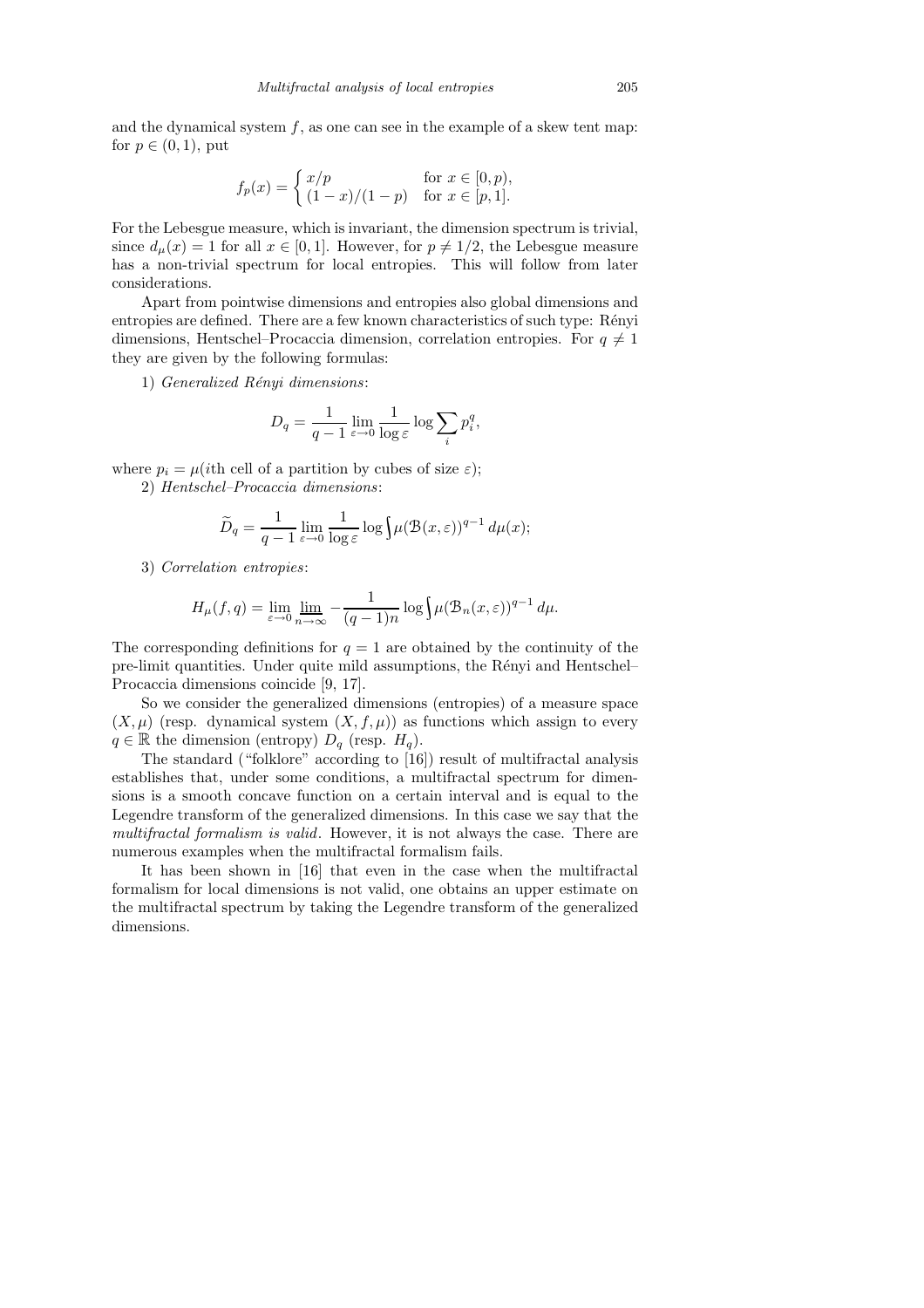and the dynamical system $f$, as one can see in the example of a skew tent map: for $p \in (0,1)$, put

$$f_p(x) = \begin{cases} x/p & \text{for } x \in [0,p), \\ (1-x)/(1-p) & \text{for } x \in [p,1]. \end{cases}$$

For the Lebesgue measure, which is invariant, the dimension spectrum is trivial, since $d_\mu(x) = 1$ for all $x \in [0,1]$. However, for $p \neq 1/2$, the Lebesgue measure has a non-trivial spectrum for local entropies. This will follow from later considerations.

Apart from pointwise dimensions and entropies also global dimensions and entropies are defined. There are a few known characteristics of such type: Rényi dimensions, Hentschel–Procaccia dimension, correlation entropies. For $q \neq 1$ they are given by the following formulas:

1) *Generalized Rényi dimensions*:

$$D_q = \frac{1}{q-1} \lim_{\varepsilon \to 0} \frac{1}{\log \varepsilon} \log \sum_i p_i^q,$$

where $p_i = \mu(i$th cell of a partition by cubes of size $\varepsilon)$;

2) *Hentschel–Procaccia dimensions*:

$$\widetilde{D}_q = \frac{1}{q-1} \lim_{\varepsilon \to 0} \frac{1}{\log \varepsilon} \log \int \mu(\mathcal{B}(x,\varepsilon))^{q-1} \, d\mu(x);$$

3) *Correlation entropies*:

$$H_\mu(f,q) = \lim_{\varepsilon \to 0} \varliminf_{n \to \infty} -\frac{1}{(q-1)n} \log \int \mu(\mathcal{B}_n(x,\varepsilon))^{q-1} \, d\mu.$$

The corresponding definitions for $q = 1$ are obtained by the continuity of the pre-limit quantities. Under quite mild assumptions, the Rényi and Hentschel–Procaccia dimensions coincide [9, 17].

So we consider the generalized dimensions (entropies) of a measure space $(X, \mu)$ (resp. dynamical system $(X, f, \mu)$) as functions which assign to every $q \in \mathbb{R}$ the dimension (entropy) $D_q$ (resp. $H_q$).

The standard ("folklore" according to [16]) result of multifractal analysis establishes that, under some conditions, a multifractal spectrum for dimensions is a smooth concave function on a certain interval and is equal to the Legendre transform of the generalized dimensions. In this case we say that the *multifractal formalism is valid*. However, it is not always the case. There are numerous examples when the multifractal formalism fails.

It has been shown in [16] that even in the case when the multifractal formalism for local dimensions is not valid, one obtains an upper estimate on the multifractal spectrum by taking the Legendre transform of the generalized dimensions.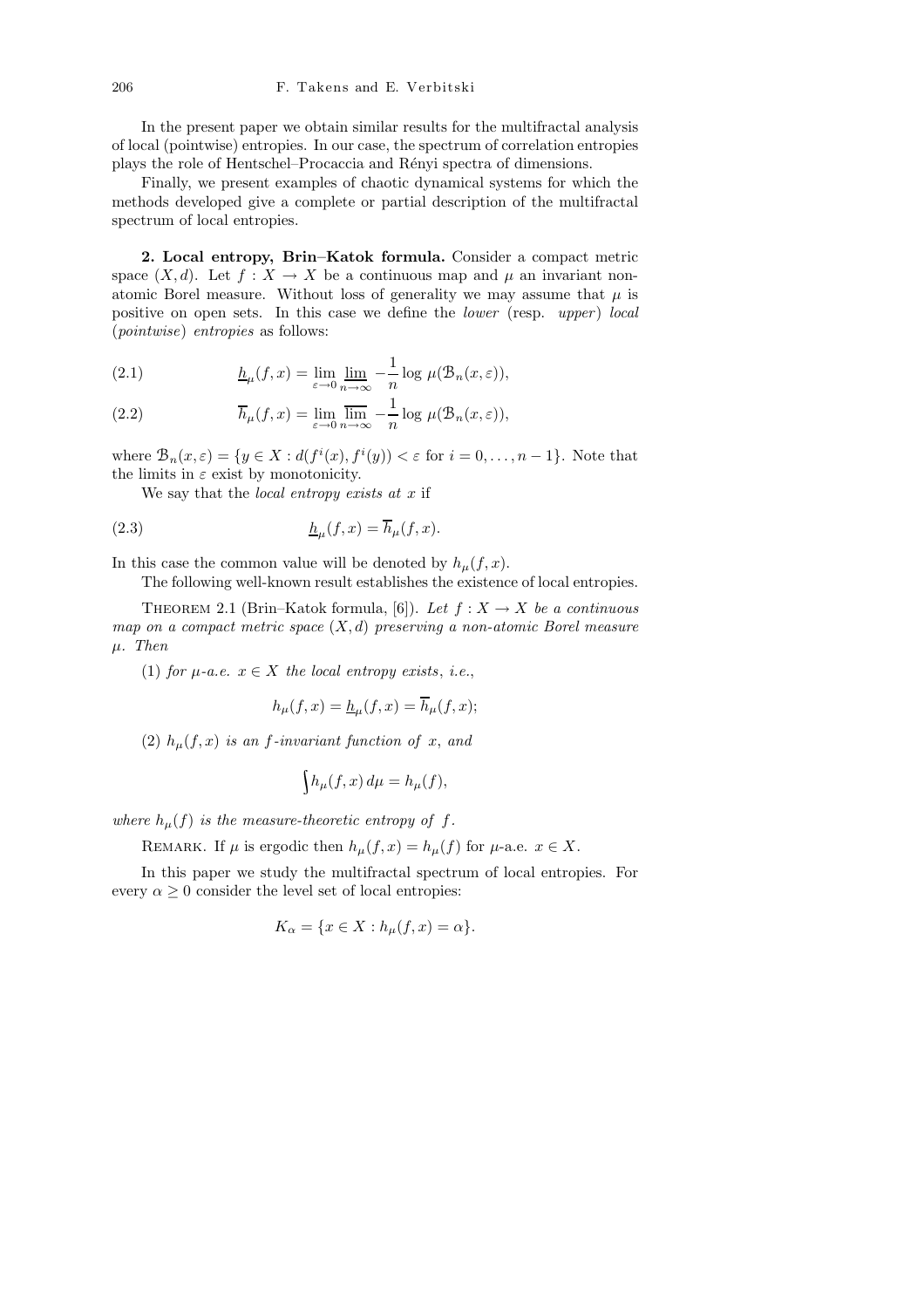In the present paper we obtain similar results for the multifractal analysis of local (pointwise) entropies. In our case, the spectrum of correlation entropies plays the role of Hentschel–Procaccia and Rényi spectra of dimensions.

Finally, we present examples of chaotic dynamical systems for which the methods developed give a complete or partial description of the multifractal spectrum of local entropies.

**2. Local entropy, Brin–Katok formula.** Consider a compact metric space $(X, d)$. Let $f : X \to X$ be a continuous map and $\mu$ an invariant non-atomic Borel measure. Without loss of generality we may assume that $\mu$ is positive on open sets. In this case we define the *lower* (resp. *upper*) *local* (*pointwise*) *entropies* as follows:

$$\underline{h}_\mu(f, x) = \lim_{\varepsilon\to 0} \varliminf_{n\to\infty} -\frac{1}{n} \log \mu(\mathcal{B}_n(x, \varepsilon)), \tag{2.1}$$

$$\overline{h}_\mu(f, x) = \lim_{\varepsilon\to 0} \varlimsup_{n\to\infty} -\frac{1}{n} \log \mu(\mathcal{B}_n(x, \varepsilon)), \tag{2.2}$$

where $\mathcal{B}_n(x, \varepsilon) = \{y \in X : d(f^i(x), f^i(y)) < \varepsilon \text{ for } i = 0, \ldots, n-1\}$. Note that the limits in $\varepsilon$ exist by monotonicity.

We say that the *local entropy exists at* $x$ if

$$\underline{h}_\mu(f, x) = \overline{h}_\mu(f, x). \tag{2.3}$$

In this case the common value will be denoted by $h_\mu(f, x)$.

The following well-known result establishes the existence of local entropies.

Theorem 2.1 (Brin–Katok formula, [6]). *Let $f : X \to X$ be a continuous map on a compact metric space $(X, d)$ preserving a non-atomic Borel measure $\mu$. Then*

(1) *for $\mu$-a.e. $x \in X$ the local entropy exists, i.e.,*

$$h_\mu(f, x) = \underline{h}_\mu(f, x) = \overline{h}_\mu(f, x);$$

(2) *$h_\mu(f, x)$ is an $f$-invariant function of $x$, and*

$$\int h_\mu(f, x)\, d\mu = h_\mu(f),$$

*where $h_\mu(f)$ is the measure-theoretic entropy of $f$.*

Remark. If $\mu$ is ergodic then $h_\mu(f, x) = h_\mu(f)$ for $\mu$-a.e. $x \in X$.

In this paper we study the multifractal spectrum of local entropies. For every $\alpha \geq 0$ consider the level set of local entropies:

$$K_\alpha = \{x \in X : h_\mu(f, x) = \alpha\}.$$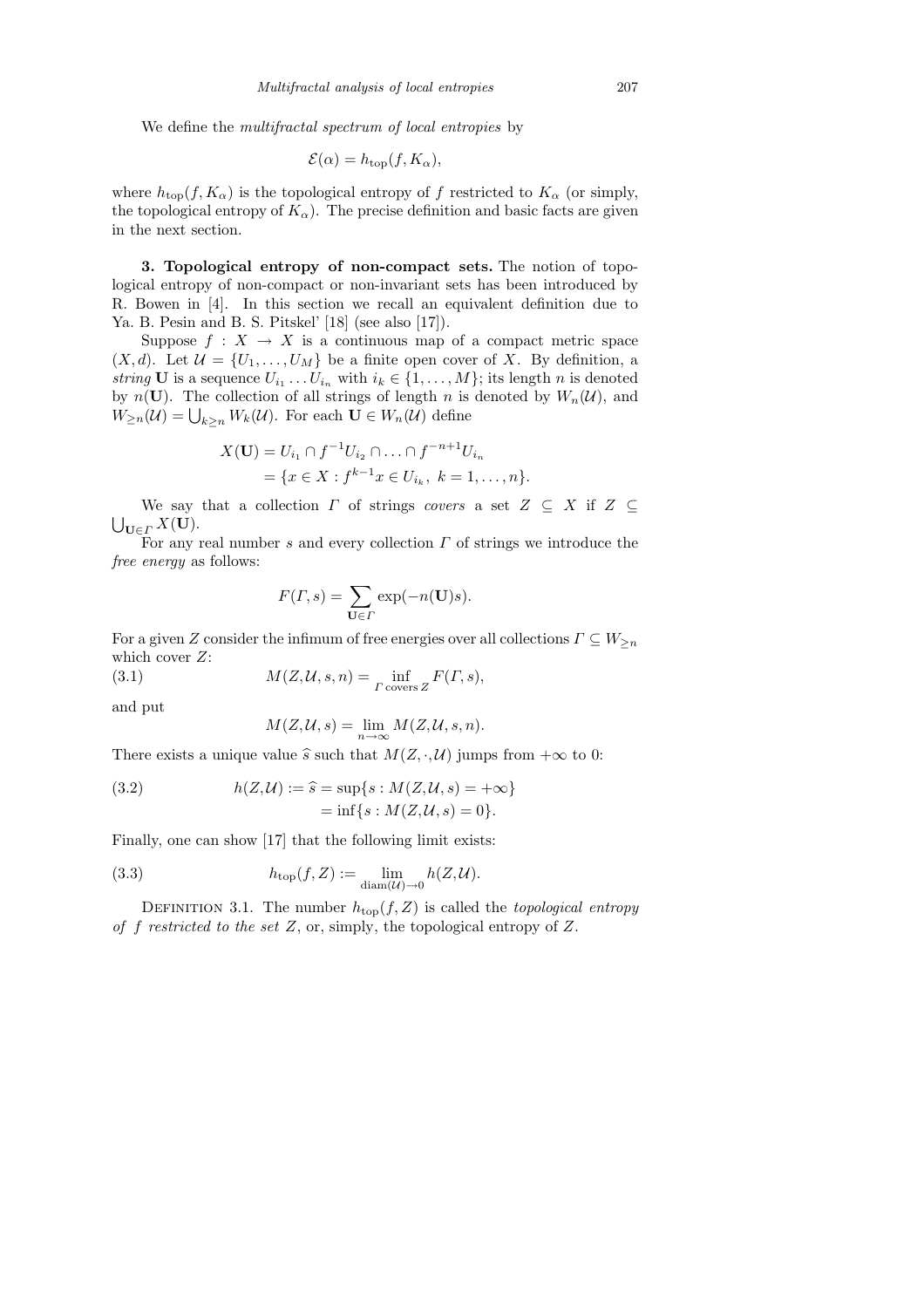We define the *multifractal spectrum of local entropies* by

$$\mathcal{E}(\alpha) = h_{\mathrm{top}}(f, K_\alpha),$$

where $h_{\mathrm{top}}(f, K_\alpha)$ is the topological entropy of $f$ restricted to $K_\alpha$ (or simply, the topological entropy of $K_\alpha$). The precise definition and basic facts are given in the next section.

**3. Topological entropy of non-compact sets.** The notion of topological entropy of non-compact or non-invariant sets has been introduced by R. Bowen in [4]. In this section we recall an equivalent definition due to Ya. B. Pesin and B. S. Pitskel' [18] (see also [17]).

Suppose $f : X \to X$ is a continuous map of a compact metric space $(X, d)$. Let $\mathcal{U} = \{U_1, \ldots, U_M\}$ be a finite open cover of $X$. By definition, a *string* $\mathbf{U}$ is a sequence $U_{i_1} \ldots U_{i_n}$ with $i_k \in \{1, \ldots, M\}$; its length $n$ is denoted by $n(\mathbf{U})$. The collection of all strings of length $n$ is denoted by $W_n(\mathcal{U})$, and $W_{\geq n}(\mathcal{U}) = \bigcup_{k \geq n} W_k(\mathcal{U})$. For each $\mathbf{U} \in W_n(\mathcal{U})$ define

$$\begin{aligned} X(\mathbf{U}) &= U_{i_1} \cap f^{-1} U_{i_2} \cap \ldots \cap f^{-n+1} U_{i_n} \\ &= \{x \in X : f^{k-1} x \in U_{i_k},\ k = 1, \ldots, n\}. \end{aligned}$$

We say that a collection $\Gamma$ of strings *covers* a set $Z \subseteq X$ if $Z \subseteq \bigcup_{\mathbf{U} \in \Gamma} X(\mathbf{U})$.

For any real number $s$ and every collection $\Gamma$ of strings we introduce the *free energy* as follows:

$$F(\Gamma, s) = \sum_{\mathbf{U} \in \Gamma} \exp(-n(\mathbf{U}) s).$$

For a given $Z$ consider the infimum of free energies over all collections $\Gamma \subseteq W_{\geq n}$ which cover $Z$:

$$M(Z, \mathcal{U}, s, n) = \inf_{\Gamma \text{ covers } Z} F(\Gamma, s), \tag{3.1}$$

and put

$$M(Z, \mathcal{U}, s) = \lim_{n \to \infty} M(Z, \mathcal{U}, s, n).$$

There exists a unique value $\widehat{s}$ such that $M(Z, \cdot, \mathcal{U})$ jumps from $+\infty$ to 0:

$$\begin{aligned} h(Z, \mathcal{U}) := \widehat{s} &= \sup\{s : M(Z, \mathcal{U}, s) = +\infty\} \\ &= \inf\{s : M(Z, \mathcal{U}, s) = 0\}. \end{aligned} \tag{3.2}$$

Finally, one can show [17] that the following limit exists:

$$h_{\mathrm{top}}(f, Z) := \lim_{\mathrm{diam}(\mathcal{U}) \to 0} h(Z, \mathcal{U}). \tag{3.3}$$

DEFINITION 3.1. The number $h_{\mathrm{top}}(f, Z)$ is called the *topological entropy of $f$ restricted to the set $Z$*, or, simply, the topological entropy of $Z$.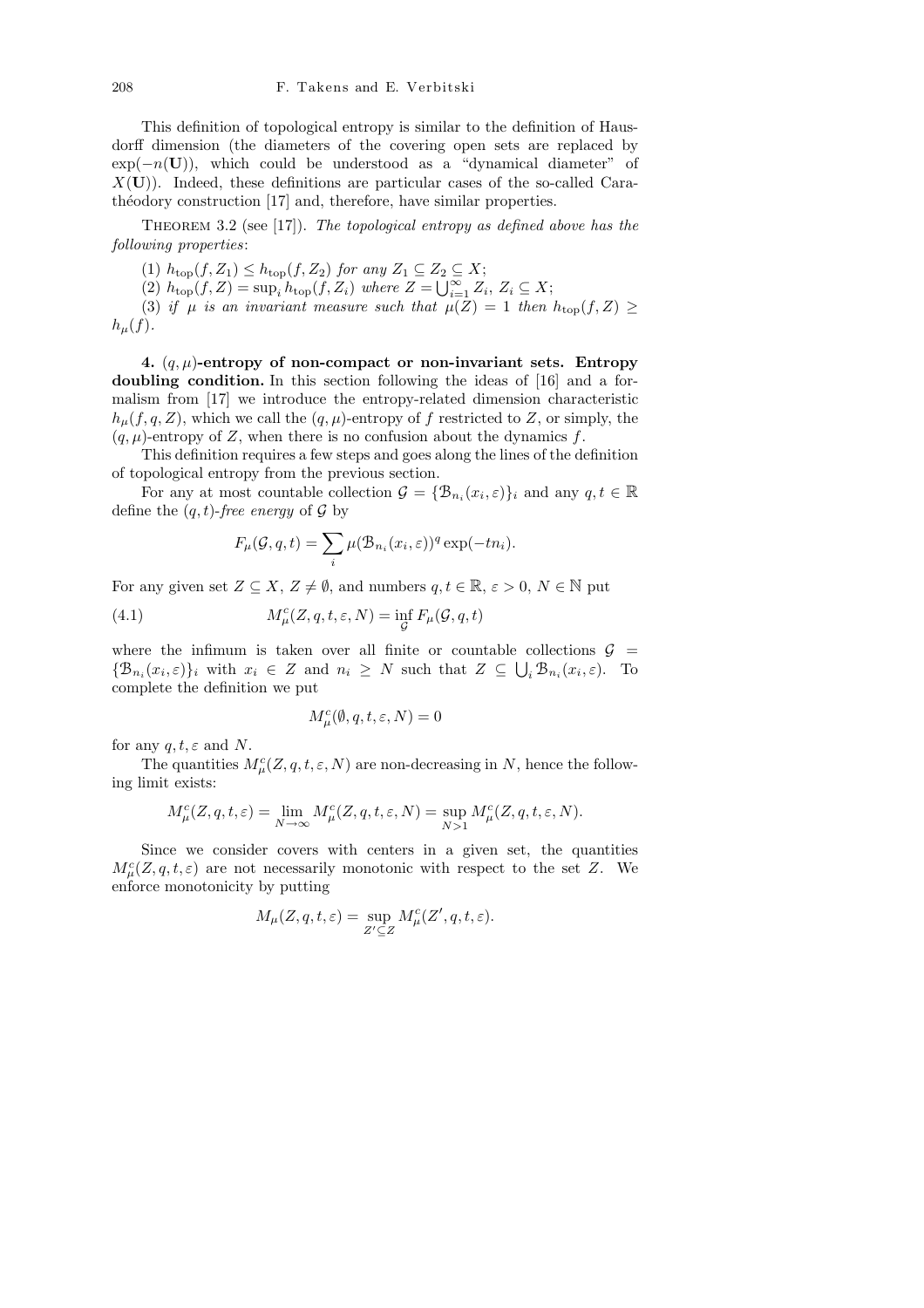This definition of topological entropy is similar to the definition of Hausdorff dimension (the diameters of the covering open sets are replaced by $\exp(-n(\mathbf{U}))$, which could be understood as a "dynamical diameter" of $X(\mathbf{U})$). Indeed, these definitions are particular cases of the so-called Carathéodory construction [17] and, therefore, have similar properties.

Theorem 3.2 (see [17]). *The topological entropy as defined above has the following properties*:

(1) $h_{\mathrm{top}}(f, Z_1) \le h_{\mathrm{top}}(f, Z_2)$ *for any* $Z_1 \subseteq Z_2 \subseteq X$;

(2) $h_{\mathrm{top}}(f, Z) = \sup_i h_{\mathrm{top}}(f, Z_i)$ *where* $Z = \bigcup_{i=1}^{\infty} Z_i$, $Z_i \subseteq X$;

(3) *if* $\mu$ *is an invariant measure such that* $\mu(Z) = 1$ *then* $h_{\mathrm{top}}(f, Z) \ge h_\mu(f)$.

**4. $(q, \mu)$-entropy of non-compact or non-invariant sets. Entropy doubling condition.** In this section following the ideas of [16] and a formalism from [17] we introduce the entropy-related dimension characteristic $h_\mu(f, q, Z)$, which we call the $(q, \mu)$-entropy of $f$ restricted to $Z$, or simply, the $(q, \mu)$-entropy of $Z$, when there is no confusion about the dynamics $f$.

This definition requires a few steps and goes along the lines of the definition of topological entropy from the previous section.

For any at most countable collection $\mathcal{G} = \{\mathcal{B}_{n_i}(x_i, \varepsilon)\}_i$ and any $q, t \in \mathbb{R}$ define the $(q, t)$-*free energy* of $\mathcal{G}$ by

$$F_\mu(\mathcal{G}, q, t) = \sum_i \mu(\mathcal{B}_{n_i}(x_i, \varepsilon))^q \exp(-t n_i).$$

For any given set $Z \subseteq X$, $Z \neq \emptyset$, and numbers $q, t \in \mathbb{R}$, $\varepsilon > 0$, $N \in \mathbb{N}$ put

$$M_\mu^c(Z, q, t, \varepsilon, N) = \inf_{\mathcal{G}} F_\mu(\mathcal{G}, q, t) \tag{4.1}$$

where the infimum is taken over all finite or countable collections $\mathcal{G} = \{\mathcal{B}_{n_i}(x_i, \varepsilon)\}_i$ with $x_i \in Z$ and $n_i \ge N$ such that $Z \subseteq \bigcup_i \mathcal{B}_{n_i}(x_i, \varepsilon)$. To complete the definition we put

$$M_\mu^c(\emptyset, q, t, \varepsilon, N) = 0$$

for any $q, t, \varepsilon$ and $N$.

The quantities $M_\mu^c(Z, q, t, \varepsilon, N)$ are non-decreasing in $N$, hence the following limit exists:

$$M_\mu^c(Z, q, t, \varepsilon) = \lim_{N \to \infty} M_\mu^c(Z, q, t, \varepsilon, N) = \sup_{N > 1} M_\mu^c(Z, q, t, \varepsilon, N).$$

Since we consider covers with centers in a given set, the quantities $M_\mu^c(Z, q, t, \varepsilon)$ are not necessarily monotonic with respect to the set $Z$. We enforce monotonicity by putting

$$M_\mu(Z, q, t, \varepsilon) = \sup_{Z' \subseteq Z} M_\mu^c(Z', q, t, \varepsilon).$$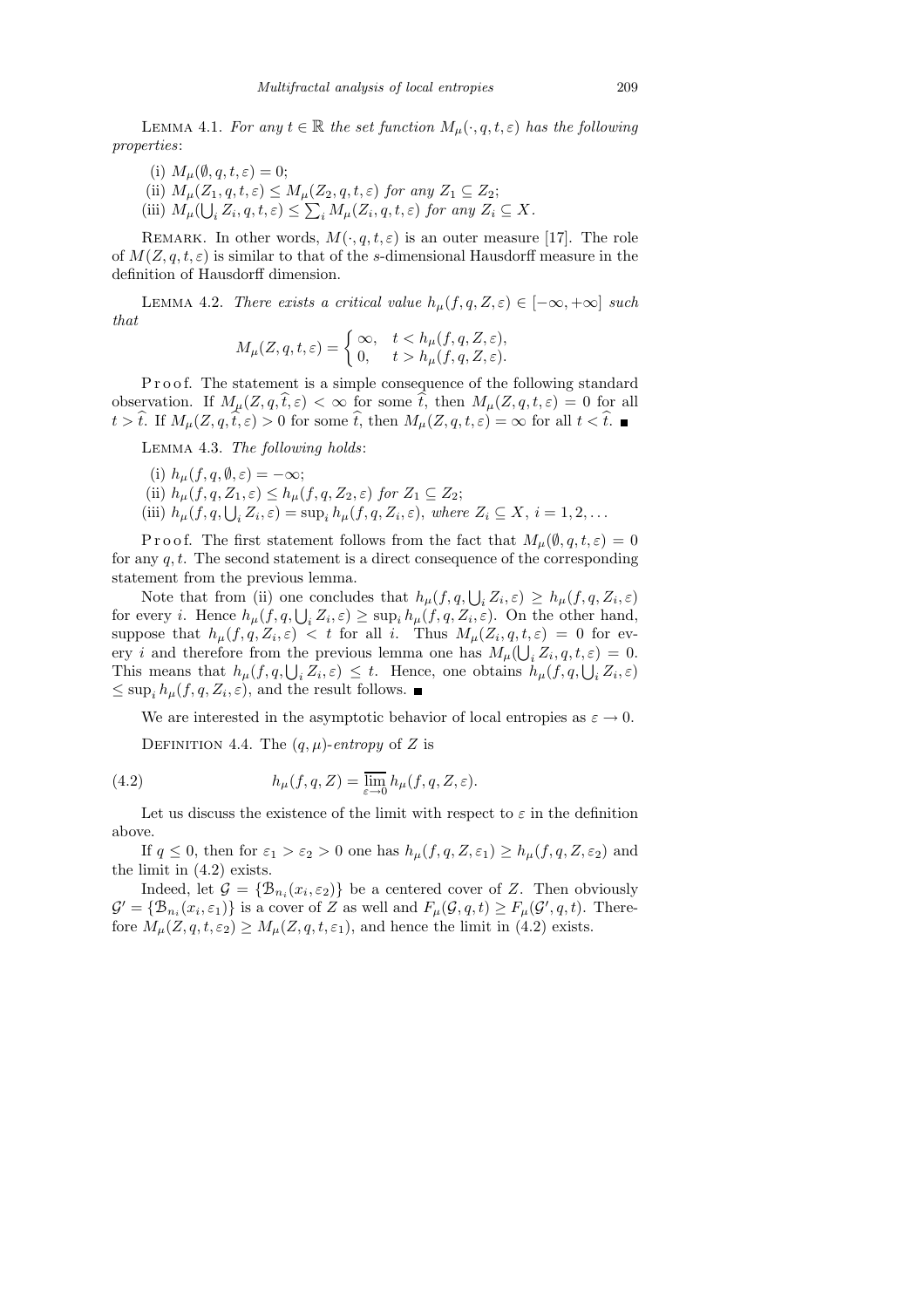Lemma 4.1. *For any $t \in \mathbb{R}$ the set function $M_\mu(\cdot, q, t, \varepsilon)$ has the following properties*:

(i) $M_\mu(\emptyset, q, t, \varepsilon) = 0$;

(ii) $M_\mu(Z_1, q, t, \varepsilon) \le M_\mu(Z_2, q, t, \varepsilon)$ *for any* $Z_1 \subseteq Z_2$;

(iii) $M_\mu(\bigcup_i Z_i, q, t, \varepsilon) \le \sum_i M_\mu(Z_i, q, t, \varepsilon)$ *for any* $Z_i \subseteq X$.

Remark. In other words, $M(\cdot, q, t, \varepsilon)$ is an outer measure [17]. The role of $M(Z, q, t, \varepsilon)$ is similar to that of the $s$-dimensional Hausdorff measure in the definition of Hausdorff dimension.

Lemma 4.2. *There exists a critical value $h_\mu(f, q, Z, \varepsilon) \in [-\infty, +\infty]$ such that*

$$M_\mu(Z, q, t, \varepsilon) = \begin{cases} \infty, & t < h_\mu(f, q, Z, \varepsilon), \\ 0, & t > h_\mu(f, q, Z, \varepsilon). \end{cases}$$

Proof. The statement is a simple consequence of the following standard observation. If $M_\mu(Z, q, \widehat{t}, \varepsilon) < \infty$ for some $\widehat{t}$, then $M_\mu(Z, q, t, \varepsilon) = 0$ for all $t > \widehat{t}$. If $M_\mu(Z, q, \widehat{t}, \varepsilon) > 0$ for some $\widehat{t}$, then $M_\mu(Z, q, t, \varepsilon) = \infty$ for all $t < \widehat{t}$. ■

Lemma 4.3. *The following holds*:

(i) $h_\mu(f, q, \emptyset, \varepsilon) = -\infty$;

(ii) $h_\mu(f, q, Z_1, \varepsilon) \le h_\mu(f, q, Z_2, \varepsilon)$ *for* $Z_1 \subseteq Z_2$;

(iii) $h_\mu(f, q, \bigcup_i Z_i, \varepsilon) = \sup_i h_\mu(f, q, Z_i, \varepsilon)$, *where* $Z_i \subseteq X$, $i = 1, 2, \ldots$

Proof. The first statement follows from the fact that $M_\mu(\emptyset, q, t, \varepsilon) = 0$ for any $q, t$. The second statement is a direct consequence of the corresponding statement from the previous lemma.

Note that from (ii) one concludes that $h_\mu(f, q, \bigcup_i Z_i, \varepsilon) \ge h_\mu(f, q, Z_i, \varepsilon)$ for every $i$. Hence $h_\mu(f, q, \bigcup_i Z_i, \varepsilon) \ge \sup_i h_\mu(f, q, Z_i, \varepsilon)$. On the other hand, suppose that $h_\mu(f, q, Z_i, \varepsilon) < t$ for all $i$. Thus $M_\mu(Z_i, q, t, \varepsilon) = 0$ for every $i$ and therefore from the previous lemma one has $M_\mu(\bigcup_i Z_i, q, t, \varepsilon) = 0$. This means that $h_\mu(f, q, \bigcup_i Z_i, \varepsilon) \le t$. Hence, one obtains $h_\mu(f, q, \bigcup_i Z_i, \varepsilon) \le \sup_i h_\mu(f, q, Z_i, \varepsilon)$, and the result follows. ■

We are interested in the asymptotic behavior of local entropies as $\varepsilon \to 0$.

Definition 4.4. The $(q, \mu)$-*entropy* of $Z$ is

$$h_\mu(f, q, Z) = \overline{\lim_{\varepsilon \to 0}}\, h_\mu(f, q, Z, \varepsilon). \tag{4.2}$$

Let us discuss the existence of the limit with respect to $\varepsilon$ in the definition above.

If $q \le 0$, then for $\varepsilon_1 > \varepsilon_2 > 0$ one has $h_\mu(f, q, Z, \varepsilon_1) \ge h_\mu(f, q, Z, \varepsilon_2)$ and the limit in (4.2) exists.

Indeed, let $\mathcal{G} = \{\mathcal{B}_{n_i}(x_i, \varepsilon_2)\}$ be a centered cover of $Z$. Then obviously $\mathcal{G}' = \{\mathcal{B}_{n_i}(x_i, \varepsilon_1)\}$ is a cover of $Z$ as well and $F_\mu(\mathcal{G}, q, t) \ge F_\mu(\mathcal{G}', q, t)$. Therefore $M_\mu(Z, q, t, \varepsilon_2) \ge M_\mu(Z, q, t, \varepsilon_1)$, and hence the limit in (4.2) exists.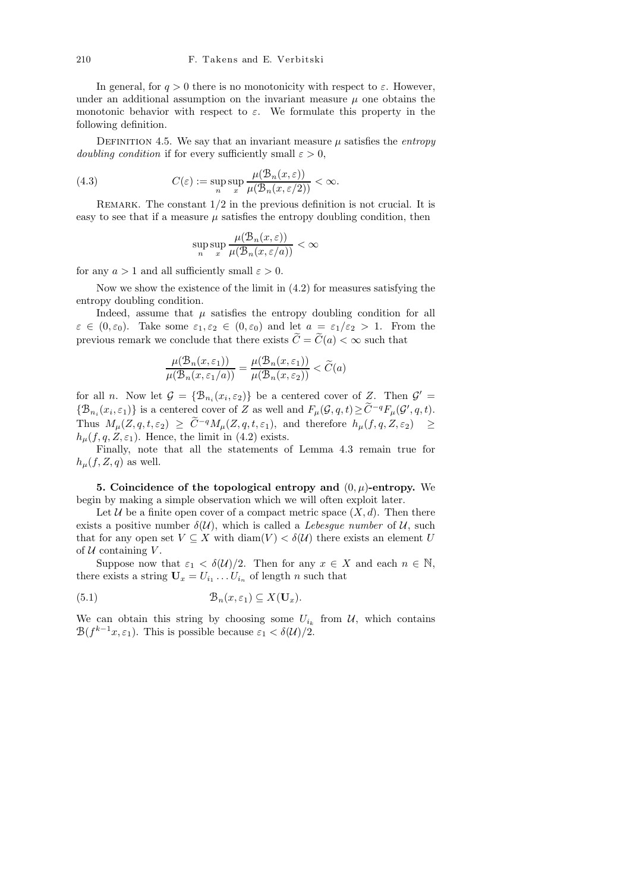In general, for $q > 0$ there is no monotonicity with respect to $\varepsilon$. However, under an additional assumption on the invariant measure $\mu$ one obtains the monotonic behavior with respect to $\varepsilon$. We formulate this property in the following definition.

DEFINITION 4.5. We say that an invariant measure $\mu$ satisfies the *entropy doubling condition* if for every sufficiently small $\varepsilon > 0$,

$$C(\varepsilon) := \sup_n \sup_x \frac{\mu(\mathcal{B}_n(x,\varepsilon))}{\mu(\mathcal{B}_n(x,\varepsilon/2))} < \infty. \tag{4.3}$$

REMARK. The constant $1/2$ in the previous definition is not crucial. It is easy to see that if a measure $\mu$ satisfies the entropy doubling condition, then

$$\sup_n \sup_x \frac{\mu(\mathcal{B}_n(x,\varepsilon))}{\mu(\mathcal{B}_n(x,\varepsilon/a))} < \infty$$

for any $a > 1$ and all sufficiently small $\varepsilon > 0$.

Now we show the existence of the limit in (4.2) for measures satisfying the entropy doubling condition.

Indeed, assume that $\mu$ satisfies the entropy doubling condition for all $\varepsilon \in (0, \varepsilon_0)$. Take some $\varepsilon_1, \varepsilon_2 \in (0, \varepsilon_0)$ and let $a = \varepsilon_1/\varepsilon_2 > 1$. From the previous remark we conclude that there exists $\widetilde{C} = \widetilde{C}(a) < \infty$ such that

$$\frac{\mu(\mathcal{B}_n(x,\varepsilon_1))}{\mu(\mathcal{B}_n(x,\varepsilon_1/a))} = \frac{\mu(\mathcal{B}_n(x,\varepsilon_1))}{\mu(\mathcal{B}_n(x,\varepsilon_2))} < \widetilde{C}(a)$$

for all $n$. Now let $\mathcal{G} = \{\mathcal{B}_{n_i}(x_i, \varepsilon_2)\}$ be a centered cover of $Z$. Then $\mathcal{G}' = \{\mathcal{B}_{n_i}(x_i, \varepsilon_1)\}$ is a centered cover of $Z$ as well and $F_\mu(\mathcal{G}, q, t) \geq \widetilde{C}^{-q} F_\mu(\mathcal{G}', q, t)$. Thus $M_\mu(Z, q, t, \varepsilon_2) \geq \widetilde{C}^{-q} M_\mu(Z, q, t, \varepsilon_1)$, and therefore $h_\mu(f, q, Z, \varepsilon_2) \geq h_\mu(f, q, Z, \varepsilon_1)$. Hence, the limit in (4.2) exists.

Finally, note that all the statements of Lemma 4.3 remain true for $h_\mu(f, Z, q)$ as well.

## 5. Coincidence of the topological entropy and $(0, \mu)$-entropy.

We begin by making a simple observation which we will often exploit later.

Let $\mathcal{U}$ be a finite open cover of a compact metric space $(X, d)$. Then there exists a positive number $\delta(\mathcal{U})$, which is called a *Lebesgue number* of $\mathcal{U}$, such that for any open set $V \subseteq X$ with $\operatorname{diam}(V) < \delta(\mathcal{U})$ there exists an element $U$ of $\mathcal{U}$ containing $V$.

Suppose now that $\varepsilon_1 < \delta(\mathcal{U})/2$. Then for any $x \in X$ and each $n \in \mathbb{N}$, there exists a string $\mathbf{U}_x = U_{i_1} \dots U_{i_n}$ of length $n$ such that

$$\mathcal{B}_n(x, \varepsilon_1) \subseteq X(\mathbf{U}_x). \tag{5.1}$$

We can obtain this string by choosing some $U_{i_k}$ from $\mathcal{U}$, which contains $\mathcal{B}(f^{k-1}x, \varepsilon_1)$. This is possible because $\varepsilon_1 < \delta(\mathcal{U})/2$.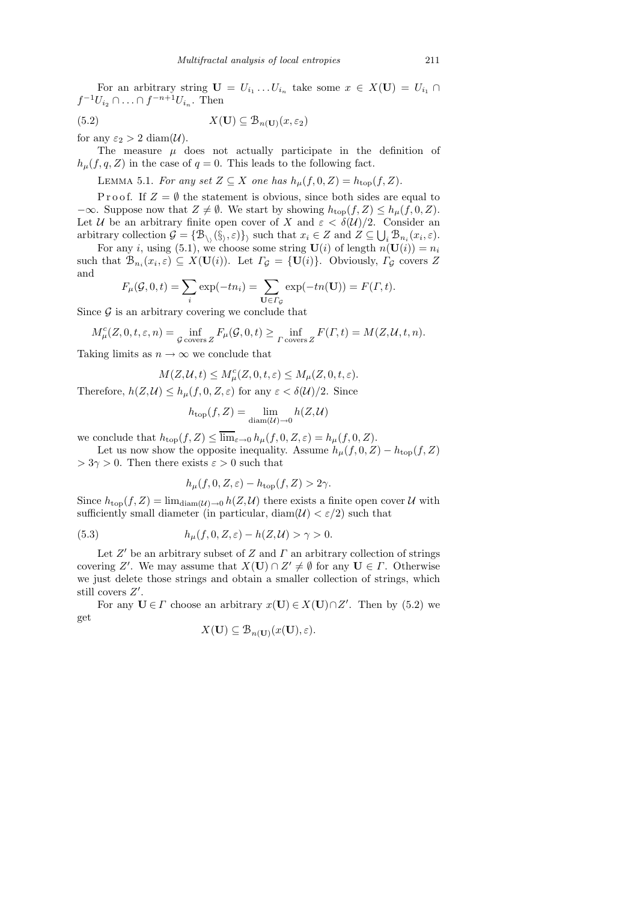For an arbitrary string $\mathbf{U} = U_{i_1} \ldots U_{i_n}$ take some $x \in X(\mathbf{U}) = U_{i_1} \cap f^{-1}U_{i_2} \cap \ldots \cap f^{-n+1}U_{i_n}$. Then

$$X(\mathbf{U}) \subseteq \mathcal{B}_{n(\mathbf{U})}(x, \varepsilon_2) \tag{5.2}$$

for any $\varepsilon_2 > 2\,\mathrm{diam}(\mathcal{U})$.

The measure $\mu$ does not actually participate in the definition of $h_\mu(f, q, Z)$ in the case of $q = 0$. This leads to the following fact.

Lemma 5.1. *For any set $Z \subseteq X$ one has $h_\mu(f, 0, Z) = h_{\mathrm{top}}(f, Z)$.*

Proof. If $Z = \emptyset$ the statement is obvious, since both sides are equal to $-\infty$. Suppose now that $Z \neq \emptyset$. We start by showing $h_{\mathrm{top}}(f, Z) \le h_\mu(f, 0, Z)$. Let $\mathcal{U}$ be an arbitrary finite open cover of $X$ and $\varepsilon < \delta(\mathcal{U})/2$. Consider an arbitrary collection $\mathcal{G} = \{\mathcal{B}_{n_i}(x_i, \varepsilon)\}_i$ such that $x_i \in Z$ and $Z \subseteq \bigcup_i \mathcal{B}_{n_i}(x_i, \varepsilon)$.

For any $i$, using (5.1), we choose some string $\mathbf{U}(i)$ of length $n(\mathbf{U}(i)) = n_i$ such that $\mathcal{B}_{n_i}(x_i, \varepsilon) \subseteq X(\mathbf{U}(i))$. Let $\Gamma_{\mathcal{G}} = \{\mathbf{U}(i)\}$. Obviously, $\Gamma_{\mathcal{G}}$ covers $Z$ and

$$F_\mu(\mathcal{G}, 0, t) = \sum_i \exp(-tn_i) = \sum_{\mathbf{U} \in \Gamma_{\mathcal{G}}} \exp(-tn(\mathbf{U})) = F(\Gamma, t).$$

Since $\mathcal{G}$ is an arbitrary covering we conclude that

$$M_\mu^c(Z, 0, t, \varepsilon, n) = \inf_{\mathcal{G} \text{ covers } Z} F_\mu(\mathcal{G}, 0, t) \ge \inf_{\Gamma \text{ covers } Z} F(\Gamma, t) = M(Z, \mathcal{U}, t, n).$$

Taking limits as $n \to \infty$ we conclude that

$$M(Z, \mathcal{U}, t) \le M_\mu^c(Z, 0, t, \varepsilon) \le M_\mu(Z, 0, t, \varepsilon).$$

Therefore, $h(Z, \mathcal{U}) \le h_\mu(f, 0, Z, \varepsilon)$ for any $\varepsilon < \delta(\mathcal{U})/2$. Since

$$h_{\mathrm{top}}(f, Z) = \lim_{\mathrm{diam}(\mathcal{U}) \to 0} h(Z, \mathcal{U})$$

we conclude that $h_{\mathrm{top}}(f, Z) \le \overline{\lim}_{\varepsilon \to 0} h_\mu(f, 0, Z, \varepsilon) = h_\mu(f, 0, Z)$.

Let us now show the opposite inequality. Assume $h_\mu(f, 0, Z) - h_{\mathrm{top}}(f, Z) > 3\gamma > 0$. Then there exists $\varepsilon > 0$ such that

$$h_\mu(f, 0, Z, \varepsilon) - h_{\mathrm{top}}(f, Z) > 2\gamma.$$

Since $h_{\mathrm{top}}(f, Z) = \lim_{\mathrm{diam}(\mathcal{U}) \to 0} h(Z, \mathcal{U})$ there exists a finite open cover $\mathcal{U}$ with sufficiently small diameter (in particular, $\mathrm{diam}(\mathcal{U}) < \varepsilon/2$) such that

$$h_\mu(f, 0, Z, \varepsilon) - h(Z, \mathcal{U}) > \gamma > 0. \tag{5.3}$$

Let $Z'$ be an arbitrary subset of $Z$ and $\Gamma$ an arbitrary collection of strings covering $Z'$. We may assume that $X(\mathbf{U}) \cap Z' \neq \emptyset$ for any $\mathbf{U} \in \Gamma$. Otherwise we just delete those strings and obtain a smaller collection of strings, which still covers $Z'$.

For any $\mathbf{U} \in \Gamma$ choose an arbitrary $x(\mathbf{U}) \in X(\mathbf{U}) \cap Z'$. Then by (5.2) we get

$$X(\mathbf{U}) \subseteq \mathcal{B}_{n(\mathbf{U})}(x(\mathbf{U}), \varepsilon).$$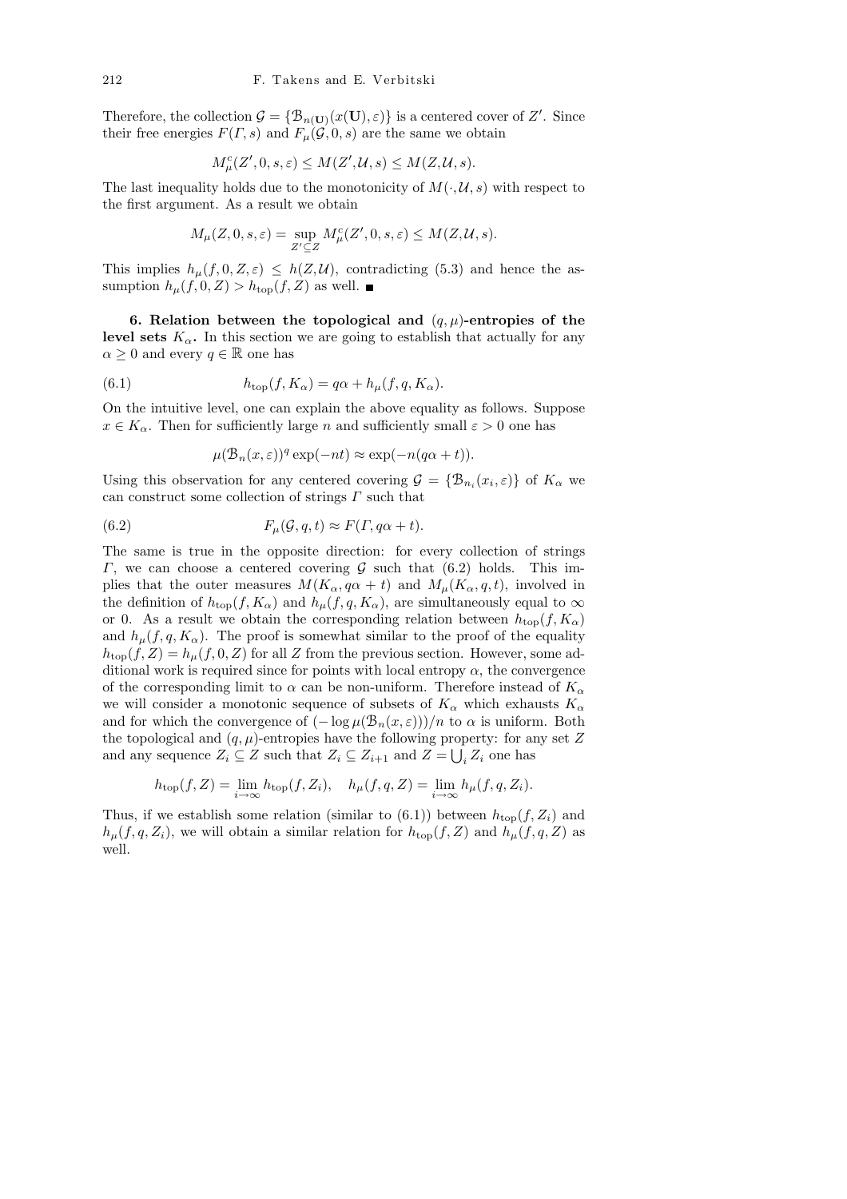Therefore, the collection $\mathcal{G} = \{\mathcal{B}_{n(\mathbf{U})}(x(\mathbf{U}), \varepsilon)\}$ is a centered cover of $Z'$. Since their free energies $F(\Gamma, s)$ and $F_\mu(\mathcal{G}, 0, s)$ are the same we obtain

$$M^c_\mu(Z', 0, s, \varepsilon) \le M(Z', \mathcal{U}, s) \le M(Z, \mathcal{U}, s).$$

The last inequality holds due to the monotonicity of $M(\cdot, \mathcal{U}, s)$ with respect to the first argument. As a result we obtain

$$M_\mu(Z, 0, s, \varepsilon) = \sup_{Z' \subseteq Z} M^c_\mu(Z', 0, s, \varepsilon) \le M(Z, \mathcal{U}, s).$$

This implies $h_\mu(f, 0, Z, \varepsilon) \le h(Z, \mathcal{U})$, contradicting (5.3) and hence the assumption $h_\mu(f, 0, Z) > h_{\mathrm{top}}(f, Z)$ as well. ∎

**6. Relation between the topological and $(q, \mu)$-entropies of the level sets $K_\alpha$.** In this section we are going to establish that actually for any $\alpha \ge 0$ and every $q \in \mathbb{R}$ one has

$$h_{\mathrm{top}}(f, K_\alpha) = q\alpha + h_\mu(f, q, K_\alpha). \tag{6.1}$$

On the intuitive level, one can explain the above equality as follows. Suppose $x \in K_\alpha$. Then for sufficiently large $n$ and sufficiently small $\varepsilon > 0$ one has

$$\mu(\mathcal{B}_n(x, \varepsilon))^q \exp(-nt) \approx \exp(-n(q\alpha + t)).$$

Using this observation for any centered covering $\mathcal{G} = \{\mathcal{B}_{n_i}(x_i, \varepsilon)\}$ of $K_\alpha$ we can construct some collection of strings $\Gamma$ such that

$$F_\mu(\mathcal{G}, q, t) \approx F(\Gamma, q\alpha + t). \tag{6.2}$$

The same is true in the opposite direction: for every collection of strings $\Gamma$, we can choose a centered covering $\mathcal{G}$ such that (6.2) holds. This implies that the outer measures $M(K_\alpha, q\alpha + t)$ and $M_\mu(K_\alpha, q, t)$, involved in the definition of $h_{\mathrm{top}}(f, K_\alpha)$ and $h_\mu(f, q, K_\alpha)$, are simultaneously equal to $\infty$ or 0. As a result we obtain the corresponding relation between $h_{\mathrm{top}}(f, K_\alpha)$ and $h_\mu(f, q, K_\alpha)$. The proof is somewhat similar to the proof of the equality $h_{\mathrm{top}}(f, Z) = h_\mu(f, 0, Z)$ for all $Z$ from the previous section. However, some additional work is required since for points with local entropy $\alpha$, the convergence of the corresponding limit to $\alpha$ can be non-uniform. Therefore instead of $K_\alpha$ we will consider a monotonic sequence of subsets of $K_\alpha$ which exhausts $K_\alpha$ and for which the convergence of $(-\log \mu(\mathcal{B}_n(x, \varepsilon)))/n$ to $\alpha$ is uniform. Both the topological and $(q, \mu)$-entropies have the following property: for any set $Z$ and any sequence $Z_i \subseteq Z$ such that $Z_i \subseteq Z_{i+1}$ and $Z = \bigcup_i Z_i$ one has

$$h_{\mathrm{top}}(f, Z) = \lim_{i \to \infty} h_{\mathrm{top}}(f, Z_i), \quad h_\mu(f, q, Z) = \lim_{i \to \infty} h_\mu(f, q, Z_i).$$

Thus, if we establish some relation (similar to (6.1)) between $h_{\mathrm{top}}(f, Z_i)$ and $h_\mu(f, q, Z_i)$, we will obtain a similar relation for $h_{\mathrm{top}}(f, Z)$ and $h_\mu(f, q, Z)$ as well.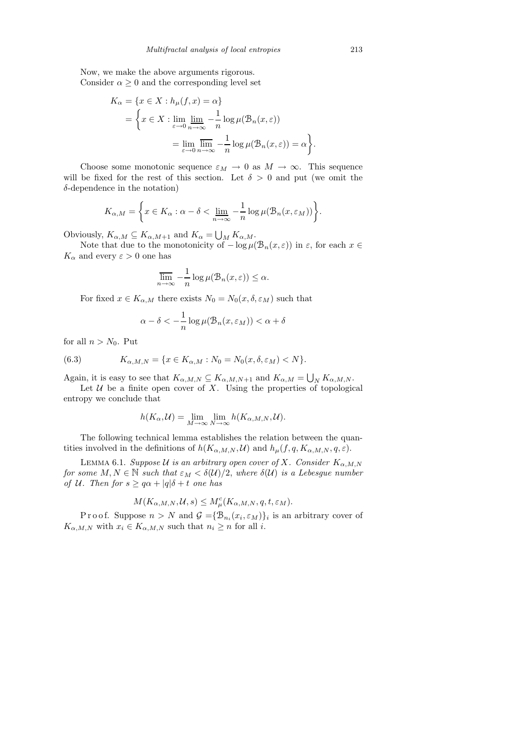Now, we make the above arguments rigorous.

Consider $\alpha \geq 0$ and the corresponding level set

$$
\begin{aligned}
K_\alpha &= \{x \in X : h_\mu(f, x) = \alpha\} \\
&= \bigg\{ x \in X : \lim_{\varepsilon \to 0} \varliminf_{n\to\infty} -\frac{1}{n} \log \mu(\mathcal{B}_n(x, \varepsilon)) \\
&\qquad\qquad = \lim_{\varepsilon \to 0} \varlimsup_{n\to\infty} -\frac{1}{n} \log \mu(\mathcal{B}_n(x, \varepsilon)) = \alpha \bigg\}.
\end{aligned}
$$

Choose some monotonic sequence $\varepsilon_M \to 0$ as $M \to \infty$. This sequence will be fixed for the rest of this section. Let $\delta > 0$ and put (we omit the $\delta$-dependence in the notation)

$$
K_{\alpha,M} = \bigg\{ x \in K_\alpha : \alpha - \delta < \varliminf_{n\to\infty} -\frac{1}{n} \log \mu(\mathcal{B}_n(x, \varepsilon_M)) \bigg\}.
$$

Obviously, $K_{\alpha,M} \subseteq K_{\alpha,M+1}$ and $K_\alpha = \bigcup_M K_{\alpha,M}$.

Note that due to the monotonicity of $-\log \mu(\mathcal{B}_n(x, \varepsilon))$ in $\varepsilon$, for each $x \in K_\alpha$ and every $\varepsilon > 0$ one has

$$
\varlimsup_{n\to\infty} -\frac{1}{n} \log \mu(\mathcal{B}_n(x, \varepsilon)) \leq \alpha.
$$

For fixed $x \in K_{\alpha,M}$ there exists $N_0 = N_0(x, \delta, \varepsilon_M)$ such that

$$
\alpha - \delta < -\frac{1}{n} \log \mu(\mathcal{B}_n(x, \varepsilon_M)) < \alpha + \delta
$$

for all $n > N_0$. Put

$$
K_{\alpha,M,N} = \{x \in K_{\alpha,M} : N_0 = N_0(x, \delta, \varepsilon_M) < N\}. \tag{6.3}
$$

Again, it is easy to see that $K_{\alpha,M,N} \subseteq K_{\alpha,M,N+1}$ and $K_{\alpha,M} = \bigcup_N K_{\alpha,M,N}$.

Let $\mathcal{U}$ be a finite open cover of $X$. Using the properties of topological entropy we conclude that

$$
h(K_\alpha, \mathcal{U}) = \lim_{M\to\infty} \lim_{N\to\infty} h(K_{\alpha,M,N}, \mathcal{U}).
$$

The following technical lemma establishes the relation between the quantities involved in the definitions of $h(K_{\alpha,M,N}, \mathcal{U})$ and $h_\mu(f, q, K_{\alpha,M,N}, q, \varepsilon)$.

Lemma 6.1. *Suppose $\mathcal{U}$ is an arbitrary open cover of $X$. Consider $K_{\alpha,M,N}$ for some $M, N \in \mathbb{N}$ such that $\varepsilon_M < \delta(\mathcal{U})/2$, where $\delta(\mathcal{U})$ is a Lebesgue number of $\mathcal{U}$. Then for $s \geq q\alpha + |q|\delta + t$ one has*

$$
M(K_{\alpha,M,N}, \mathcal{U}, s) \leq M_\mu^c(K_{\alpha,M,N}, q, t, \varepsilon_M).
$$

Proof. Suppose $n > N$ and $\mathcal{G} = \{\mathcal{B}_{n_i}(x_i, \varepsilon_M)\}_i$ is an arbitrary cover of $K_{\alpha,M,N}$ with $x_i \in K_{\alpha,M,N}$ such that $n_i \geq n$ for all $i$.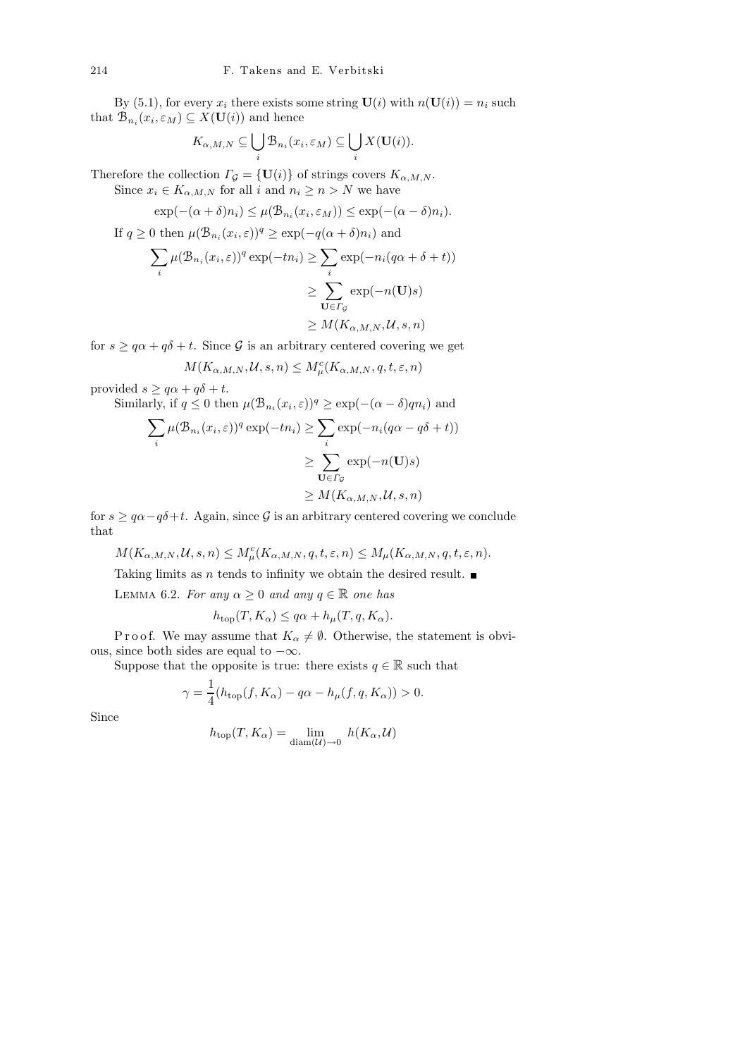By (5.1), for every $x_i$ there exists some string $\mathbf{U}(i)$ with $n(\mathbf{U}(i)) = n_i$ such that $\mathcal{B}_{n_i}(x_i, \varepsilon_M) \subseteq X(\mathbf{U}(i))$ and hence

$$K_{\alpha,M,N} \subseteq \bigcup_i \mathcal{B}_{n_i}(x_i, \varepsilon_M) \subseteq \bigcup_i X(\mathbf{U}(i)).$$

Therefore the collection $\Gamma_{\mathcal{G}} = \{\mathbf{U}(i)\}$ of strings covers $K_{\alpha,M,N}$.

Since $x_i \in K_{\alpha,M,N}$ for all $i$ and $n_i \geq n > N$ we have

$$\exp(-(\alpha+\delta)n_i) \leq \mu(\mathcal{B}_{n_i}(x_i, \varepsilon_M)) \leq \exp(-(\alpha-\delta)n_i).$$

If $q \geq 0$ then $\mu(\mathcal{B}_{n_i}(x_i, \varepsilon))^q \geq \exp(-q(\alpha+\delta)n_i)$ and

$$\begin{aligned}
\sum_i \mu(\mathcal{B}_{n_i}(x_i, \varepsilon))^q \exp(-tn_i) &\geq \sum_i \exp(-n_i(q\alpha + \delta + t)) \\
&\geq \sum_{\mathbf{U} \in \Gamma_{\mathcal{G}}} \exp(-n(\mathbf{U})s) \\
&\geq M(K_{\alpha,M,N}, \mathcal{U}, s, n)
\end{aligned}$$

for $s \geq q\alpha + q\delta + t$. Since $\mathcal{G}$ is an arbitrary centered covering we get

$$M(K_{\alpha,M,N}, \mathcal{U}, s, n) \leq M^c_\mu(K_{\alpha,M,N}, q, t, \varepsilon, n)$$

provided $s \geq q\alpha + q\delta + t$.

Similarly, if $q \leq 0$ then $\mu(\mathcal{B}_{n_i}(x_i, \varepsilon))^q \geq \exp(-(\alpha-\delta)qn_i)$ and

$$\begin{aligned}
\sum_i \mu(\mathcal{B}_{n_i}(x_i, \varepsilon))^q \exp(-tn_i) &\geq \sum_i \exp(-n_i(q\alpha - q\delta + t)) \\
&\geq \sum_{\mathbf{U} \in \Gamma_{\mathcal{G}}} \exp(-n(\mathbf{U})s) \\
&\geq M(K_{\alpha,M,N}, \mathcal{U}, s, n)
\end{aligned}$$

for $s \geq q\alpha - q\delta + t$. Again, since $\mathcal{G}$ is an arbitrary centered covering we conclude that

$$M(K_{\alpha,M,N}, \mathcal{U}, s, n) \leq M^c_\mu(K_{\alpha,M,N}, q, t, \varepsilon, n) \leq M_\mu(K_{\alpha,M,N}, q, t, \varepsilon, n).$$

Taking limits as $n$ tends to infinity we obtain the desired result. ∎

LEMMA 6.2. *For any $\alpha \geq 0$ and any $q \in \mathbb{R}$ one has*

$$h_{\text{top}}(T, K_\alpha) \leq q\alpha + h_\mu(T, q, K_\alpha).$$

Proof. We may assume that $K_\alpha \neq \emptyset$. Otherwise, the statement is obvious, since both sides are equal to $-\infty$.

Suppose that the opposite is true: there exists $q \in \mathbb{R}$ such that

$$\gamma = \frac{1}{4}(h_{\text{top}}(f, K_\alpha) - q\alpha - h_\mu(f, q, K_\alpha)) > 0.$$

Since

$$h_{\text{top}}(T, K_\alpha) = \lim_{\text{diam}(\mathcal{U}) \to 0} h(K_\alpha, \mathcal{U})$$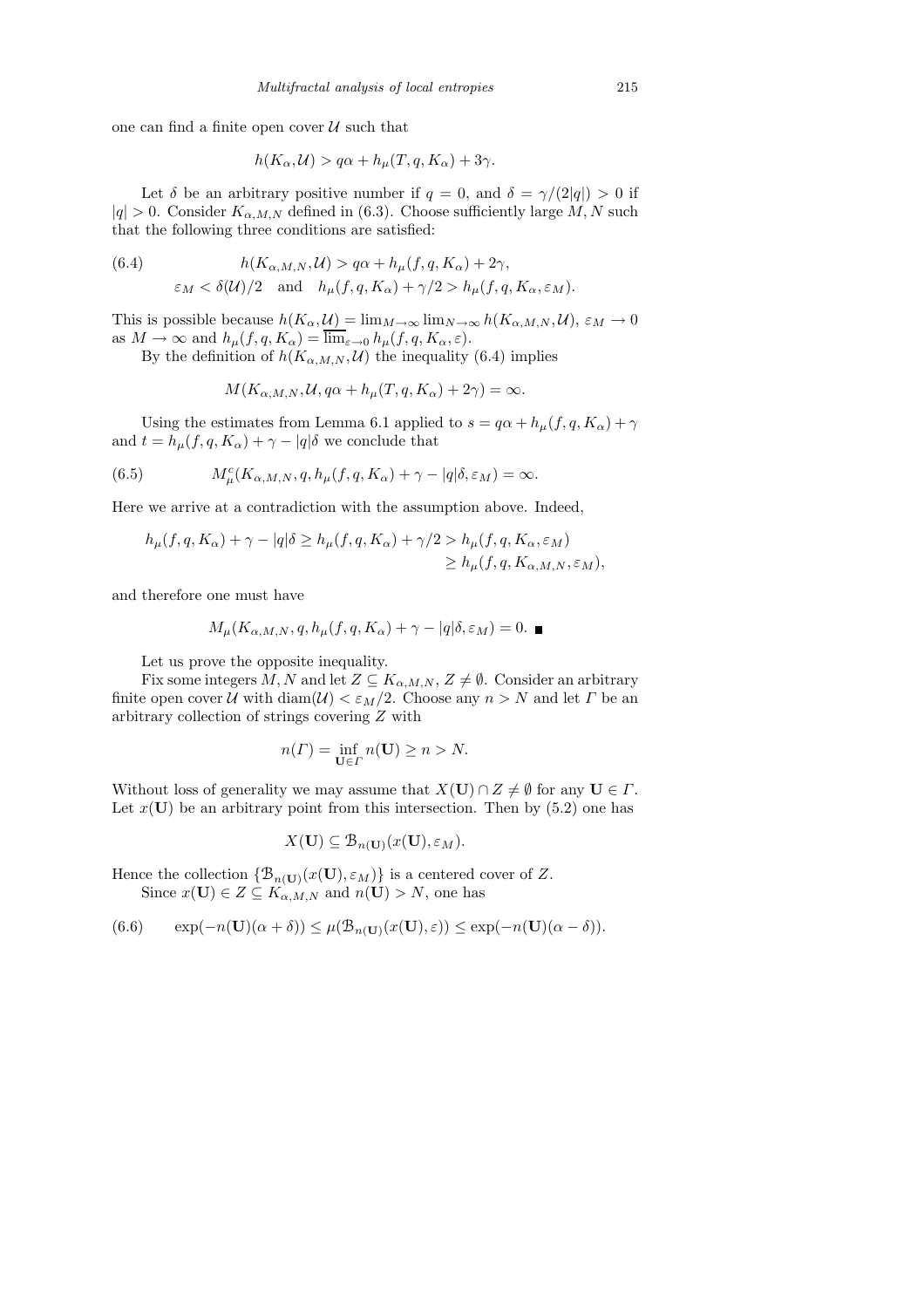one can find a finite open cover $\mathcal{U}$ such that

$$h(K_\alpha, \mathcal{U}) > q\alpha + h_\mu(T, q, K_\alpha) + 3\gamma.$$

Let $\delta$ be an arbitrary positive number if $q = 0$, and $\delta = \gamma/(2|q|) > 0$ if $|q| > 0$. Consider $K_{\alpha,M,N}$ defined in (6.3). Choose sufficiently large $M, N$ such that the following three conditions are satisfied:

$$\text{(6.4)} \qquad h(K_{\alpha,M,N}, \mathcal{U}) > q\alpha + h_\mu(f, q, K_\alpha) + 2\gamma,$$
$$\varepsilon_M < \delta(\mathcal{U})/2 \quad \text{and} \quad h_\mu(f, q, K_\alpha) + \gamma/2 > h_\mu(f, q, K_\alpha, \varepsilon_M).$$

This is possible because $h(K_\alpha, \mathcal{U}) = \lim_{M\to\infty} \lim_{N\to\infty} h(K_{\alpha,M,N}, \mathcal{U})$, $\varepsilon_M \to 0$ as $M \to \infty$ and $h_\mu(f, q, K_\alpha) = \overline{\lim}_{\varepsilon\to 0} h_\mu(f, q, K_\alpha, \varepsilon)$.

By the definition of $h(K_{\alpha,M,N}, \mathcal{U})$ the inequality (6.4) implies

$$M(K_{\alpha,M,N}, \mathcal{U}, q\alpha + h_\mu(T, q, K_\alpha) + 2\gamma) = \infty.$$

Using the estimates from Lemma 6.1 applied to $s = q\alpha + h_\mu(f, q, K_\alpha) + \gamma$ and $t = h_\mu(f, q, K_\alpha) + \gamma - |q|\delta$ we conclude that

$$\text{(6.5)} \qquad M_\mu^c(K_{\alpha,M,N}, q, h_\mu(f, q, K_\alpha) + \gamma - |q|\delta, \varepsilon_M) = \infty.$$

Here we arrive at a contradiction with the assumption above. Indeed,

$$h_\mu(f, q, K_\alpha) + \gamma - |q|\delta \geq h_\mu(f, q, K_\alpha) + \gamma/2 > h_\mu(f, q, K_\alpha, \varepsilon_M) \geq h_\mu(f, q, K_{\alpha,M,N}, \varepsilon_M),$$

and therefore one must have

$$M_\mu(K_{\alpha,M,N}, q, h_\mu(f, q, K_\alpha) + \gamma - |q|\delta, \varepsilon_M) = 0. \ \blacksquare$$

Let us prove the opposite inequality.

Fix some integers $M, N$ and let $Z \subseteq K_{\alpha,M,N}$, $Z \neq \emptyset$. Consider an arbitrary finite open cover $\mathcal{U}$ with $\operatorname{diam}(\mathcal{U}) < \varepsilon_M/2$. Choose any $n > N$ and let $\Gamma$ be an arbitrary collection of strings covering $Z$ with

$$n(\Gamma) = \inf_{\mathbf{U}\in\Gamma} n(\mathbf{U}) \geq n > N.$$

Without loss of generality we may assume that $X(\mathbf{U}) \cap Z \neq \emptyset$ for any $\mathbf{U} \in \Gamma$. Let $x(\mathbf{U})$ be an arbitrary point from this intersection. Then by (5.2) one has

$$X(\mathbf{U}) \subseteq \mathcal{B}_{n(\mathbf{U})}(x(\mathbf{U}), \varepsilon_M).$$

Hence the collection $\{\mathcal{B}_{n(\mathbf{U})}(x(\mathbf{U}), \varepsilon_M)\}$ is a centered cover of $Z$.

Since $x(\mathbf{U}) \in Z \subseteq K_{\alpha,M,N}$ and $n(\mathbf{U}) > N$, one has

$$\text{(6.6)} \qquad \exp(-n(\mathbf{U})(\alpha + \delta)) \leq \mu(\mathcal{B}_{n(\mathbf{U})}(x(\mathbf{U}), \varepsilon)) \leq \exp(-n(\mathbf{U})(\alpha - \delta)).$$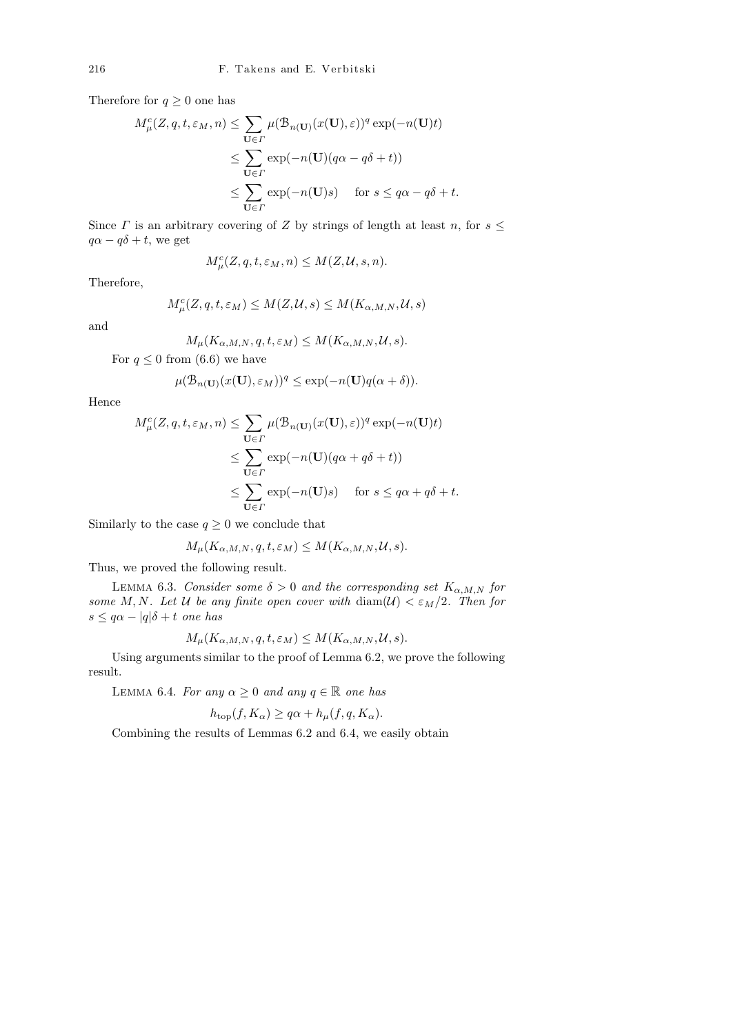Therefore for $q \geq 0$ one has

$$
\begin{aligned}
M_\mu^c(Z, q, t, \varepsilon_M, n) &\leq \sum_{\mathbf{U}\in\Gamma} \mu(\mathcal{B}_{n(\mathbf{U})}(x(\mathbf{U}), \varepsilon))^q \exp(-n(\mathbf{U})t) \\
&\leq \sum_{\mathbf{U}\in\Gamma} \exp(-n(\mathbf{U})(q\alpha - q\delta + t)) \\
&\leq \sum_{\mathbf{U}\in\Gamma} \exp(-n(\mathbf{U})s) \quad \text{ for } s \leq q\alpha - q\delta + t.
\end{aligned}
$$

Since $\Gamma$ is an arbitrary covering of $Z$ by strings of length at least $n$, for $s \leq q\alpha - q\delta + t$, we get

$$
M_\mu^c(Z, q, t, \varepsilon_M, n) \leq M(Z, \mathcal{U}, s, n).
$$

Therefore,

$$
M_\mu^c(Z, q, t, \varepsilon_M) \leq M(Z, \mathcal{U}, s) \leq M(K_{\alpha,M,N}, \mathcal{U}, s)
$$

and

$$
M_\mu(K_{\alpha,M,N}, q, t, \varepsilon_M) \leq M(K_{\alpha,M,N}, \mathcal{U}, s).
$$

For $q \leq 0$ from (6.6) we have

$$
\mu(\mathcal{B}_{n(\mathbf{U})}(x(\mathbf{U}), \varepsilon_M))^q \leq \exp(-n(\mathbf{U})q(\alpha + \delta)).
$$

Hence

$$
\begin{aligned}
M_\mu^c(Z, q, t, \varepsilon_M, n) &\leq \sum_{\mathbf{U}\in\Gamma} \mu(\mathcal{B}_{n(\mathbf{U})}(x(\mathbf{U}), \varepsilon))^q \exp(-n(\mathbf{U})t) \\
&\leq \sum_{\mathbf{U}\in\Gamma} \exp(-n(\mathbf{U})(q\alpha + q\delta + t)) \\
&\leq \sum_{\mathbf{U}\in\Gamma} \exp(-n(\mathbf{U})s) \quad \text{ for } s \leq q\alpha + q\delta + t.
\end{aligned}
$$

Similarly to the case $q \geq 0$ we conclude that

$$
M_\mu(K_{\alpha,M,N}, q, t, \varepsilon_M) \leq M(K_{\alpha,M,N}, \mathcal{U}, s).
$$

Thus, we proved the following result.

Lemma 6.3. *Consider some $\delta > 0$ and the corresponding set $K_{\alpha,M,N}$ for some $M, N$. Let $\mathcal{U}$ be any finite open cover with $\operatorname{diam}(\mathcal{U}) < \varepsilon_M/2$. Then for $s \leq q\alpha - |q|\delta + t$ one has*

$$
M_\mu(K_{\alpha,M,N}, q, t, \varepsilon_M) \leq M(K_{\alpha,M,N}, \mathcal{U}, s).
$$

Using arguments similar to the proof of Lemma 6.2, we prove the following result.

Lemma 6.4. *For any $\alpha \geq 0$ and any $q \in \mathbb{R}$ one has*

$$
h_{\mathrm{top}}(f, K_\alpha) \geq q\alpha + h_\mu(f, q, K_\alpha).
$$

Combining the results of Lemmas 6.2 and 6.4, we easily obtain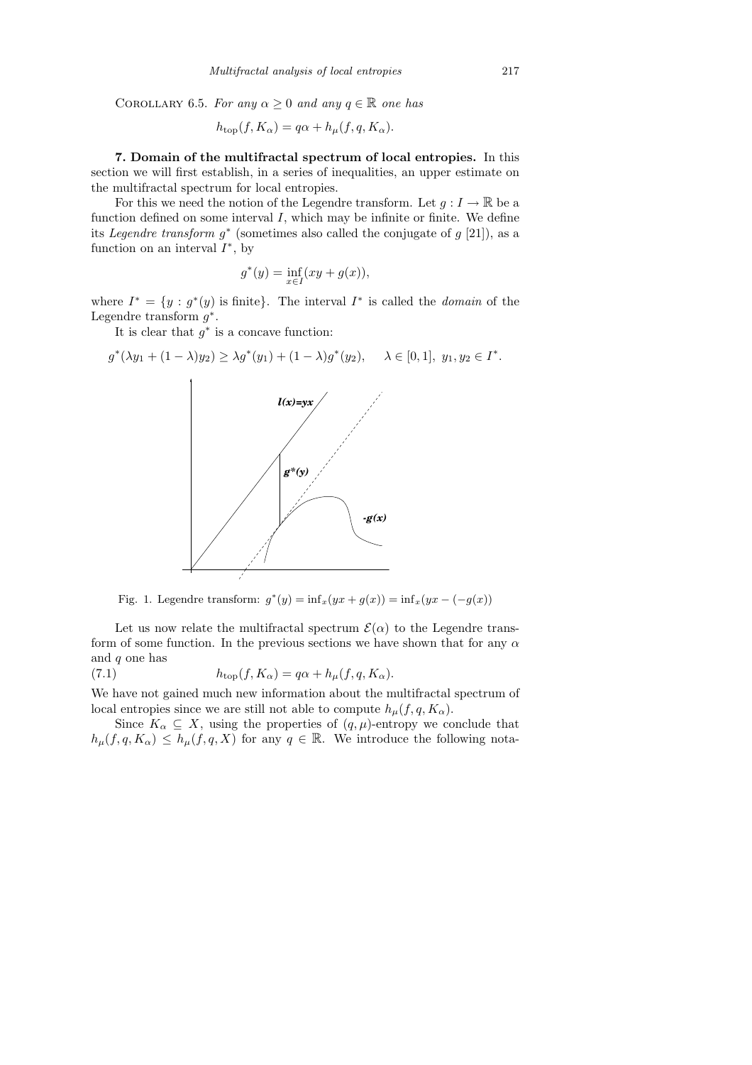Corollary 6.5. *For any $\alpha \geq 0$ and any $q \in \mathbb{R}$ one has*

$$h_{\mathrm{top}}(f, K_\alpha) = q\alpha + h_\mu(f, q, K_\alpha).$$

**7. Domain of the multifractal spectrum of local entropies.** In this section we will first establish, in a series of inequalities, an upper estimate on the multifractal spectrum for local entropies.

For this we need the notion of the Legendre transform. Let $g : I \to \mathbb{R}$ be a function defined on some interval $I$, which may be infinite or finite. We define its *Legendre transform* $g^*$ (sometimes also called the conjugate of $g$ [21]), as a function on an interval $I^*$, by

$$g^*(y) = \inf_{x \in I} (xy + g(x)),$$

where $I^* = \{y : g^*(y) \text{ is finite}\}$. The interval $I^*$ is called the *domain* of the Legendre transform $g^*$.

It is clear that $g^*$ is a concave function:

$$g^*(\lambda y_1 + (1-\lambda) y_2) \geq \lambda g^*(y_1) + (1-\lambda) g^*(y_2), \quad \lambda \in [0,1],\ y_1, y_2 \in I^*.$$

Fig. 1. Legendre transform: $g^*(y) = \inf_x (yx + g(x)) = \inf_x (yx - (-g(x)))$

Let us now relate the multifractal spectrum $\mathcal{E}(\alpha)$ to the Legendre transform of some function. In the previous sections we have shown that for any $\alpha$ and $q$ one has

$$h_{\mathrm{top}}(f, K_\alpha) = q\alpha + h_\mu(f, q, K_\alpha). \tag{7.1}$$

We have not gained much new information about the multifractal spectrum of local entropies since we are still not able to compute $h_\mu(f, q, K_\alpha)$.

Since $K_\alpha \subseteq X$, using the properties of $(q, \mu)$-entropy we conclude that $h_\mu(f, q, K_\alpha) \leq h_\mu(f, q, X)$ for any $q \in \mathbb{R}$. We introduce the following nota-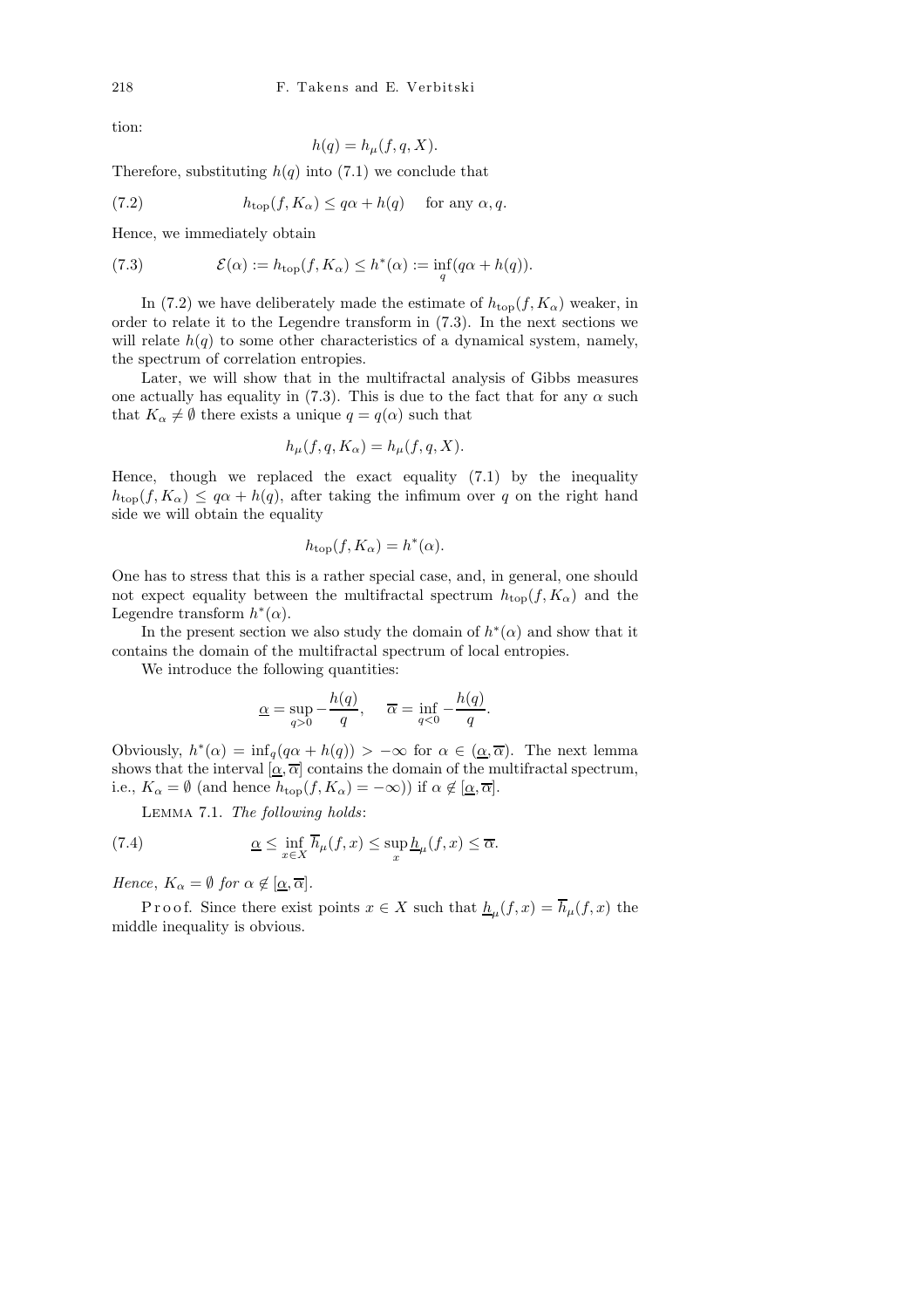tion:

$$h(q) = h_\mu(f, q, X).$$

Therefore, substituting $h(q)$ into (7.1) we conclude that

$$h_{\rm top}(f, K_\alpha) \le q\alpha + h(q) \quad \text{ for any } \alpha, q. \tag{7.2}$$

Hence, we immediately obtain

$$\mathcal{E}(\alpha) := h_{\rm top}(f, K_\alpha) \le h^*(\alpha) := \inf_q (q\alpha + h(q)). \tag{7.3}$$

In (7.2) we have deliberately made the estimate of $h_{\rm top}(f, K_\alpha)$ weaker, in order to relate it to the Legendre transform in (7.3). In the next sections we will relate $h(q)$ to some other characteristics of a dynamical system, namely, the spectrum of correlation entropies.

Later, we will show that in the multifractal analysis of Gibbs measures one actually has equality in (7.3). This is due to the fact that for any $\alpha$ such that $K_\alpha \ne \emptyset$ there exists a unique $q = q(\alpha)$ such that

$$h_\mu(f, q, K_\alpha) = h_\mu(f, q, X).$$

Hence, though we replaced the exact equality (7.1) by the inequality $h_{\rm top}(f, K_\alpha) \le q\alpha + h(q)$, after taking the infimum over $q$ on the right hand side we will obtain the equality

$$h_{\rm top}(f, K_\alpha) = h^*(\alpha).$$

One has to stress that this is a rather special case, and, in general, one should not expect equality between the multifractal spectrum $h_{\rm top}(f, K_\alpha)$ and the Legendre transform $h^*(\alpha)$.

In the present section we also study the domain of $h^*(\alpha)$ and show that it contains the domain of the multifractal spectrum of local entropies.

We introduce the following quantities:

$$\underline{\alpha} = \sup_{q>0} -\frac{h(q)}{q}, \quad \overline{\alpha} = \inf_{q<0} -\frac{h(q)}{q}.$$

Obviously, $h^*(\alpha) = \inf_q (q\alpha + h(q)) > -\infty$ for $\alpha \in (\underline{\alpha}, \overline{\alpha})$. The next lemma shows that the interval $[\underline{\alpha}, \overline{\alpha}]$ contains the domain of the multifractal spectrum, i.e., $K_\alpha = \emptyset$ (and hence $h_{\rm top}(f, K_\alpha) = -\infty$) if $\alpha \notin [\underline{\alpha}, \overline{\alpha}]$.

Lemma 7.1. *The following holds*:

$$\underline{\alpha} \le \inf_{x\in X} \overline{h}_\mu(f, x) \le \sup_x \underline{h}_\mu(f, x) \le \overline{\alpha}. \tag{7.4}$$

*Hence*, $K_\alpha = \emptyset$ *for* $\alpha \notin [\underline{\alpha}, \overline{\alpha}]$.

Proof. Since there exist points $x \in X$ such that $\underline{h}_\mu(f, x) = \overline{h}_\mu(f, x)$ the middle inequality is obvious.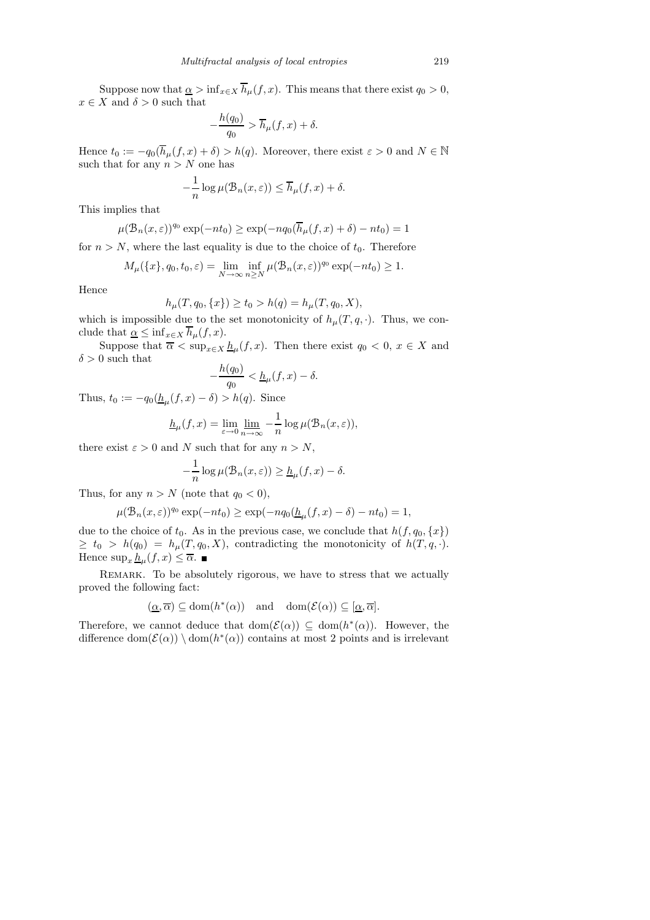Suppose now that $\underline{\alpha} > \inf_{x\in X} \overline{h}_\mu(f,x)$. This means that there exist $q_0 > 0$, $x \in X$ and $\delta > 0$ such that

$$-\frac{h(q_0)}{q_0} > \overline{h}_\mu(f,x) + \delta.$$

Hence $t_0 := -q_0(\overline{h}_\mu(f,x)+\delta) > h(q)$. Moreover, there exist $\varepsilon > 0$ and $N \in \mathbb{N}$ such that for any $n > N$ one has

$$-\frac{1}{n}\log \mu(\mathcal{B}_n(x,\varepsilon)) \le \overline{h}_\mu(f,x) + \delta.$$

This implies that

$$\mu(\mathcal{B}_n(x,\varepsilon))^{q_0} \exp(-nt_0) \ge \exp(-nq_0(\overline{h}_\mu(f,x)+\delta) - nt_0) = 1$$

for $n > N$, where the last equality is due to the choice of $t_0$. Therefore

$$M_\mu(\{x\}, q_0, t_0, \varepsilon) = \lim_{N\to\infty} \inf_{n\ge N} \mu(\mathcal{B}_n(x,\varepsilon))^{q_0} \exp(-nt_0) \ge 1.$$

Hence

$$h_\mu(T, q_0, \{x\}) \ge t_0 > h(q) = h_\mu(T, q_0, X),$$

which is impossible due to the set monotonicity of $h_\mu(T,q,\cdot)$. Thus, we conclude that $\underline{\alpha} \le \inf_{x\in X} \overline{h}_\mu(f,x)$.

Suppose that $\overline{\alpha} < \sup_{x\in X} \underline{h}_\mu(f,x)$. Then there exist $q_0 < 0$, $x \in X$ and $\delta > 0$ such that

$$-\frac{h(q_0)}{q_0} < \underline{h}_\mu(f,x) - \delta.$$

Thus, $t_0 := -q_0(\underline{h}_\mu(f,x) - \delta) > h(q)$. Since

$$\underline{h}_\mu(f,x) = \lim_{\varepsilon\to 0} \varliminf_{n\to\infty} -\frac{1}{n}\log\mu(\mathcal{B}_n(x,\varepsilon)),$$

there exist $\varepsilon > 0$ and $N$ such that for any $n > N$,

$$-\frac{1}{n}\log\mu(\mathcal{B}_n(x,\varepsilon)) \ge \underline{h}_\mu(f,x) - \delta.$$

Thus, for any $n > N$ (note that $q_0 < 0$),

$$\mu(\mathcal{B}_n(x,\varepsilon))^{q_0}\exp(-nt_0) \ge \exp(-nq_0(\underline{h}_\mu(f,x)-\delta) - nt_0) = 1,$$

due to the choice of $t_0$. As in the previous case, we conclude that $h(f,q_0,\{x\}) \ge t_0 > h(q_0) = h_\mu(T,q_0,X)$, contradicting the monotonicity of $h(T,q,\cdot)$. Hence $\sup_x \underline{h}_\mu(f,x) \le \overline{\alpha}$. ∎

Remark. To be absolutely rigorous, we have to stress that we actually proved the following fact:

$$(\underline{\alpha}, \overline{\alpha}) \subseteq \operatorname{dom}(h^*(\alpha)) \quad \text{and} \quad \operatorname{dom}(\mathcal{E}(\alpha)) \subseteq [\underline{\alpha}, \overline{\alpha}].$$

Therefore, we cannot deduce that $\operatorname{dom}(\mathcal{E}(\alpha)) \subseteq \operatorname{dom}(h^*(\alpha))$. However, the difference $\operatorname{dom}(\mathcal{E}(\alpha)) \setminus \operatorname{dom}(h^*(\alpha))$ contains at most 2 points and is irrelevant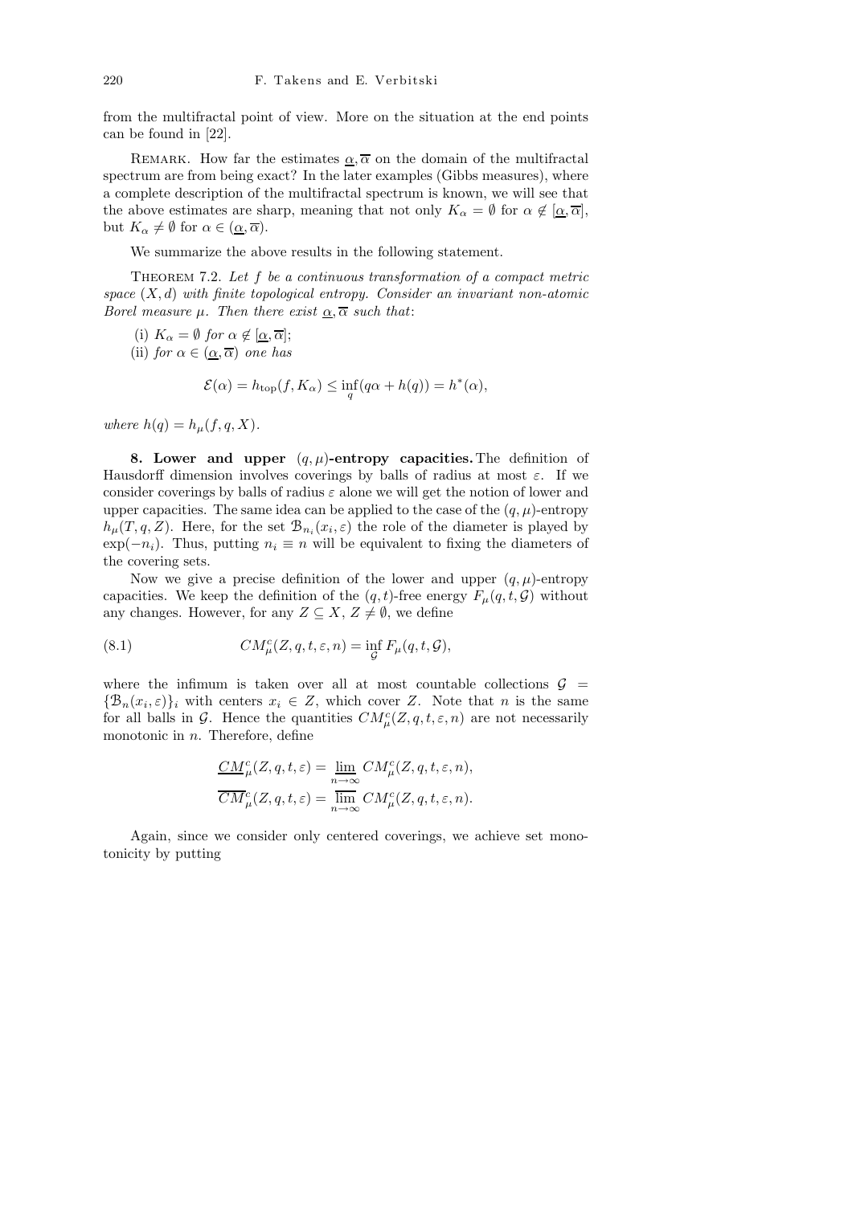from the multifractal point of view. More on the situation at the end points can be found in [22].

Remark. How far the estimates $\underline{\alpha}, \overline{\alpha}$ on the domain of the multifractal spectrum are from being exact? In the later examples (Gibbs measures), where a complete description of the multifractal spectrum is known, we will see that the above estimates are sharp, meaning that not only $K_\alpha = \emptyset$ for $\alpha \notin [\underline{\alpha}, \overline{\alpha}]$, but $K_\alpha \neq \emptyset$ for $\alpha \in (\underline{\alpha}, \overline{\alpha})$.

We summarize the above results in the following statement.

Theorem 7.2. *Let $f$ be a continuous transformation of a compact metric space $(X, d)$ with finite topological entropy. Consider an invariant non-atomic Borel measure $\mu$. Then there exist $\underline{\alpha}, \overline{\alpha}$ such that*:

(i) *$K_\alpha = \emptyset$ for $\alpha \notin [\underline{\alpha}, \overline{\alpha}]$*;

(ii) *for $\alpha \in (\underline{\alpha}, \overline{\alpha})$ one has*

$$\mathcal{E}(\alpha) = h_{\mathrm{top}}(f, K_\alpha) \le \inf_q (q\alpha + h(q)) = h^*(\alpha),$$

*where $h(q) = h_\mu(f, q, X)$.*

## 8. Lower and upper $(q, \mu)$-entropy capacities.

The definition of Hausdorff dimension involves coverings by balls of radius at most $\varepsilon$. If we consider coverings by balls of radius $\varepsilon$ alone we will get the notion of lower and upper capacities. The same idea can be applied to the case of the $(q, \mu)$-entropy $h_\mu(T, q, Z)$. Here, for the set $\mathcal{B}_{n_i}(x_i, \varepsilon)$ the role of the diameter is played by $\exp(-n_i)$. Thus, putting $n_i \equiv n$ will be equivalent to fixing the diameters of the covering sets.

Now we give a precise definition of the lower and upper $(q, \mu)$-entropy capacities. We keep the definition of the $(q, t)$-free energy $F_\mu(q, t, \mathcal{G})$ without any changes. However, for any $Z \subseteq X$, $Z \neq \emptyset$, we define

$$CM_\mu^c(Z, q, t, \varepsilon, n) = \inf_{\mathcal{G}} F_\mu(q, t, \mathcal{G}), \tag{8.1}$$

where the infimum is taken over all at most countable collections $\mathcal{G} = \{\mathcal{B}_n(x_i, \varepsilon)\}_i$ with centers $x_i \in Z$, which cover $Z$. Note that $n$ is the same for all balls in $\mathcal{G}$. Hence the quantities $CM_\mu^c(Z, q, t, \varepsilon, n)$ are not necessarily monotonic in $n$. Therefore, define

$$\underline{CM}_\mu^c(Z, q, t, \varepsilon) = \varliminf_{n \to \infty} CM_\mu^c(Z, q, t, \varepsilon, n),$$
$$\overline{CM}_\mu^c(Z, q, t, \varepsilon) = \varlimsup_{n \to \infty} CM_\mu^c(Z, q, t, \varepsilon, n).$$

Again, since we consider only centered coverings, we achieve set monotonicity by putting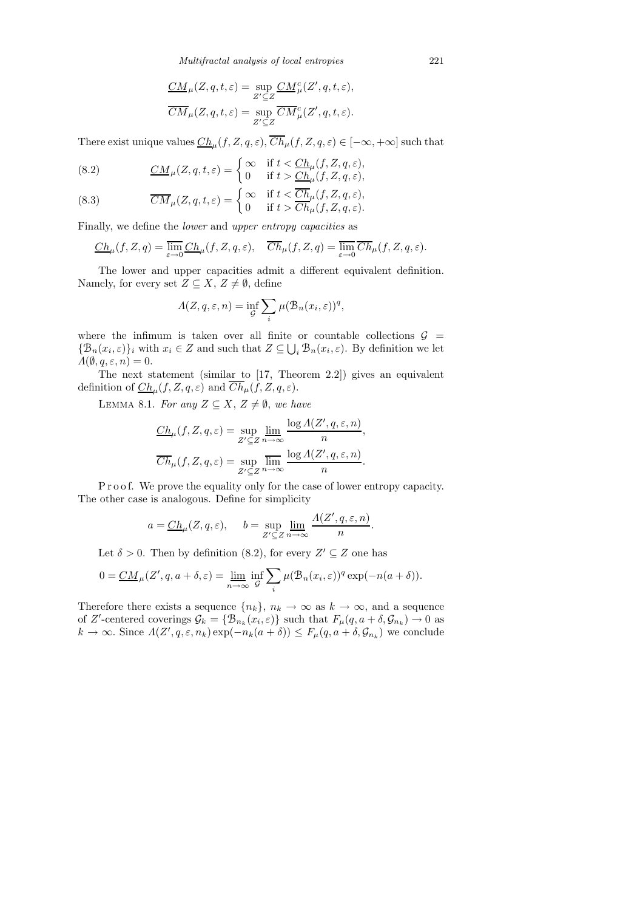$$\underline{CM}_\mu(Z,q,t,\varepsilon)=\sup_{Z'\subseteq Z}\underline{CM}^c_\mu(Z',q,t,\varepsilon),$$

$$\overline{CM}_\mu(Z,q,t,\varepsilon)=\sup_{Z'\subseteq Z}\overline{CM}^c_\mu(Z',q,t,\varepsilon).$$

There exist unique values $\underline{Ch}_\mu(f,Z,q,\varepsilon),\overline{Ch}_\mu(f,Z,q,\varepsilon)\in[-\infty,+\infty]$ such that

$$\underline{CM}_\mu(Z,q,t,\varepsilon)=\begin{cases}\infty & \text{if } t<\underline{Ch}_\mu(f,Z,q,\varepsilon),\\ 0 & \text{if } t>\underline{Ch}_\mu(f,Z,q,\varepsilon),\end{cases}\tag{8.2}$$

$$\overline{CM}_\mu(Z,q,t,\varepsilon)=\begin{cases}\infty & \text{if } t<\overline{Ch}_\mu(f,Z,q,\varepsilon),\\ 0 & \text{if } t>\overline{Ch}_\mu(f,Z,q,\varepsilon).\end{cases}\tag{8.3}$$

Finally, we define the *lower* and *upper entropy capacities* as

$$\underline{Ch}_\mu(f,Z,q)=\varliminf_{\varepsilon\to 0}\underline{Ch}_\mu(f,Z,q,\varepsilon),\quad \overline{Ch}_\mu(f,Z,q)=\varlimsup_{\varepsilon\to 0}\overline{Ch}_\mu(f,Z,q,\varepsilon).$$

The lower and upper capacities admit a different equivalent definition. Namely, for every set $Z\subseteq X$, $Z\neq\emptyset$, define

$$\Lambda(Z,q,\varepsilon,n)=\inf_{\mathcal{G}}\sum_i \mu(\mathcal{B}_n(x_i,\varepsilon))^q,$$

where the infimum is taken over all finite or countable collections $\mathcal{G}=\{\mathcal{B}_n(x_i,\varepsilon)\}_i$ with $x_i\in Z$ and such that $Z\subseteq\bigcup_i\mathcal{B}_n(x_i,\varepsilon)$. By definition we let $\Lambda(\emptyset,q,\varepsilon,n)=0$.

The next statement (similar to [17, Theorem 2.2]) gives an equivalent definition of $\underline{Ch}_\mu(f,Z,q,\varepsilon)$ and $\overline{Ch}_\mu(f,Z,q,\varepsilon)$.

LEMMA 8.1. *For any $Z\subseteq X$, $Z\neq\emptyset$, we have*

$$\underline{Ch}_\mu(f,Z,q,\varepsilon)=\sup_{Z'\subseteq Z}\varliminf_{n\to\infty}\frac{\log\Lambda(Z',q,\varepsilon,n)}{n},$$

$$\overline{Ch}_\mu(f,Z,q,\varepsilon)=\sup_{Z'\subseteq Z}\varlimsup_{n\to\infty}\frac{\log\Lambda(Z',q,\varepsilon,n)}{n}.$$

Proof. We prove the equality only for the case of lower entropy capacity. The other case is analogous. Define for simplicity

$$a=\underline{Ch}_\mu(Z,q,\varepsilon),\qquad b=\sup_{Z'\subseteq Z}\varliminf_{n\to\infty}\frac{\Lambda(Z',q,\varepsilon,n)}{n}.$$

Let $\delta>0$. Then by definition (8.2), for every $Z'\subseteq Z$ one has

$$0=\underline{CM}_\mu(Z',q,a+\delta,\varepsilon)=\varliminf_{n\to\infty}\inf_{\mathcal{G}}\sum_i\mu(\mathcal{B}_n(x_i,\varepsilon))^q\exp(-n(a+\delta)).$$

Therefore there exists a sequence $\{n_k\}$, $n_k\to\infty$ as $k\to\infty$, and a sequence of $Z'$-centered coverings $\mathcal{G}_k=\{\mathcal{B}_{n_k}(x_i,\varepsilon)\}$ such that $F_\mu(q,a+\delta,\mathcal{G}_{n_k})\to 0$ as $k\to\infty$. Since $\Lambda(Z',q,\varepsilon,n_k)\exp(-n_k(a+\delta))\le F_\mu(q,a+\delta,\mathcal{G}_{n_k})$ we conclude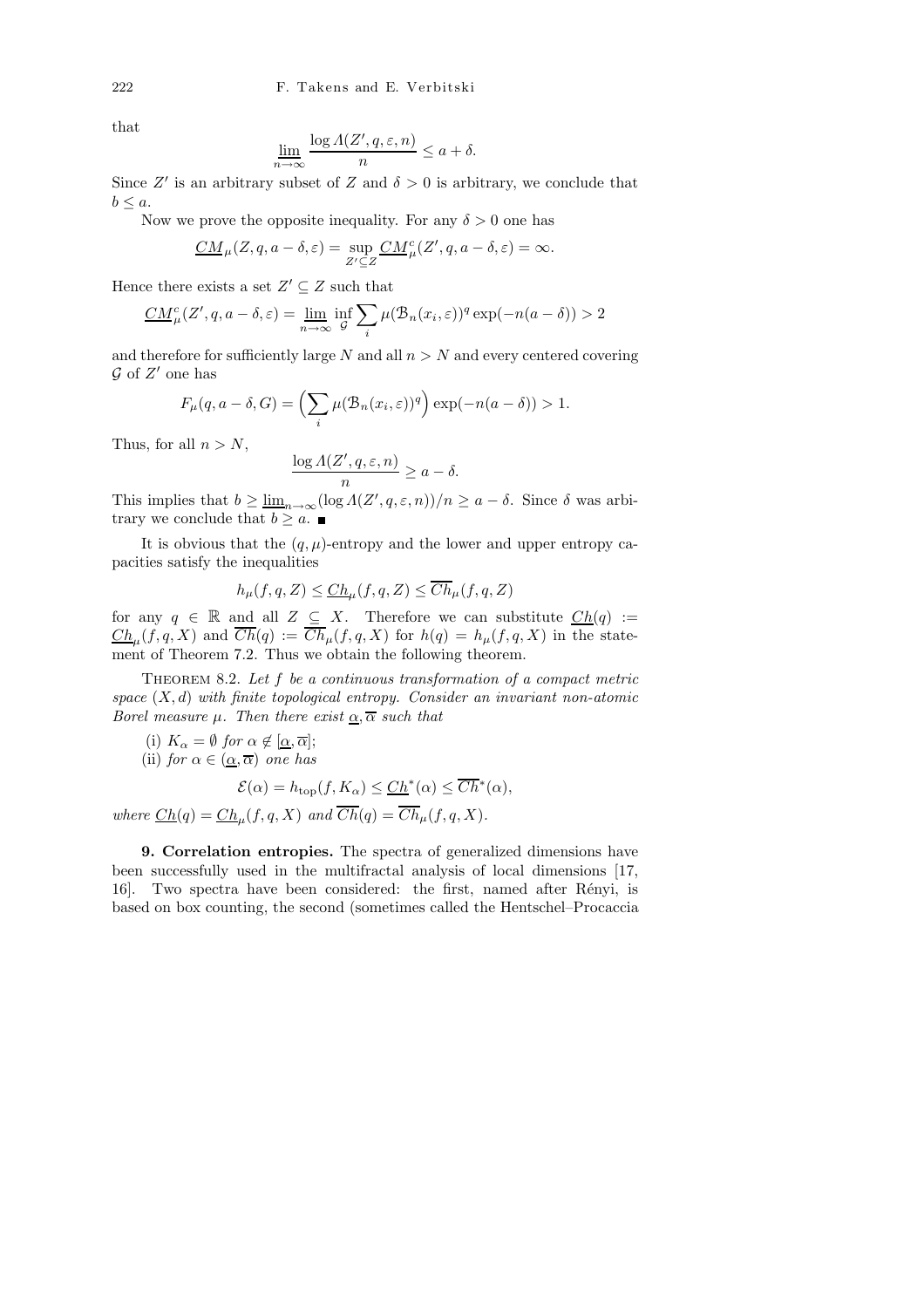that

$$\varliminf_{n\to\infty} \frac{\log \Lambda(Z', q, \varepsilon, n)}{n} \le a + \delta.$$

Since $Z'$ is an arbitrary subset of $Z$ and $\delta > 0$ is arbitrary, we conclude that $b \le a$.

Now we prove the opposite inequality. For any $\delta > 0$ one has

$$\underline{CM}_\mu(Z, q, a-\delta, \varepsilon) = \sup_{Z' \subseteq Z} \underline{CM}^c_\mu(Z', q, a-\delta, \varepsilon) = \infty.$$

Hence there exists a set $Z' \subseteq Z$ such that

$$\underline{CM}^c_\mu(Z', q, a-\delta, \varepsilon) = \varliminf_{n\to\infty} \inf_{\mathcal{G}} \sum_i \mu(\mathcal{B}_n(x_i, \varepsilon))^q \exp(-n(a-\delta)) > 2$$

and therefore for sufficiently large $N$ and all $n > N$ and every centered covering $\mathcal{G}$ of $Z'$ one has

$$F_\mu(q, a-\delta, G) = \Big(\sum_i \mu(\mathcal{B}_n(x_i, \varepsilon))^q\Big) \exp(-n(a-\delta)) > 1.$$

Thus, for all $n > N$,

$$\frac{\log \Lambda(Z', q, \varepsilon, n)}{n} \ge a - \delta.$$

This implies that $b \ge \varliminf_{n\to\infty} (\log \Lambda(Z', q, \varepsilon, n))/n \ge a - \delta$. Since $\delta$ was arbitrary we conclude that $b \ge a$. ∎

It is obvious that the $(q, \mu)$-entropy and the lower and upper entropy capacities satisfy the inequalities

$$h_\mu(f, q, Z) \le \underline{Ch}_\mu(f, q, Z) \le \overline{Ch}_\mu(f, q, Z)$$

for any $q \in \mathbb{R}$ and all $Z \subseteq X$. Therefore we can substitute $\underline{Ch}(q) := \underline{Ch}_\mu(f, q, X)$ and $\overline{Ch}(q) := \overline{Ch}_\mu(f, q, X)$ for $h(q) = h_\mu(f, q, X)$ in the statement of Theorem 7.2. Thus we obtain the following theorem.

Theorem 8.2. *Let $f$ be a continuous transformation of a compact metric space $(X, d)$ with finite topological entropy. Consider an invariant non-atomic Borel measure $\mu$. Then there exist $\underline{\alpha}, \overline{\alpha}$ such that*

(i) $K_\alpha = \emptyset$ *for* $\alpha \notin [\underline{\alpha}, \overline{\alpha}]$;

(ii) *for* $\alpha \in (\underline{\alpha}, \overline{\alpha})$ *one has*

$$\mathcal{E}(\alpha) = h_{\mathrm{top}}(f, K_\alpha) \le \underline{Ch}^*(\alpha) \le \overline{Ch}^*(\alpha),$$

*where* $\underline{Ch}(q) = \underline{Ch}_\mu(f, q, X)$ *and* $\overline{Ch}(q) = \overline{Ch}_\mu(f, q, X)$.

**9. Correlation entropies.** The spectra of generalized dimensions have been successfully used in the multifractal analysis of local dimensions [17, 16]. Two spectra have been considered: the first, named after Rényi, is based on box counting, the second (sometimes called the Hentschel–Procaccia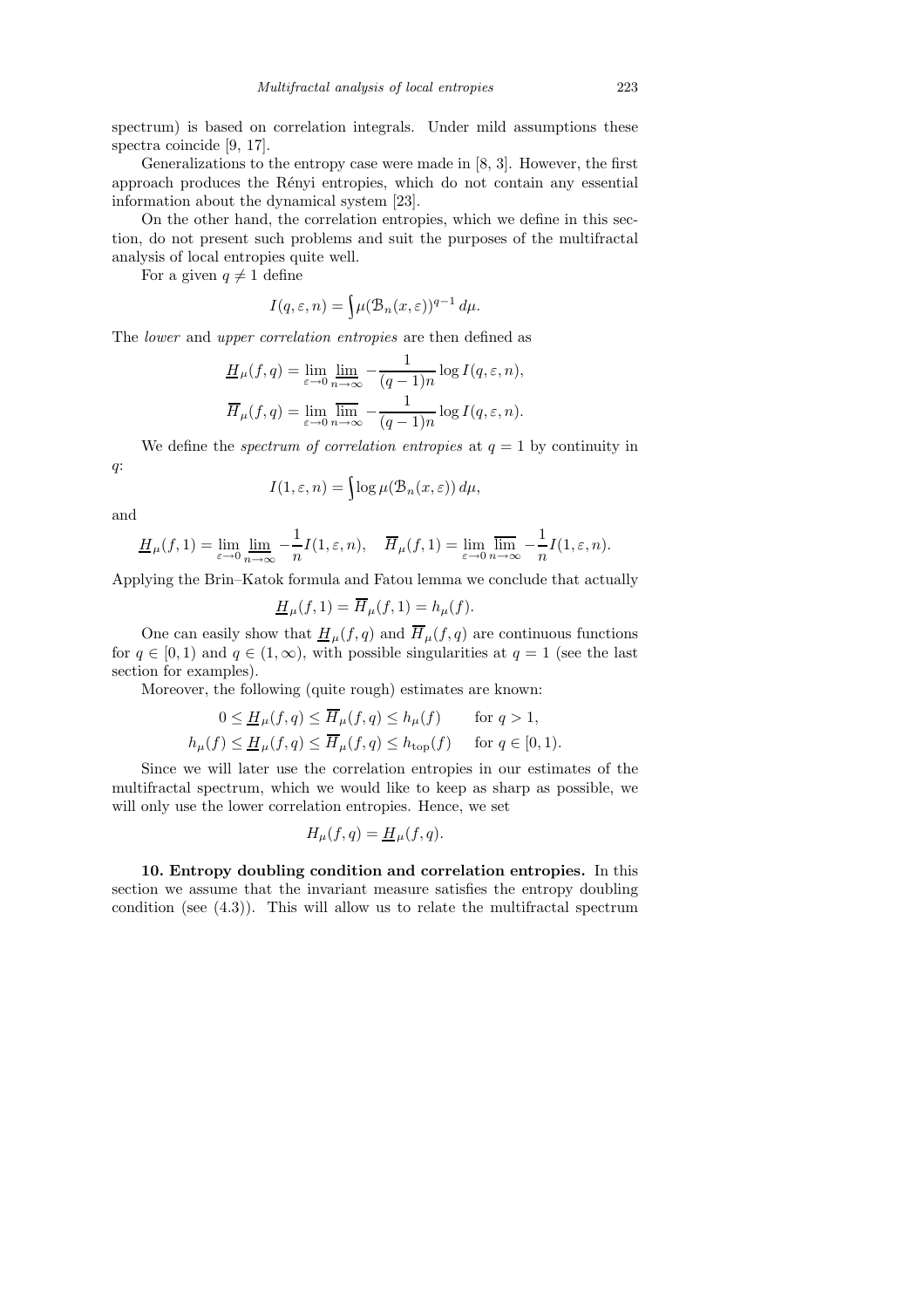spectrum) is based on correlation integrals. Under mild assumptions these spectra coincide [9, 17].

Generalizations to the entropy case were made in [8, 3]. However, the first approach produces the Rényi entropies, which do not contain any essential information about the dynamical system [23].

On the other hand, the correlation entropies, which we define in this section, do not present such problems and suit the purposes of the multifractal analysis of local entropies quite well.

For a given $q \neq 1$ define

$$I(q,\varepsilon,n) = \int \mu(\mathcal{B}_n(x,\varepsilon))^{q-1}\, d\mu.$$

The *lower* and *upper correlation entropies* are then defined as

$$\underline{H}_\mu(f,q) = \lim_{\varepsilon\to 0} \varliminf_{n\to\infty} -\frac{1}{(q-1)n}\log I(q,\varepsilon,n),$$

$$\overline{H}_\mu(f,q) = \lim_{\varepsilon\to 0} \varlimsup_{n\to\infty} -\frac{1}{(q-1)n}\log I(q,\varepsilon,n).$$

We define the *spectrum of correlation entropies* at $q = 1$ by continuity in $q$:

$$I(1,\varepsilon,n) = \int \log \mu(\mathcal{B}_n(x,\varepsilon))\, d\mu,$$

and

$$\underline{H}_\mu(f,1) = \lim_{\varepsilon\to 0} \varliminf_{n\to\infty} -\frac{1}{n} I(1,\varepsilon,n), \quad \overline{H}_\mu(f,1) = \lim_{\varepsilon\to 0} \varlimsup_{n\to\infty} -\frac{1}{n} I(1,\varepsilon,n).$$

Applying the Brin–Katok formula and Fatou lemma we conclude that actually

$$\underline{H}_\mu(f,1) = \overline{H}_\mu(f,1) = h_\mu(f).$$

One can easily show that $\underline{H}_\mu(f,q)$ and $\overline{H}_\mu(f,q)$ are continuous functions for $q \in [0,1)$ and $q \in (1,\infty)$, with possible singularities at $q = 1$ (see the last section for examples).

Moreover, the following (quite rough) estimates are known:

$$0 \le \underline{H}_\mu(f,q) \le \overline{H}_\mu(f,q) \le h_\mu(f) \qquad \text{for } q > 1,$$

$$h_\mu(f) \le \underline{H}_\mu(f,q) \le \overline{H}_\mu(f,q) \le h_{\mathrm{top}}(f) \qquad \text{for } q \in [0,1).$$

Since we will later use the correlation entropies in our estimates of the multifractal spectrum, which we would like to keep as sharp as possible, we will only use the lower correlation entropies. Hence, we set

$$H_\mu(f,q) = \underline{H}_\mu(f,q).$$

**10. Entropy doubling condition and correlation entropies.** In this section we assume that the invariant measure satisfies the entropy doubling condition (see (4.3)). This will allow us to relate the multifractal spectrum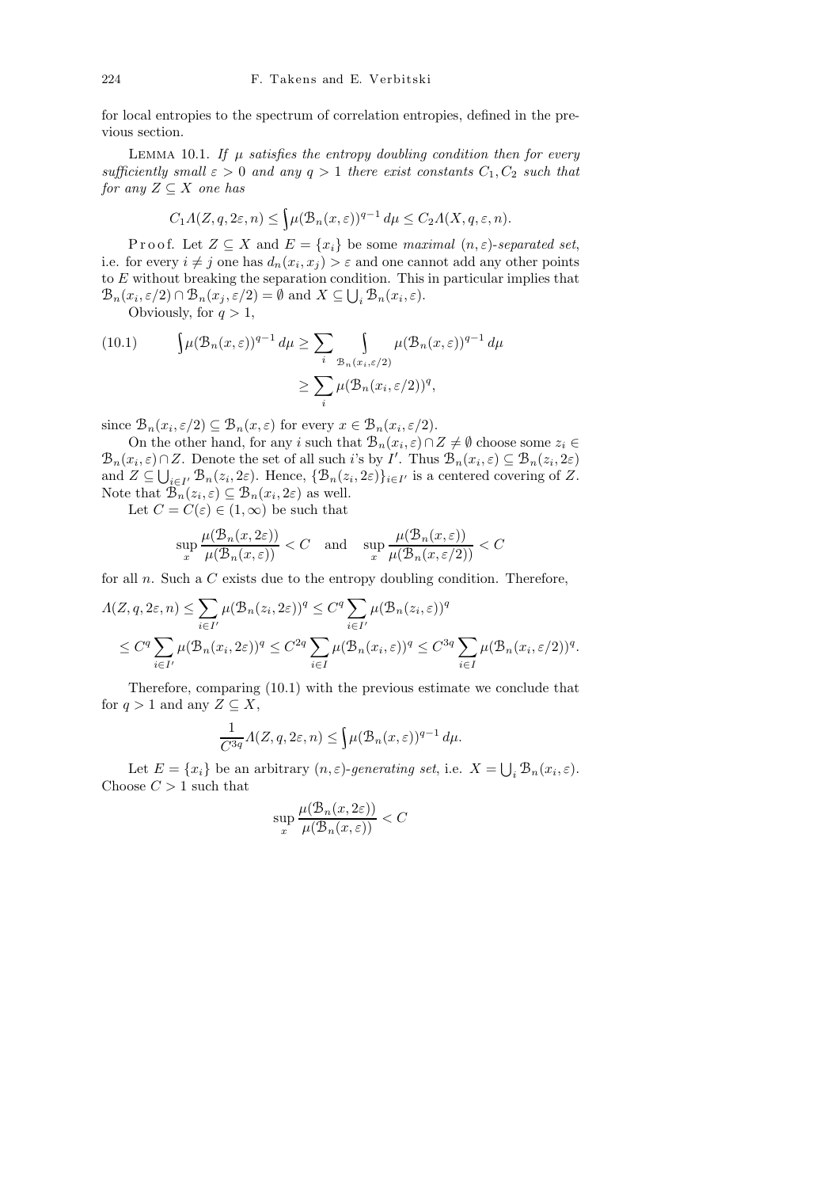for local entropies to the spectrum of correlation entropies, defined in the previous section.

Lemma 10.1. *If $\mu$ satisfies the entropy doubling condition then for every sufficiently small $\varepsilon > 0$ and any $q > 1$ there exist constants $C_1, C_2$ such that for any $Z \subseteq X$ one has*

$$C_1 \Lambda(Z, q, 2\varepsilon, n) \leq \int \mu(\mathcal{B}_n(x,\varepsilon))^{q-1}\, d\mu \leq C_2 \Lambda(X, q, \varepsilon, n).$$

Proof. Let $Z \subseteq X$ and $E = \{x_i\}$ be some *maximal* $(n,\varepsilon)$*-separated set*, i.e. for every $i \neq j$ one has $d_n(x_i, x_j) > \varepsilon$ and one cannot add any other points to $E$ without breaking the separation condition. This in particular implies that $\mathcal{B}_n(x_i, \varepsilon/2) \cap \mathcal{B}_n(x_j, \varepsilon/2) = \emptyset$ and $X \subseteq \bigcup_i \mathcal{B}_n(x_i, \varepsilon)$.

Obviously, for $q > 1$,

$$\int \mu(\mathcal{B}_n(x,\varepsilon))^{q-1}\, d\mu \geq \sum_i \int\limits_{\mathcal{B}_n(x_i,\varepsilon/2)} \mu(\mathcal{B}_n(x,\varepsilon))^{q-1}\, d\mu \geq \sum_i \mu(\mathcal{B}_n(x_i, \varepsilon/2))^q, \tag{10.1}$$

since $\mathcal{B}_n(x_i, \varepsilon/2) \subseteq \mathcal{B}_n(x, \varepsilon)$ for every $x \in \mathcal{B}_n(x_i, \varepsilon/2)$.

On the other hand, for any $i$ such that $\mathcal{B}_n(x_i, \varepsilon) \cap Z \neq \emptyset$ choose some $z_i \in \mathcal{B}_n(x_i, \varepsilon) \cap Z$. Denote the set of all such $i$'s by $I'$. Thus $\mathcal{B}_n(x_i, \varepsilon) \subseteq \mathcal{B}_n(z_i, 2\varepsilon)$ and $Z \subseteq \bigcup_{i \in I'} \mathcal{B}_n(z_i, 2\varepsilon)$. Hence, $\{\mathcal{B}_n(z_i, 2\varepsilon)\}_{i \in I'}$ is a centered covering of $Z$. Note that $\mathcal{B}_n(z_i, \varepsilon) \subseteq \mathcal{B}_n(x_i, 2\varepsilon)$ as well.

Let $C = C(\varepsilon) \in (1, \infty)$ be such that

$$\sup_x \frac{\mu(\mathcal{B}_n(x, 2\varepsilon))}{\mu(\mathcal{B}_n(x, \varepsilon))} < C \quad \text{and} \quad \sup_x \frac{\mu(\mathcal{B}_n(x, \varepsilon))}{\mu(\mathcal{B}_n(x, \varepsilon/2))} < C$$

for all $n$. Such a $C$ exists due to the entropy doubling condition. Therefore,

$$\begin{aligned}\Lambda(Z, q, 2\varepsilon, n) &\leq \sum_{i \in I'} \mu(\mathcal{B}_n(z_i, 2\varepsilon))^q \leq C^q \sum_{i \in I'} \mu(\mathcal{B}_n(z_i, \varepsilon))^q \\ &\leq C^q \sum_{i \in I'} \mu(\mathcal{B}_n(x_i, 2\varepsilon))^q \leq C^{2q} \sum_{i \in I} \mu(\mathcal{B}_n(x_i, \varepsilon))^q \leq C^{3q} \sum_{i \in I} \mu(\mathcal{B}_n(x_i, \varepsilon/2))^q.\end{aligned}$$

Therefore, comparing (10.1) with the previous estimate we conclude that for $q > 1$ and any $Z \subseteq X$,

$$\frac{1}{C^{3q}} \Lambda(Z, q, 2\varepsilon, n) \leq \int \mu(\mathcal{B}_n(x, \varepsilon))^{q-1}\, d\mu.$$

Let $E = \{x_i\}$ be an arbitrary $(n,\varepsilon)$*-generating set*, i.e. $X = \bigcup_i \mathcal{B}_n(x_i, \varepsilon)$. Choose $C > 1$ such that

$$\sup_x \frac{\mu(\mathcal{B}_n(x, 2\varepsilon))}{\mu(\mathcal{B}_n(x, \varepsilon))} < C$$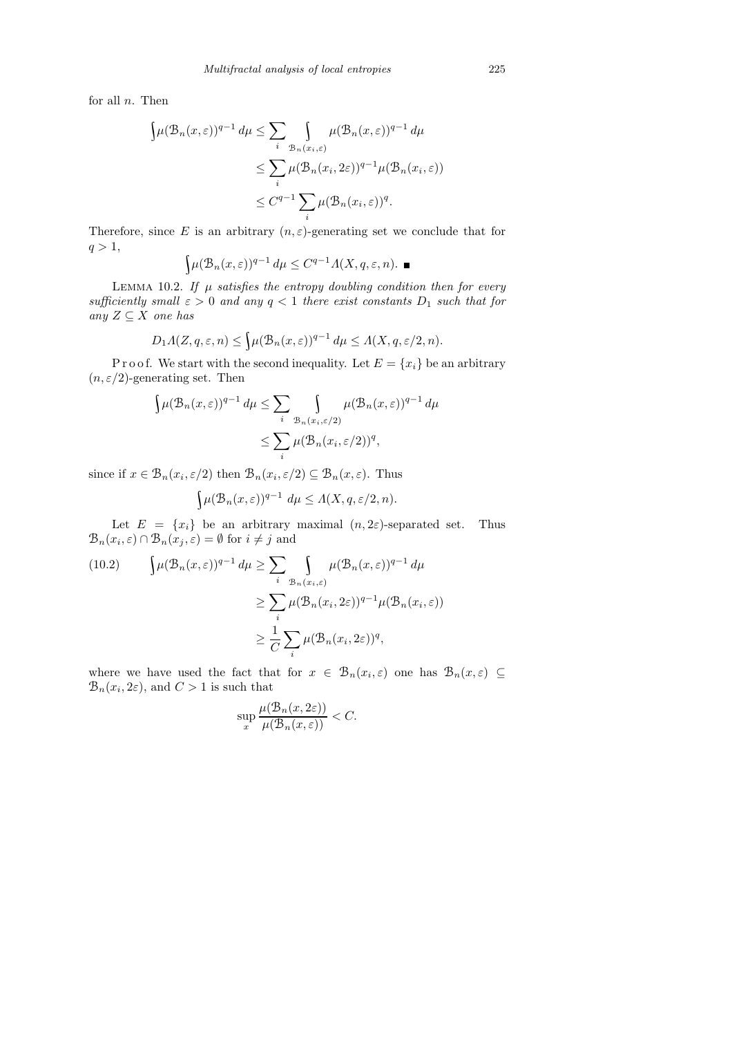for all $n$. Then

$$\int \mu(\mathcal{B}_n(x,\varepsilon))^{q-1}\,d\mu \le \sum_i \int\limits_{\mathcal{B}_n(x_i,\varepsilon)} \mu(\mathcal{B}_n(x,\varepsilon))^{q-1}\,d\mu$$
$$\le \sum_i \mu(\mathcal{B}_n(x_i,2\varepsilon))^{q-1}\mu(\mathcal{B}_n(x_i,\varepsilon))$$
$$\le C^{q-1}\sum_i \mu(\mathcal{B}_n(x_i,\varepsilon))^q.$$

Therefore, since $E$ is an arbitrary $(n,\varepsilon)$-generating set we conclude that for $q>1$,

$$\int \mu(\mathcal{B}_n(x,\varepsilon))^{q-1}\,d\mu \le C^{q-1}\Lambda(X,q,\varepsilon,n). \ \blacksquare$$

LEMMA 10.2. *If $\mu$ satisfies the entropy doubling condition then for every sufficiently small $\varepsilon>0$ and any $q<1$ there exist constants $D_1$ such that for any $Z\subseteq X$ one has*

$$D_1\Lambda(Z,q,\varepsilon,n) \le \int \mu(\mathcal{B}_n(x,\varepsilon))^{q-1}\,d\mu \le \Lambda(X,q,\varepsilon/2,n).$$

Proof. We start with the second inequality. Let $E=\{x_i\}$ be an arbitrary $(n,\varepsilon/2)$-generating set. Then

$$\int \mu(\mathcal{B}_n(x,\varepsilon))^{q-1}\,d\mu \le \sum_i \int\limits_{\mathcal{B}_n(x_i,\varepsilon/2)} \mu(\mathcal{B}_n(x,\varepsilon))^{q-1}\,d\mu$$
$$\le \sum_i \mu(\mathcal{B}_n(x_i,\varepsilon/2))^q,$$

since if $x\in\mathcal{B}_n(x_i,\varepsilon/2)$ then $\mathcal{B}_n(x_i,\varepsilon/2)\subseteq\mathcal{B}_n(x,\varepsilon)$. Thus

$$\int \mu(\mathcal{B}_n(x,\varepsilon))^{q-1}\,d\mu \le \Lambda(X,q,\varepsilon/2,n).$$

Let $E=\{x_i\}$ be an arbitrary maximal $(n,2\varepsilon)$-separated set. Thus $\mathcal{B}_n(x_i,\varepsilon)\cap\mathcal{B}_n(x_j,\varepsilon)=\emptyset$ for $i\ne j$ and

$$(10.2)\qquad \int \mu(\mathcal{B}_n(x,\varepsilon))^{q-1}\,d\mu \ge \sum_i \int\limits_{\mathcal{B}_n(x_i,\varepsilon)} \mu(\mathcal{B}_n(x,\varepsilon))^{q-1}\,d\mu$$
$$\ge \sum_i \mu(\mathcal{B}_n(x_i,2\varepsilon))^{q-1}\mu(\mathcal{B}_n(x_i,\varepsilon))$$
$$\ge \frac{1}{C}\sum_i \mu(\mathcal{B}_n(x_i,2\varepsilon))^q,$$

where we have used the fact that for $x\in\mathcal{B}_n(x_i,\varepsilon)$ one has $\mathcal{B}_n(x,\varepsilon)\subseteq\mathcal{B}_n(x_i,2\varepsilon)$, and $C>1$ is such that

$$\sup_x \frac{\mu(\mathcal{B}_n(x,2\varepsilon))}{\mu(\mathcal{B}_n(x,\varepsilon))} < C.$$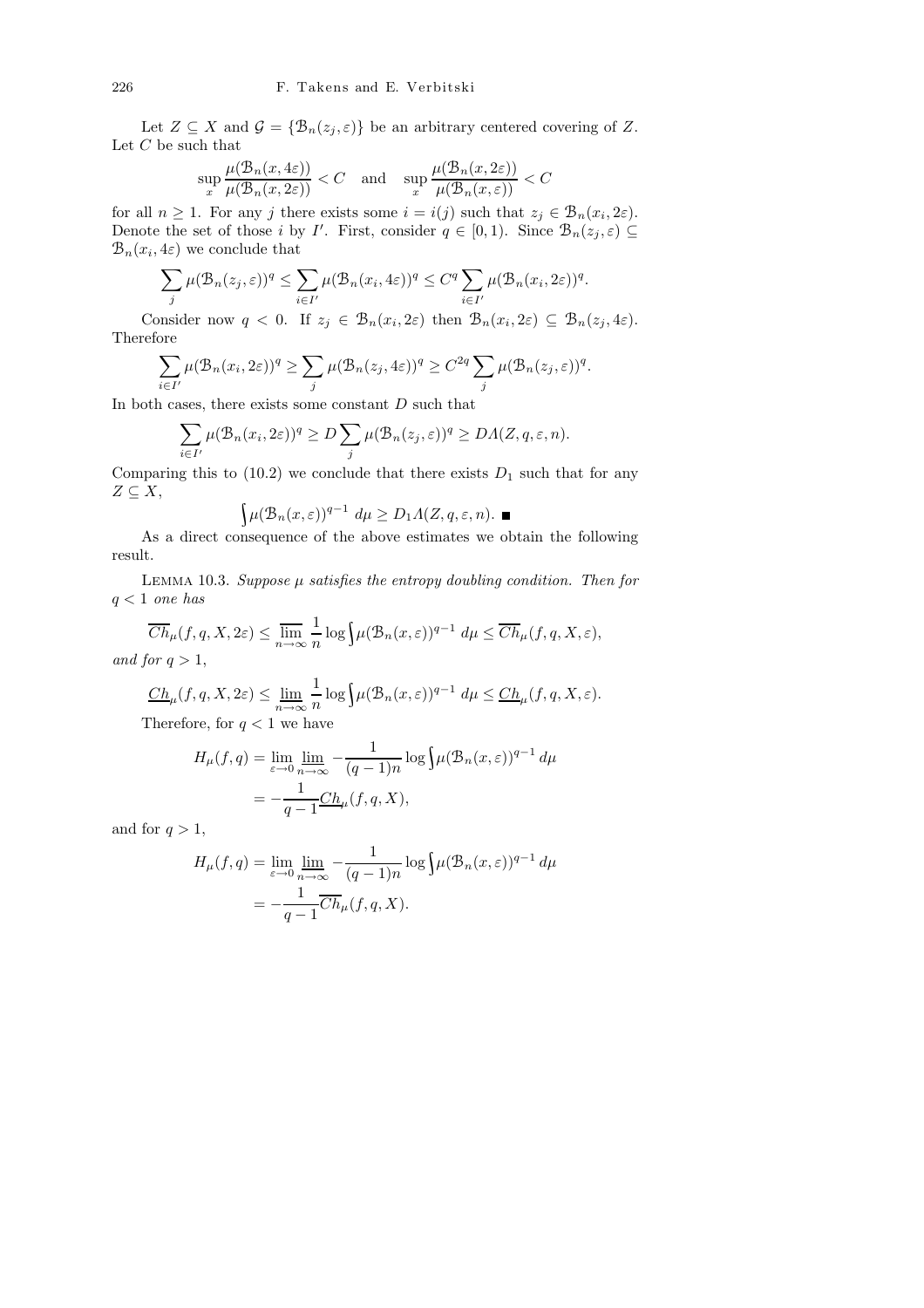Let $Z \subseteq X$ and $\mathcal{G} = \{\mathcal{B}_n(z_j, \varepsilon)\}$ be an arbitrary centered covering of $Z$. Let $C$ be such that

$$\sup_x \frac{\mu(\mathcal{B}_n(x, 4\varepsilon))}{\mu(\mathcal{B}_n(x, 2\varepsilon))} < C \quad \text{and} \quad \sup_x \frac{\mu(\mathcal{B}_n(x, 2\varepsilon))}{\mu(\mathcal{B}_n(x, \varepsilon))} < C$$

for all $n \geq 1$. For any $j$ there exists some $i = i(j)$ such that $z_j \in \mathcal{B}_n(x_i, 2\varepsilon)$. Denote the set of those $i$ by $I'$. First, consider $q \in [0, 1)$. Since $\mathcal{B}_n(z_j, \varepsilon) \subseteq \mathcal{B}_n(x_i, 4\varepsilon)$ we conclude that

$$\sum_j \mu(\mathcal{B}_n(z_j, \varepsilon))^q \leq \sum_{i \in I'} \mu(\mathcal{B}_n(x_i, 4\varepsilon))^q \leq C^q \sum_{i \in I'} \mu(\mathcal{B}_n(x_i, 2\varepsilon))^q.$$

Consider now $q < 0$. If $z_j \in \mathcal{B}_n(x_i, 2\varepsilon)$ then $\mathcal{B}_n(x_i, 2\varepsilon) \subseteq \mathcal{B}_n(z_j, 4\varepsilon)$. Therefore

$$\sum_{i \in I'} \mu(\mathcal{B}_n(x_i, 2\varepsilon))^q \geq \sum_j \mu(\mathcal{B}_n(z_j, 4\varepsilon))^q \geq C^{2q} \sum_j \mu(\mathcal{B}_n(z_j, \varepsilon))^q.$$

In both cases, there exists some constant $D$ such that

$$\sum_{i \in I'} \mu(\mathcal{B}_n(x_i, 2\varepsilon))^q \geq D \sum_j \mu(\mathcal{B}_n(z_j, \varepsilon))^q \geq D\Lambda(Z, q, \varepsilon, n).$$

Comparing this to (10.2) we conclude that there exists $D_1$ such that for any $Z \subseteq X$,

$$\int \mu(\mathcal{B}_n(x, \varepsilon))^{q-1} \, d\mu \geq D_1 \Lambda(Z, q, \varepsilon, n). \ \blacksquare$$

As a direct consequence of the above estimates we obtain the following result.

Lemma 10.3. *Suppose $\mu$ satisfies the entropy doubling condition. Then for $q < 1$ one has*

$$\overline{Ch}_\mu(f, q, X, 2\varepsilon) \leq \overline{\lim_{n \to \infty}} \frac{1}{n} \log \int \mu(\mathcal{B}_n(x, \varepsilon))^{q-1} \, d\mu \leq \overline{Ch}_\mu(f, q, X, \varepsilon),$$

*and for $q > 1$,*

$$\underline{Ch}_\mu(f, q, X, 2\varepsilon) \leq \underline{\lim}_{n \to \infty} \frac{1}{n} \log \int \mu(\mathcal{B}_n(x, \varepsilon))^{q-1} \, d\mu \leq \underline{Ch}_\mu(f, q, X, \varepsilon).$$

Therefore, for $q < 1$ we have

$$\begin{aligned} H_\mu(f, q) &= \lim_{\varepsilon \to 0} \underline{\lim}_{n \to \infty} -\frac{1}{(q-1)n} \log \int \mu(\mathcal{B}_n(x, \varepsilon))^{q-1} \, d\mu \\ &= -\frac{1}{q-1} \underline{Ch}_\mu(f, q, X), \end{aligned}$$

and for $q > 1$,

$$\begin{aligned} H_\mu(f, q) &= \lim_{\varepsilon \to 0} \underline{\lim}_{n \to \infty} -\frac{1}{(q-1)n} \log \int \mu(\mathcal{B}_n(x, \varepsilon))^{q-1} \, d\mu \\ &= -\frac{1}{q-1} \overline{Ch}_\mu(f, q, X). \end{aligned}$$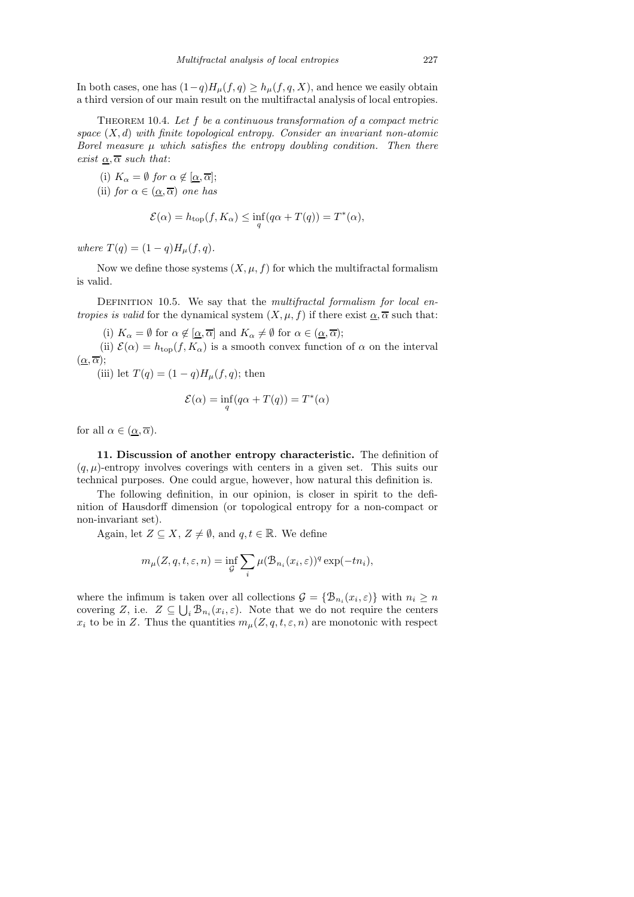In both cases, one has $(1-q)H_\mu(f,q) \geq h_\mu(f,q,X)$, and hence we easily obtain a third version of our main result on the multifractal analysis of local entropies.

THEOREM 10.4. *Let $f$ be a continuous transformation of a compact metric space $(X,d)$ with finite topological entropy. Consider an invariant non-atomic Borel measure $\mu$ which satisfies the entropy doubling condition. Then there exist $\underline{\alpha}, \overline{\alpha}$ such that*:

(i) *$K_\alpha = \emptyset$ for $\alpha \notin [\underline{\alpha}, \overline{\alpha}]$*;

(ii) *for $\alpha \in (\underline{\alpha}, \overline{\alpha})$ one has*

$$\mathcal{E}(\alpha) = h_{\mathrm{top}}(f, K_\alpha) \leq \inf_q (q\alpha + T(q)) = T^*(\alpha),$$

*where $T(q) = (1-q)H_\mu(f,q)$.*

Now we define those systems $(X, \mu, f)$ for which the multifractal formalism is valid.

DEFINITION 10.5. We say that the *multifractal formalism for local entropies is valid* for the dynamical system $(X, \mu, f)$ if there exist $\underline{\alpha}, \overline{\alpha}$ such that:

(i) $K_\alpha = \emptyset$ for $\alpha \notin [\underline{\alpha}, \overline{\alpha}]$ and $K_\alpha \neq \emptyset$ for $\alpha \in (\underline{\alpha}, \overline{\alpha})$;

(ii) $\mathcal{E}(\alpha) = h_{\mathrm{top}}(f, K_\alpha)$ is a smooth convex function of $\alpha$ on the interval $(\underline{\alpha}, \overline{\alpha})$;

(iii) let $T(q) = (1-q)H_\mu(f,q)$; then

$$\mathcal{E}(\alpha) = \inf_q (q\alpha + T(q)) = T^*(\alpha)$$

for all $\alpha \in (\underline{\alpha}, \overline{\alpha})$.

**11. Discussion of another entropy characteristic.** The definition of $(q,\mu)$-entropy involves coverings with centers in a given set. This suits our technical purposes. One could argue, however, how natural this definition is.

The following definition, in our opinion, is closer in spirit to the definition of Hausdorff dimension (or topological entropy for a non-compact or non-invariant set).

Again, let $Z \subseteq X$, $Z \neq \emptyset$, and $q, t \in \mathbb{R}$. We define

$$m_\mu(Z, q, t, \varepsilon, n) = \inf_{\mathcal{G}} \sum_i \mu(\mathcal{B}_{n_i}(x_i, \varepsilon))^q \exp(-tn_i),$$

where the infimum is taken over all collections $\mathcal{G} = \{\mathcal{B}_{n_i}(x_i, \varepsilon)\}$ with $n_i \geq n$ covering $Z$, i.e. $Z \subseteq \bigcup_i \mathcal{B}_{n_i}(x_i, \varepsilon)$. Note that we do not require the centers $x_i$ to be in $Z$. Thus the quantities $m_\mu(Z, q, t, \varepsilon, n)$ are monotonic with respect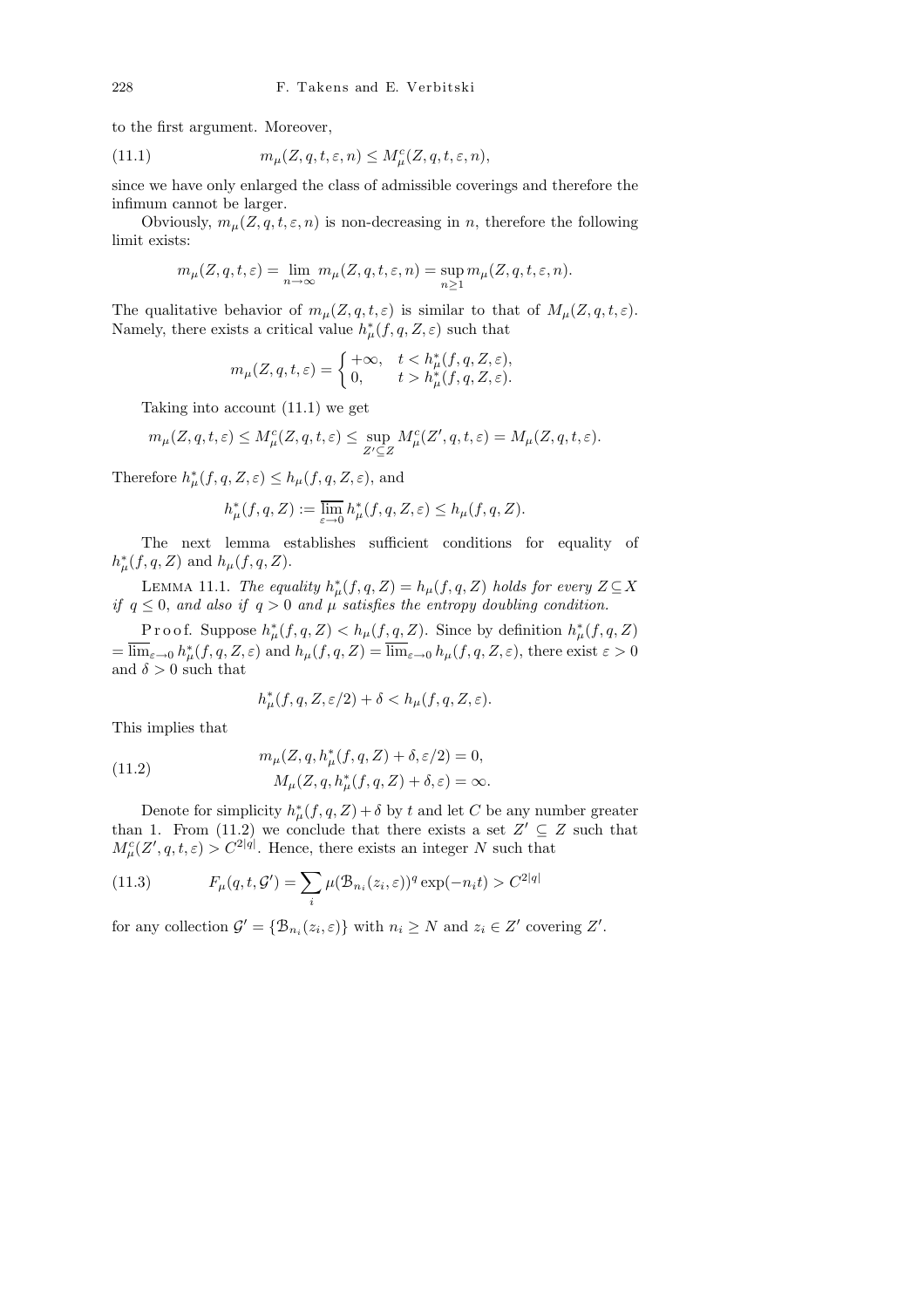to the first argument. Moreover,

$$m_\mu(Z, q, t, \varepsilon, n) \le M^c_\mu(Z, q, t, \varepsilon, n), \tag{11.1}$$

since we have only enlarged the class of admissible coverings and therefore the infimum cannot be larger.

Obviously, $m_\mu(Z, q, t, \varepsilon, n)$ is non-decreasing in $n$, therefore the following limit exists:

$$m_\mu(Z, q, t, \varepsilon) = \lim_{n\to\infty} m_\mu(Z, q, t, \varepsilon, n) = \sup_{n\ge 1} m_\mu(Z, q, t, \varepsilon, n).$$

The qualitative behavior of $m_\mu(Z, q, t, \varepsilon)$ is similar to that of $M_\mu(Z, q, t, \varepsilon)$. Namely, there exists a critical value $h^*_\mu(f, q, Z, \varepsilon)$ such that

$$m_\mu(Z, q, t, \varepsilon) = \begin{cases} +\infty, & t < h^*_\mu(f, q, Z, \varepsilon), \\ 0, & t > h^*_\mu(f, q, Z, \varepsilon). \end{cases}$$

Taking into account (11.1) we get

$$m_\mu(Z, q, t, \varepsilon) \le M^c_\mu(Z, q, t, \varepsilon) \le \sup_{Z' \subseteq Z} M^c_\mu(Z', q, t, \varepsilon) = M_\mu(Z, q, t, \varepsilon).$$

Therefore $h^*_\mu(f, q, Z, \varepsilon) \le h_\mu(f, q, Z, \varepsilon)$, and

$$h^*_\mu(f, q, Z) := \overline{\lim_{\varepsilon\to 0}}\, h^*_\mu(f, q, Z, \varepsilon) \le h_\mu(f, q, Z).$$

The next lemma establishes sufficient conditions for equality of $h^*_\mu(f, q, Z)$ and $h_\mu(f, q, Z)$.

Lemma 11.1. *The equality $h^*_\mu(f, q, Z) = h_\mu(f, q, Z)$ holds for every $Z \subseteq X$ if $q \le 0$, and also if $q > 0$ and $\mu$ satisfies the entropy doubling condition.*

Proof. Suppose $h^*_\mu(f, q, Z) < h_\mu(f, q, Z)$. Since by definition $h^*_\mu(f, q, Z) = \overline{\lim}_{\varepsilon\to 0} h^*_\mu(f, q, Z, \varepsilon)$ and $h_\mu(f, q, Z) = \overline{\lim}_{\varepsilon\to 0} h_\mu(f, q, Z, \varepsilon)$, there exist $\varepsilon > 0$ and $\delta > 0$ such that

$$h^*_\mu(f, q, Z, \varepsilon/2) + \delta < h_\mu(f, q, Z, \varepsilon).$$

This implies that

$$\begin{gathered} m_\mu(Z, q, h^*_\mu(f, q, Z) + \delta, \varepsilon/2) = 0, \\ M_\mu(Z, q, h^*_\mu(f, q, Z) + \delta, \varepsilon) = \infty. \end{gathered} \tag{11.2}$$

Denote for simplicity $h^*_\mu(f, q, Z) + \delta$ by $t$ and let $C$ be any number greater than 1. From (11.2) we conclude that there exists a set $Z' \subseteq Z$ such that $M^c_\mu(Z', q, t, \varepsilon) > C^{2|q|}$. Hence, there exists an integer $N$ such that

$$F_\mu(q, t, \mathcal{G}') = \sum_i \mu(\mathcal{B}_{n_i}(z_i, \varepsilon))^q \exp(-n_i t) > C^{2|q|} \tag{11.3}$$

for any collection $\mathcal{G}' = \{\mathcal{B}_{n_i}(z_i, \varepsilon)\}$ with $n_i \ge N$ and $z_i \in Z'$ covering $Z'$.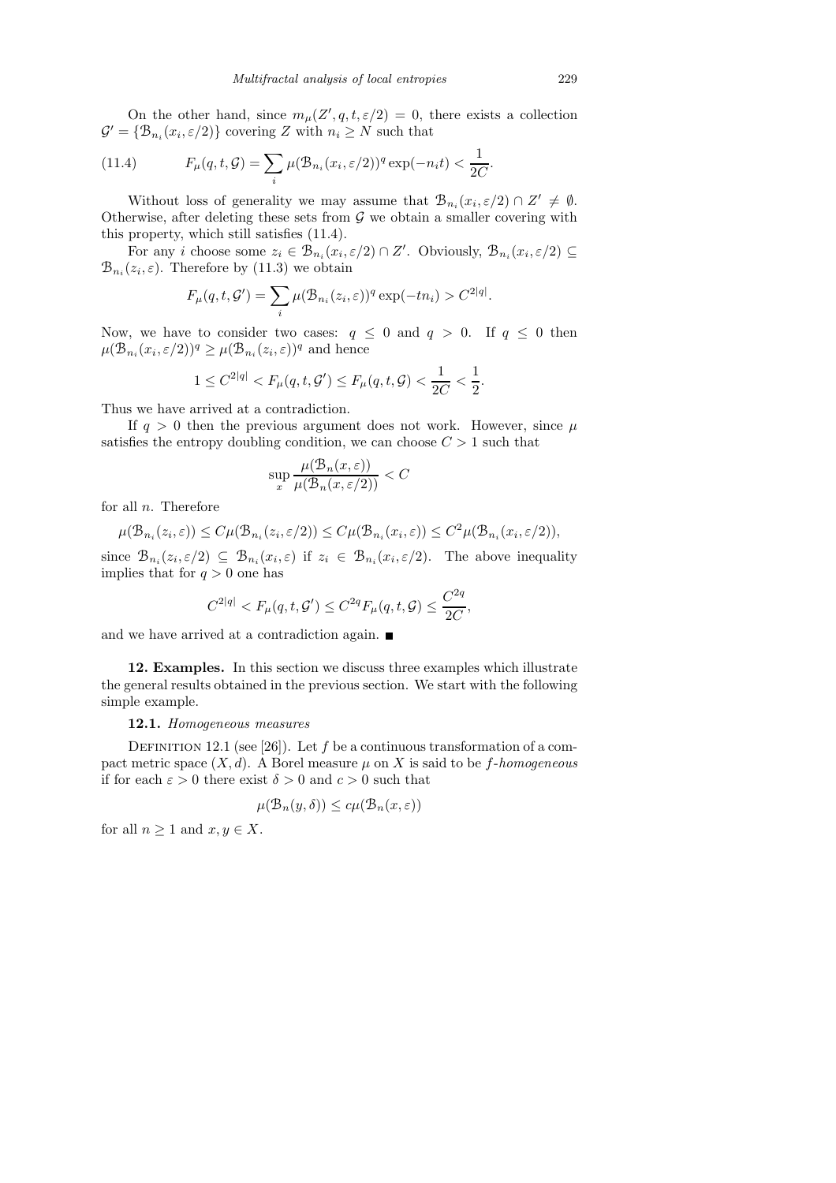On the other hand, since $m_\mu(Z', q, t, \varepsilon/2) = 0$, there exists a collection $\mathcal{G}' = \{\mathcal{B}_{n_i}(x_i, \varepsilon/2)\}$ covering $Z$ with $n_i \geq N$ such that

$$F_\mu(q, t, \mathcal{G}) = \sum_i \mu(\mathcal{B}_{n_i}(x_i, \varepsilon/2))^q \exp(-n_i t) < \frac{1}{2C}. \tag{11.4}$$

Without loss of generality we may assume that $\mathcal{B}_{n_i}(x_i, \varepsilon/2) \cap Z' \neq \emptyset$. Otherwise, after deleting these sets from $\mathcal{G}$ we obtain a smaller covering with this property, which still satisfies (11.4).

For any $i$ choose some $z_i \in \mathcal{B}_{n_i}(x_i, \varepsilon/2) \cap Z'$. Obviously, $\mathcal{B}_{n_i}(x_i, \varepsilon/2) \subseteq \mathcal{B}_{n_i}(z_i, \varepsilon)$. Therefore by (11.3) we obtain

$$F_\mu(q, t, \mathcal{G}') = \sum_i \mu(\mathcal{B}_{n_i}(z_i, \varepsilon))^q \exp(-t n_i) > C^{2|q|}.$$

Now, we have to consider two cases: $q \leq 0$ and $q > 0$. If $q \leq 0$ then $\mu(\mathcal{B}_{n_i}(x_i, \varepsilon/2))^q \geq \mu(\mathcal{B}_{n_i}(z_i, \varepsilon))^q$ and hence

$$1 \leq C^{2|q|} < F_\mu(q, t, \mathcal{G}') \leq F_\mu(q, t, \mathcal{G}) < \frac{1}{2C} < \frac{1}{2}.$$

Thus we have arrived at a contradiction.

If $q > 0$ then the previous argument does not work. However, since $\mu$ satisfies the entropy doubling condition, we can choose $C > 1$ such that

$$\sup_x \frac{\mu(\mathcal{B}_n(x, \varepsilon))}{\mu(\mathcal{B}_n(x, \varepsilon/2))} < C$$

for all $n$. Therefore

$$\mu(\mathcal{B}_{n_i}(z_i, \varepsilon)) \leq C\mu(\mathcal{B}_{n_i}(z_i, \varepsilon/2)) \leq C\mu(\mathcal{B}_{n_i}(x_i, \varepsilon)) \leq C^2\mu(\mathcal{B}_{n_i}(x_i, \varepsilon/2)),$$

since $\mathcal{B}_{n_i}(z_i, \varepsilon/2) \subseteq \mathcal{B}_{n_i}(x_i, \varepsilon)$ if $z_i \in \mathcal{B}_{n_i}(x_i, \varepsilon/2)$. The above inequality implies that for $q > 0$ one has

$$C^{2|q|} < F_\mu(q, t, \mathcal{G}') \leq C^{2q} F_\mu(q, t, \mathcal{G}) \leq \frac{C^{2q}}{2C},$$

and we have arrived at a contradiction again. ∎

**12. Examples.** In this section we discuss three examples which illustrate the general results obtained in the previous section. We start with the following simple example.

**12.1.** *Homogeneous measures*

Definition 12.1 (see [26]). Let $f$ be a continuous transformation of a compact metric space $(X, d)$. A Borel measure $\mu$ on $X$ is said to be *$f$-homogeneous* if for each $\varepsilon > 0$ there exist $\delta > 0$ and $c > 0$ such that

$$\mu(\mathcal{B}_n(y, \delta)) \leq c\mu(\mathcal{B}_n(x, \varepsilon))$$

for all $n \geq 1$ and $x, y \in X$.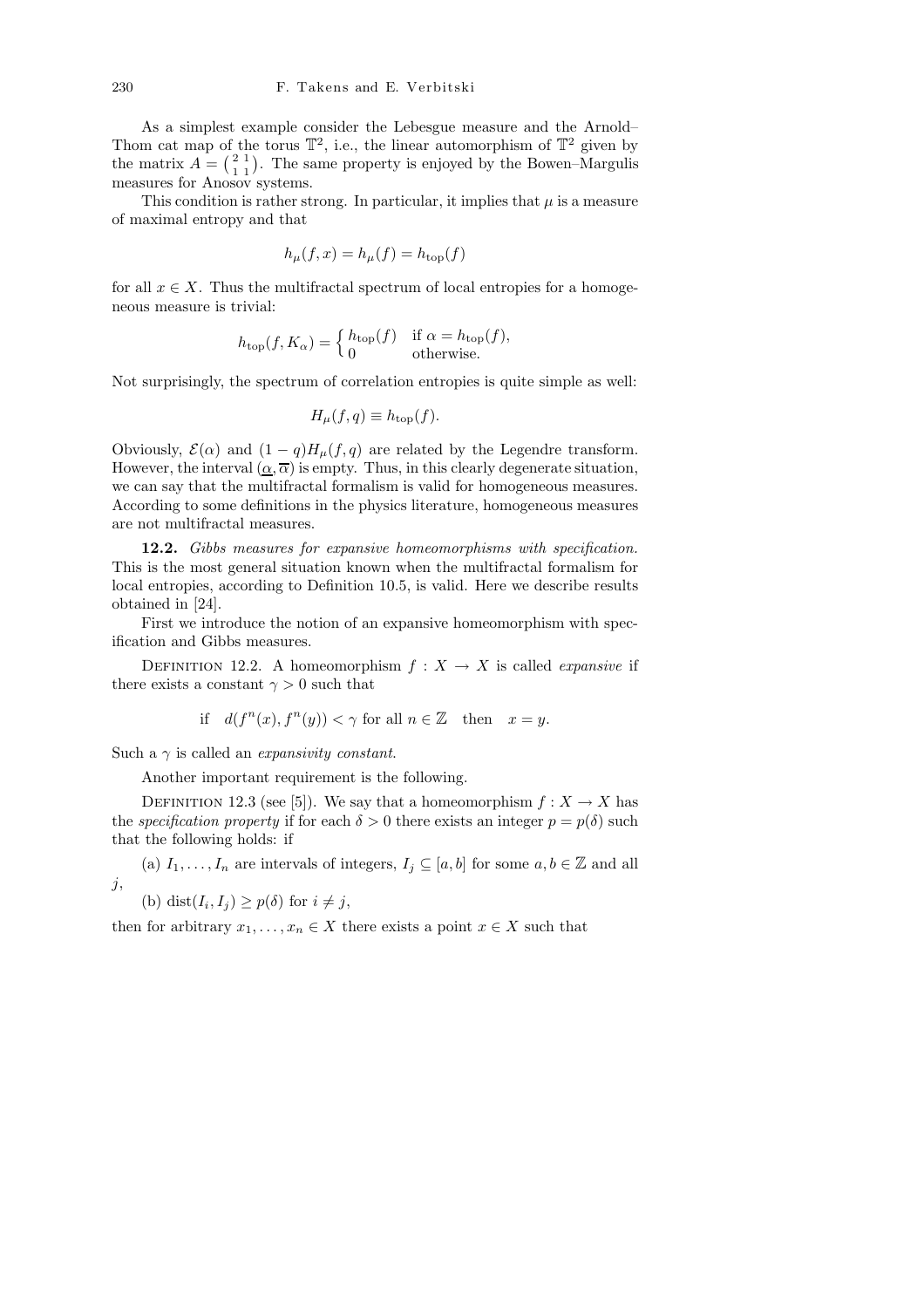As a simplest example consider the Lebesgue measure and the Arnold–Thom cat map of the torus $\mathbb{T}^2$, i.e., the linear automorphism of $\mathbb{T}^2$ given by the matrix $A = \left(\begin{smallmatrix} 2 & 1 \\ 1 & 1 \end{smallmatrix}\right)$. The same property is enjoyed by the Bowen–Margulis measures for Anosov systems.

This condition is rather strong. In particular, it implies that $\mu$ is a measure of maximal entropy and that

$$h_\mu(f, x) = h_\mu(f) = h_{\mathrm{top}}(f)$$

for all $x \in X$. Thus the multifractal spectrum of local entropies for a homogeneous measure is trivial:

$$h_{\mathrm{top}}(f, K_\alpha) = \begin{cases} h_{\mathrm{top}}(f) & \text{if } \alpha = h_{\mathrm{top}}(f), \\ 0 & \text{otherwise.} \end{cases}$$

Not surprisingly, the spectrum of correlation entropies is quite simple as well:

$$H_\mu(f, q) \equiv h_{\mathrm{top}}(f).$$

Obviously, $\mathcal{E}(\alpha)$ and $(1 - q)H_\mu(f, q)$ are related by the Legendre transform. However, the interval $(\underline{\alpha}, \overline{\alpha})$ is empty. Thus, in this clearly degenerate situation, we can say that the multifractal formalism is valid for homogeneous measures. According to some definitions in the physics literature, homogeneous measures are not multifractal measures.

**12.2.** *Gibbs measures for expansive homeomorphisms with specification.* This is the most general situation known when the multifractal formalism for local entropies, according to Definition 10.5, is valid. Here we describe results obtained in [24].

First we introduce the notion of an expansive homeomorphism with specification and Gibbs measures.

Definition 12.2. A homeomorphism $f : X \to X$ is called *expansive* if there exists a constant $\gamma > 0$ such that

$$\text{if} \quad d(f^n(x), f^n(y)) < \gamma \text{ for all } n \in \mathbb{Z} \quad \text{then} \quad x = y.$$

Such a $\gamma$ is called an *expansivity constant*.

Another important requirement is the following.

Definition 12.3 (see [5]). We say that a homeomorphism $f : X \to X$ has the *specification property* if for each $\delta > 0$ there exists an integer $p = p(\delta)$ such that the following holds: if

(a) $I_1, \ldots, I_n$ are intervals of integers, $I_j \subseteq [a, b]$ for some $a, b \in \mathbb{Z}$ and all $j$,

(b) $\mathrm{dist}(I_i, I_j) \geq p(\delta)$ for $i \neq j$,

then for arbitrary $x_1, \ldots, x_n \in X$ there exists a point $x \in X$ such that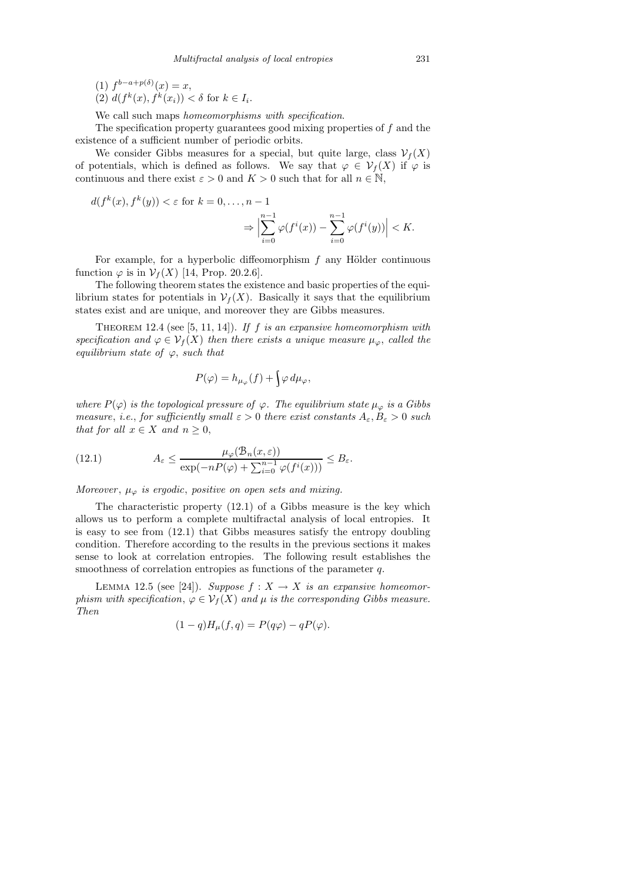(1) $f^{b-a+p(\delta)}(x) = x$,
(2) $d(f^k(x), f^k(x_i)) < \delta$ for $k \in I_i$.

We call such maps *homeomorphisms with specification*.

The specification property guarantees good mixing properties of $f$ and the existence of a sufficient number of periodic orbits.

We consider Gibbs measures for a special, but quite large, class $\mathcal{V}_f(X)$ of potentials, which is defined as follows. We say that $\varphi \in \mathcal{V}_f(X)$ if $\varphi$ is continuous and there exist $\varepsilon > 0$ and $K > 0$ such that for all $n \in \mathbb{N}$,

$$d(f^k(x), f^k(y)) < \varepsilon \text{ for } k = 0, \ldots, n-1 \Rightarrow \Big|\sum_{i=0}^{n-1} \varphi(f^i(x)) - \sum_{i=0}^{n-1} \varphi(f^i(y))\Big| < K.$$

For example, for a hyperbolic diffeomorphism $f$ any Hölder continuous function $\varphi$ is in $\mathcal{V}_f(X)$ [14, Prop. 20.2.6].

The following theorem states the existence and basic properties of the equilibrium states for potentials in $\mathcal{V}_f(X)$. Basically it says that the equilibrium states exist and are unique, and moreover they are Gibbs measures.

Theorem 12.4 (see [5, 11, 14]). *If $f$ is an expansive homeomorphism with specification and $\varphi \in \mathcal{V}_f(X)$ then there exists a unique measure $\mu_\varphi$, called the equilibrium state of $\varphi$, such that*

$$P(\varphi) = h_{\mu_\varphi}(f) + \int \varphi \, d\mu_\varphi,$$

*where $P(\varphi)$ is the topological pressure of $\varphi$. The equilibrium state $\mu_\varphi$ is a Gibbs measure, i.e., for sufficiently small $\varepsilon > 0$ there exist constants $A_\varepsilon, B_\varepsilon > 0$ such that for all $x \in X$ and $n \geq 0$,*

$$A_\varepsilon \leq \frac{\mu_\varphi(\mathcal{B}_n(x, \varepsilon))}{\exp(-nP(\varphi) + \sum_{i=0}^{n-1} \varphi(f^i(x)))} \leq B_\varepsilon. \tag{12.1}$$

*Moreover, $\mu_\varphi$ is ergodic, positive on open sets and mixing.*

The characteristic property (12.1) of a Gibbs measure is the key which allows us to perform a complete multifractal analysis of local entropies. It is easy to see from (12.1) that Gibbs measures satisfy the entropy doubling condition. Therefore according to the results in the previous sections it makes sense to look at correlation entropies. The following result establishes the smoothness of correlation entropies as functions of the parameter $q$.

Lemma 12.5 (see [24]). *Suppose $f : X \to X$ is an expansive homeomorphism with specification, $\varphi \in \mathcal{V}_f(X)$ and $\mu$ is the corresponding Gibbs measure. Then*

$$(1-q)H_\mu(f, q) = P(q\varphi) - qP(\varphi).$$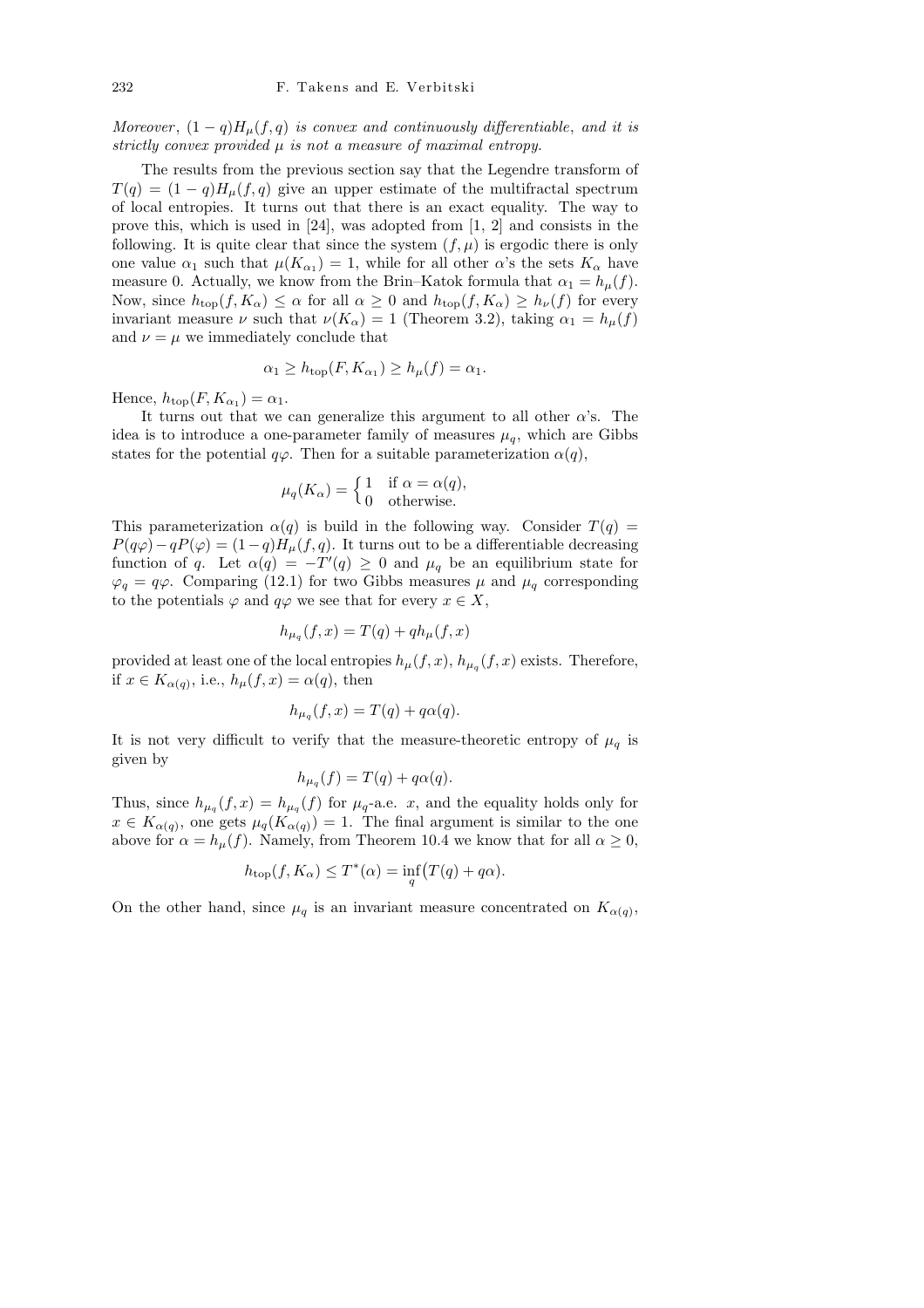*Moreover*, $(1-q)H_\mu(f,q)$ *is convex and continuously differentiable*, *and it is strictly convex provided* $\mu$ *is not a measure of maximal entropy.*

The results from the previous section say that the Legendre transform of $T(q) = (1-q)H_\mu(f,q)$ give an upper estimate of the multifractal spectrum of local entropies. It turns out that there is an exact equality. The way to prove this, which is used in [24], was adopted from [1, 2] and consists in the following. It is quite clear that since the system $(f,\mu)$ is ergodic there is only one value $\alpha_1$ such that $\mu(K_{\alpha_1}) = 1$, while for all other $\alpha$'s the sets $K_\alpha$ have measure 0. Actually, we know from the Brin–Katok formula that $\alpha_1 = h_\mu(f)$. Now, since $h_{\rm top}(f,K_\alpha) \le \alpha$ for all $\alpha \ge 0$ and $h_{\rm top}(f,K_\alpha) \ge h_\nu(f)$ for every invariant measure $\nu$ such that $\nu(K_\alpha) = 1$ (Theorem 3.2), taking $\alpha_1 = h_\mu(f)$ and $\nu = \mu$ we immediately conclude that

$$\alpha_1 \ge h_{\rm top}(F,K_{\alpha_1}) \ge h_\mu(f) = \alpha_1.$$

Hence, $h_{\rm top}(F,K_{\alpha_1}) = \alpha_1$.

It turns out that we can generalize this argument to all other $\alpha$'s. The idea is to introduce a one-parameter family of measures $\mu_q$, which are Gibbs states for the potential $q\varphi$. Then for a suitable parameterization $\alpha(q)$,

$$\mu_q(K_\alpha) = \begin{cases} 1 & \text{if } \alpha = \alpha(q), \\ 0 & \text{otherwise.} \end{cases}$$

This parameterization $\alpha(q)$ is build in the following way. Consider $T(q) = P(q\varphi) - qP(\varphi) = (1-q)H_\mu(f,q)$. It turns out to be a differentiable decreasing function of $q$. Let $\alpha(q) = -T'(q) \ge 0$ and $\mu_q$ be an equilibrium state for $\varphi_q = q\varphi$. Comparing (12.1) for two Gibbs measures $\mu$ and $\mu_q$ corresponding to the potentials $\varphi$ and $q\varphi$ we see that for every $x \in X$,

$$h_{\mu_q}(f,x) = T(q) + qh_\mu(f,x)$$

provided at least one of the local entropies $h_\mu(f,x)$, $h_{\mu_q}(f,x)$ exists. Therefore, if $x \in K_{\alpha(q)}$, i.e., $h_\mu(f,x) = \alpha(q)$, then

$$h_{\mu_q}(f,x) = T(q) + q\alpha(q).$$

It is not very difficult to verify that the measure-theoretic entropy of $\mu_q$ is given by

$$h_{\mu_q}(f) = T(q) + q\alpha(q).$$

Thus, since $h_{\mu_q}(f,x) = h_{\mu_q}(f)$ for $\mu_q$-a.e. $x$, and the equality holds only for $x \in K_{\alpha(q)}$, one gets $\mu_q(K_{\alpha(q)}) = 1$. The final argument is similar to the one above for $\alpha = h_\mu(f)$. Namely, from Theorem 10.4 we know that for all $\alpha \ge 0$,

$$h_{\rm top}(f,K_\alpha) \le T^*(\alpha) = \inf_q \big(T(q) + q\alpha\big).$$

On the other hand, since $\mu_q$ is an invariant measure concentrated on $K_{\alpha(q)}$,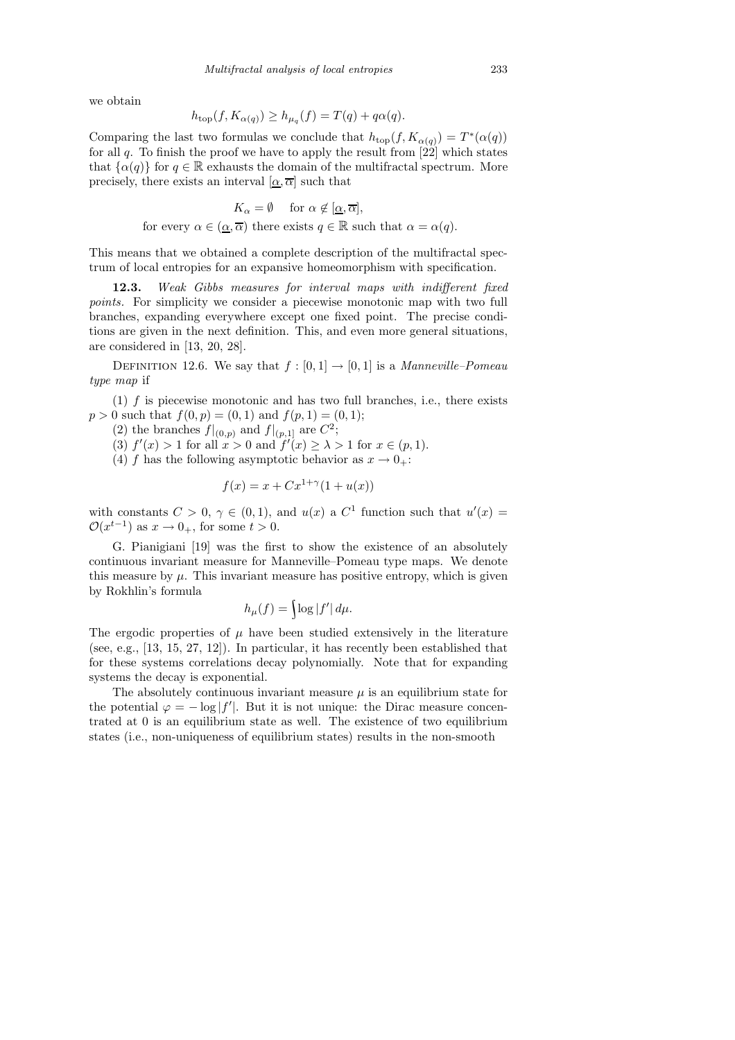we obtain

$$h_{\mathrm{top}}(f, K_{\alpha(q)}) \geq h_{\mu_q}(f) = T(q) + q\alpha(q).$$

Comparing the last two formulas we conclude that $h_{\mathrm{top}}(f, K_{\alpha(q)}) = T^*(\alpha(q))$ for all $q$. To finish the proof we have to apply the result from [22] which states that $\{\alpha(q)\}$ for $q \in \mathbb{R}$ exhausts the domain of the multifractal spectrum. More precisely, there exists an interval $[\underline{\alpha}, \overline{\alpha}]$ such that

$$K_\alpha = \emptyset \quad \text{for } \alpha \notin [\underline{\alpha}, \overline{\alpha}],$$

$$\text{for every } \alpha \in (\underline{\alpha}, \overline{\alpha}) \text{ there exists } q \in \mathbb{R} \text{ such that } \alpha = \alpha(q).$$

This means that we obtained a complete description of the multifractal spectrum of local entropies for an expansive homeomorphism with specification.

**12.3.** *Weak Gibbs measures for interval maps with indifferent fixed points.* For simplicity we consider a piecewise monotonic map with two full branches, expanding everywhere except one fixed point. The precise conditions are given in the next definition. This, and even more general situations, are considered in [13, 20, 28].

Definition 12.6. We say that $f : [0,1] \to [0,1]$ is a *Manneville–Pomeau type map* if

(1) $f$ is piecewise monotonic and has two full branches, i.e., there exists $p > 0$ such that $f(0,p) = (0,1)$ and $f(p,1) = (0,1)$;

(2) the branches $f|_{(0,p)}$ and $f|_{(p,1]}$ are $C^2$;

(3) $f'(x) > 1$ for all $x > 0$ and $f'(x) \geq \lambda > 1$ for $x \in (p,1)$.

(4) $f$ has the following asymptotic behavior as $x \to 0_+$:

$$f(x) = x + Cx^{1+\gamma}(1 + u(x))$$

with constants $C > 0$, $\gamma \in (0,1)$, and $u(x)$ a $C^1$ function such that $u'(x) = \mathcal{O}(x^{t-1})$ as $x \to 0_+$, for some $t > 0$.

G. Pianigiani [19] was the first to show the existence of an absolutely continuous invariant measure for Manneville–Pomeau type maps. We denote this measure by $\mu$. This invariant measure has positive entropy, which is given by Rokhlin's formula

$$h_\mu(f) = \int \log |f'| \, d\mu.$$

The ergodic properties of $\mu$ have been studied extensively in the literature (see, e.g., [13, 15, 27, 12]). In particular, it has recently been established that for these systems correlations decay polynomially. Note that for expanding systems the decay is exponential.

The absolutely continuous invariant measure $\mu$ is an equilibrium state for the potential $\varphi = -\log |f'|$. But it is not unique: the Dirac measure concentrated at 0 is an equilibrium state as well. The existence of two equilibrium states (i.e., non-uniqueness of equilibrium states) results in the non-smooth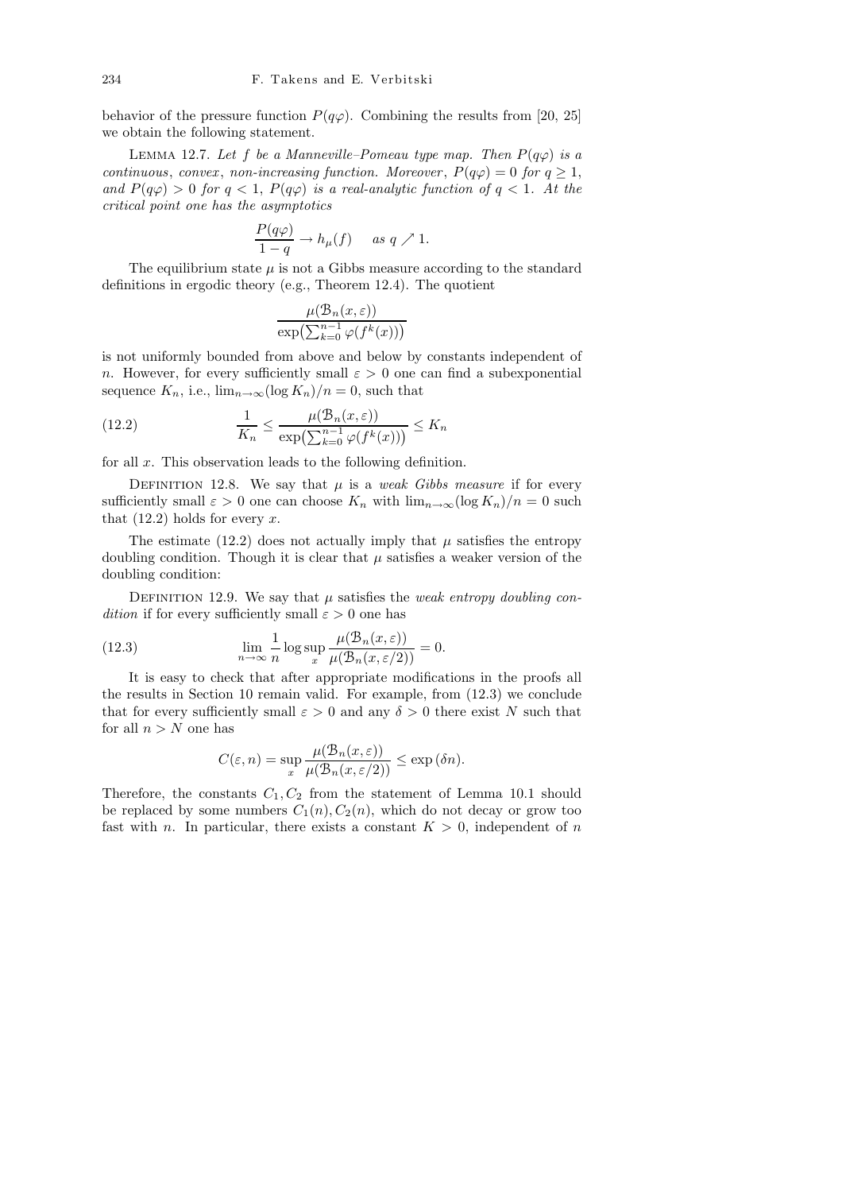behavior of the pressure function $P(q\varphi)$. Combining the results from [20, 25] we obtain the following statement.

LEMMA 12.7. *Let $f$ be a Manneville–Pomeau type map. Then $P(q\varphi)$ is a continuous, convex, non-increasing function. Moreover, $P(q\varphi) = 0$ for $q \geq 1$, and $P(q\varphi) > 0$ for $q < 1$, $P(q\varphi)$ is a real-analytic function of $q < 1$. At the critical point one has the asymptotics*

$$\frac{P(q\varphi)}{1-q} \to h_\mu(f) \quad \text{as } q \nearrow 1.$$

The equilibrium state $\mu$ is not a Gibbs measure according to the standard definitions in ergodic theory (e.g., Theorem 12.4). The quotient

$$\frac{\mu(\mathcal{B}_n(x,\varepsilon))}{\exp\left(\sum_{k=0}^{n-1}\varphi(f^k(x))\right)}$$

is not uniformly bounded from above and below by constants independent of $n$. However, for every sufficiently small $\varepsilon > 0$ one can find a subexponential sequence $K_n$, i.e., $\lim_{n\to\infty}(\log K_n)/n = 0$, such that

$$\frac{1}{K_n} \leq \frac{\mu(\mathcal{B}_n(x,\varepsilon))}{\exp\left(\sum_{k=0}^{n-1}\varphi(f^k(x))\right)} \leq K_n \tag{12.2}$$

for all $x$. This observation leads to the following definition.

DEFINITION 12.8. We say that $\mu$ is a *weak Gibbs measure* if for every sufficiently small $\varepsilon > 0$ one can choose $K_n$ with $\lim_{n\to\infty}(\log K_n)/n = 0$ such that (12.2) holds for every $x$.

The estimate (12.2) does not actually imply that $\mu$ satisfies the entropy doubling condition. Though it is clear that $\mu$ satisfies a weaker version of the doubling condition:

DEFINITION 12.9. We say that $\mu$ satisfies the *weak entropy doubling condition* if for every sufficiently small $\varepsilon > 0$ one has

$$\lim_{n\to\infty}\frac{1}{n}\log\sup_x\frac{\mu(\mathcal{B}_n(x,\varepsilon))}{\mu(\mathcal{B}_n(x,\varepsilon/2))} = 0. \tag{12.3}$$

It is easy to check that after appropriate modifications in the proofs all the results in Section 10 remain valid. For example, from (12.3) we conclude that for every sufficiently small $\varepsilon > 0$ and any $\delta > 0$ there exist $N$ such that for all $n > N$ one has

$$C(\varepsilon, n) = \sup_x\frac{\mu(\mathcal{B}_n(x,\varepsilon))}{\mu(\mathcal{B}_n(x,\varepsilon/2))} \leq \exp(\delta n).$$

Therefore, the constants $C_1, C_2$ from the statement of Lemma 10.1 should be replaced by some numbers $C_1(n), C_2(n)$, which do not decay or grow too fast with $n$. In particular, there exists a constant $K > 0$, independent of $n$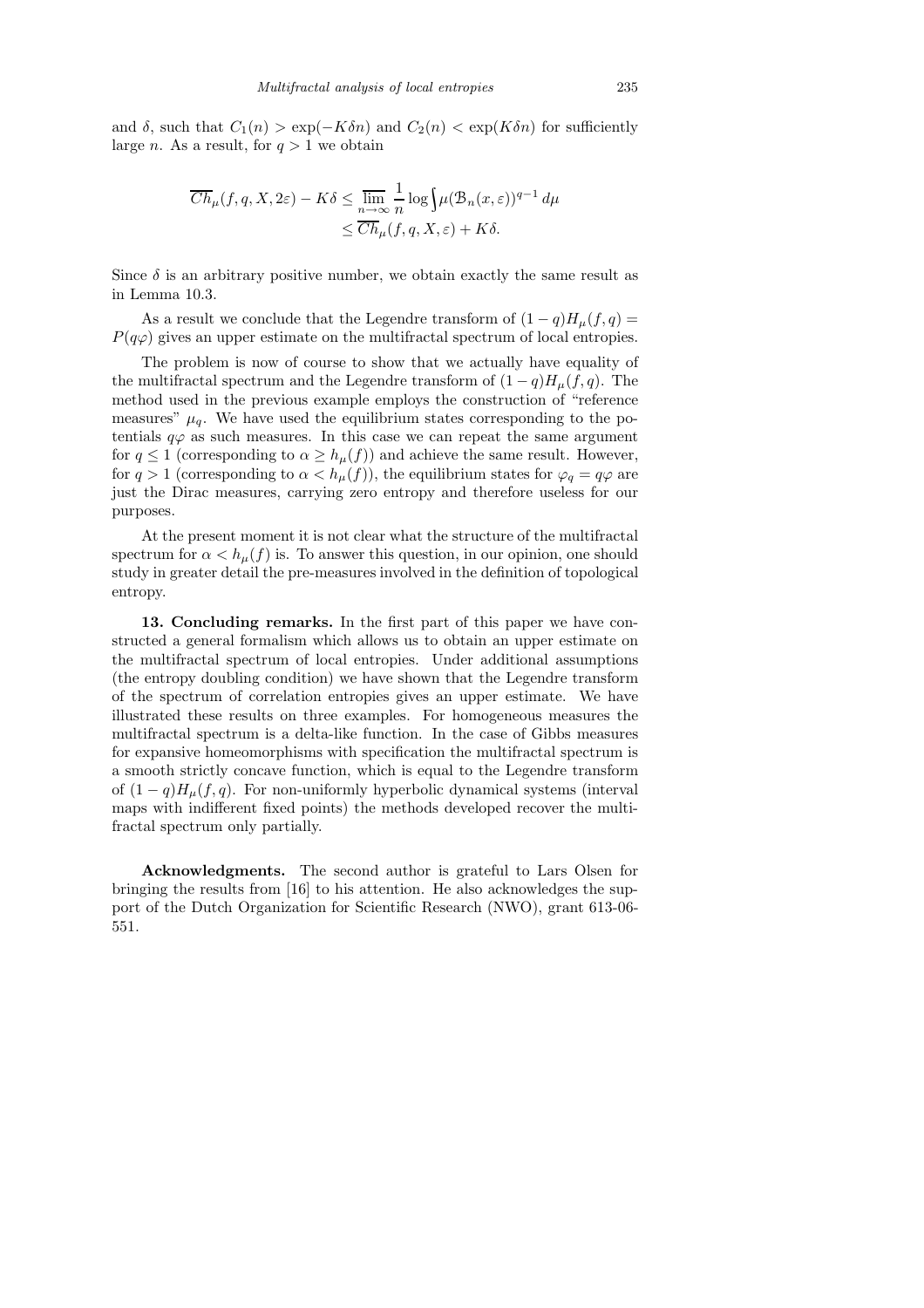and $\delta$, such that $C_1(n) > \exp(-K\delta n)$ and $C_2(n) < \exp(K\delta n)$ for sufficiently large $n$. As a result, for $q > 1$ we obtain

$$\overline{Ch}_\mu(f, q, X, 2\varepsilon) - K\delta \leq \overline{\lim_{n\to\infty}} \frac{1}{n} \log \int \mu(\mathcal{B}_n(x, \varepsilon))^{q-1}\, d\mu \leq \overline{Ch}_\mu(f, q, X, \varepsilon) + K\delta.$$

Since $\delta$ is an arbitrary positive number, we obtain exactly the same result as in Lemma 10.3.

As a result we conclude that the Legendre transform of $(1 - q)H_\mu(f, q) = P(q\varphi)$ gives an upper estimate on the multifractal spectrum of local entropies.

The problem is now of course to show that we actually have equality of the multifractal spectrum and the Legendre transform of $(1 - q)H_\mu(f, q)$. The method used in the previous example employs the construction of "reference measures" $\mu_q$. We have used the equilibrium states corresponding to the potentials $q\varphi$ as such measures. In this case we can repeat the same argument for $q \leq 1$ (corresponding to $\alpha \geq h_\mu(f)$) and achieve the same result. However, for $q > 1$ (corresponding to $\alpha < h_\mu(f)$), the equilibrium states for $\varphi_q = q\varphi$ are just the Dirac measures, carrying zero entropy and therefore useless for our purposes.

At the present moment it is not clear what the structure of the multifractal spectrum for $\alpha < h_\mu(f)$ is. To answer this question, in our opinion, one should study in greater detail the pre-measures involved in the definition of topological entropy.

**13. Concluding remarks.** In the first part of this paper we have constructed a general formalism which allows us to obtain an upper estimate on the multifractal spectrum of local entropies. Under additional assumptions (the entropy doubling condition) we have shown that the Legendre transform of the spectrum of correlation entropies gives an upper estimate. We have illustrated these results on three examples. For homogeneous measures the multifractal spectrum is a delta-like function. In the case of Gibbs measures for expansive homeomorphisms with specification the multifractal spectrum is a smooth strictly concave function, which is equal to the Legendre transform of $(1 - q)H_\mu(f, q)$. For non-uniformly hyperbolic dynamical systems (interval maps with indifferent fixed points) the methods developed recover the multifractal spectrum only partially.

**Acknowledgments.** The second author is grateful to Lars Olsen for bringing the results from [16] to his attention. He also acknowledges the support of the Dutch Organization for Scientific Research (NWO), grant 613-06-551.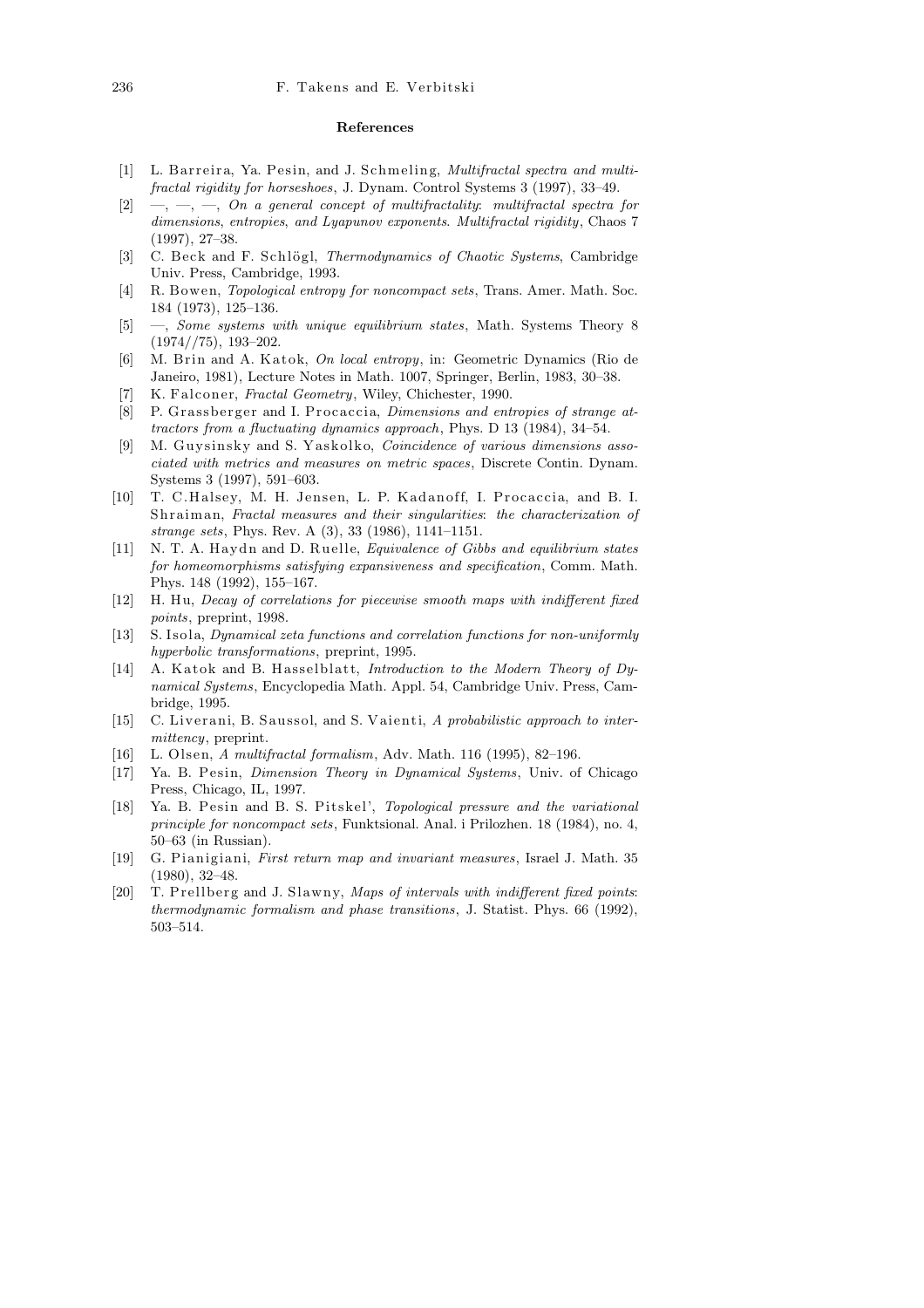## References

[1] L. Barreira, Ya. Pesin, and J. Schmeling, *Multifractal spectra and multifractal rigidity for horseshoes*, J. Dynam. Control Systems 3 (1997), 33–49.

[2] —, —, —, *On a general concept of multifractality: multifractal spectra for dimensions, entropies, and Lyapunov exponents. Multifractal rigidity*, Chaos 7 (1997), 27–38.

[3] C. Beck and F. Schlögl, *Thermodynamics of Chaotic Systems*, Cambridge Univ. Press, Cambridge, 1993.

[4] R. Bowen, *Topological entropy for noncompact sets*, Trans. Amer. Math. Soc. 184 (1973), 125–136.

[5] —, *Some systems with unique equilibrium states*, Math. Systems Theory 8 (1974//75), 193–202.

[6] M. Brin and A. Katok, *On local entropy*, in: Geometric Dynamics (Rio de Janeiro, 1981), Lecture Notes in Math. 1007, Springer, Berlin, 1983, 30–38.

[7] K. Falconer, *Fractal Geometry*, Wiley, Chichester, 1990.

[8] P. Grassberger and I. Procaccia, *Dimensions and entropies of strange attractors from a fluctuating dynamics approach*, Phys. D 13 (1984), 34–54.

[9] M. Guysinsky and S. Yaskolko, *Coincidence of various dimensions associated with metrics and measures on metric spaces*, Discrete Contin. Dynam. Systems 3 (1997), 591–603.

[10] T. C.Halsey, M. H. Jensen, L. P. Kadanoff, I. Procaccia, and B. I. Shraiman, *Fractal measures and their singularities: the characterization of strange sets*, Phys. Rev. A (3), 33 (1986), 1141–1151.

[11] N. T. A. Haydn and D. Ruelle, *Equivalence of Gibbs and equilibrium states for homeomorphisms satisfying expansiveness and specification*, Comm. Math. Phys. 148 (1992), 155–167.

[12] H. Hu, *Decay of correlations for piecewise smooth maps with indifferent fixed points*, preprint, 1998.

[13] S. Isola, *Dynamical zeta functions and correlation functions for non-uniformly hyperbolic transformations*, preprint, 1995.

[14] A. Katok and B. Hasselblatt, *Introduction to the Modern Theory of Dynamical Systems*, Encyclopedia Math. Appl. 54, Cambridge Univ. Press, Cambridge, 1995.

[15] C. Liverani, B. Saussol, and S. Vaienti, *A probabilistic approach to intermittency*, preprint.

[16] L. Olsen, *A multifractal formalism*, Adv. Math. 116 (1995), 82–196.

[17] Ya. B. Pesin, *Dimension Theory in Dynamical Systems*, Univ. of Chicago Press, Chicago, IL, 1997.

[18] Ya. B. Pesin and B. S. Pitskel', *Topological pressure and the variational principle for noncompact sets*, Funktsional. Anal. i Prilozhen. 18 (1984), no. 4, 50–63 (in Russian).

[19] G. Pianigiani, *First return map and invariant measures*, Israel J. Math. 35 (1980), 32–48.

[20] T. Prellberg and J. Slawny, *Maps of intervals with indifferent fixed points: thermodynamic formalism and phase transitions*, J. Statist. Phys. 66 (1992), 503–514.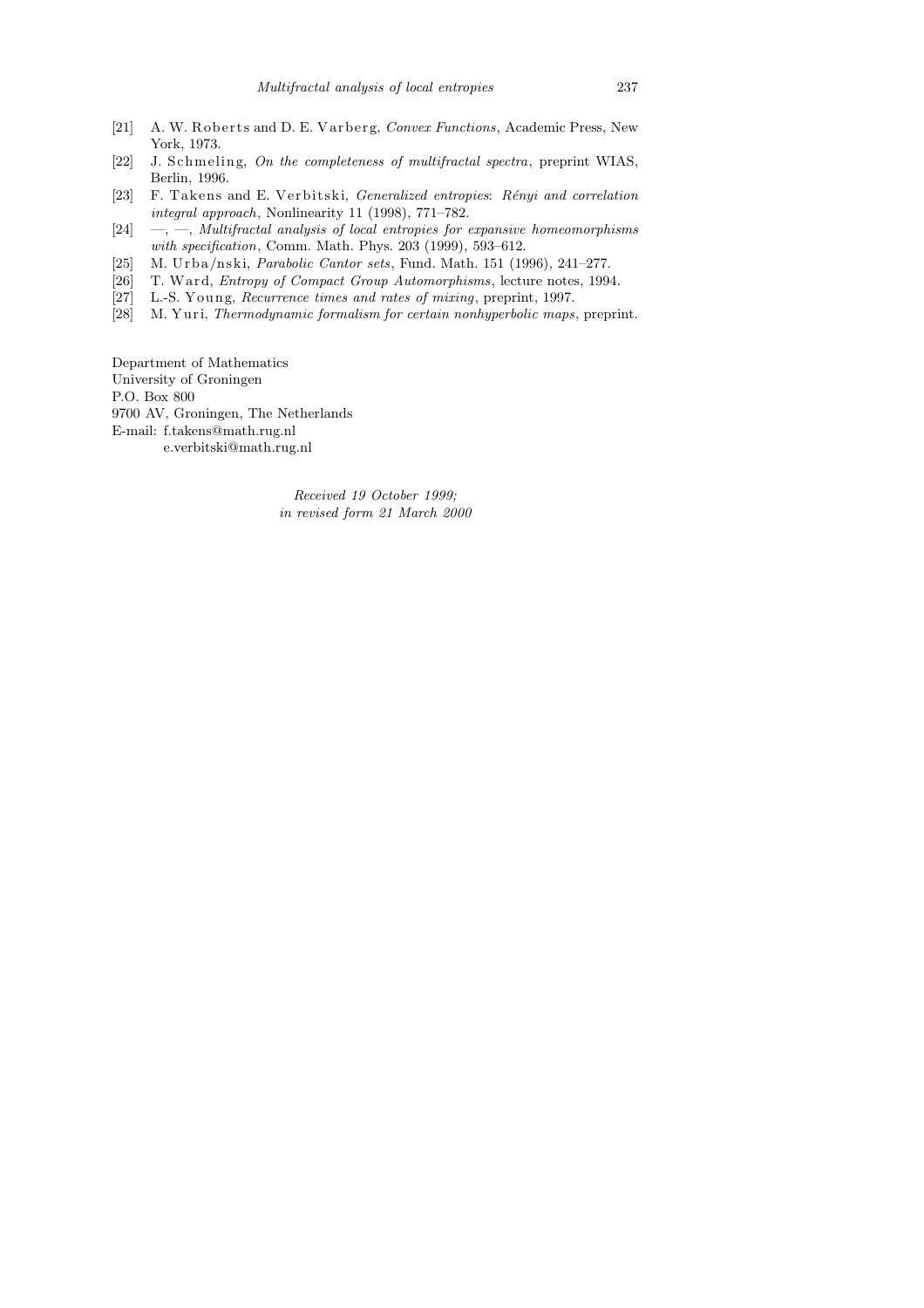[21] A. W. Roberts and D. E. Varberg, *Convex Functions*, Academic Press, New York, 1973.

[22] J. Schmeling, *On the completeness of multifractal spectra*, preprint WIAS, Berlin, 1996.

[23] F. Takens and E. Verbitski, *Generalized entropies: Rényi and correlation integral approach*, Nonlinearity 11 (1998), 771–782.

[24] —, —, *Multifractal analysis of local entropies for expansive homeomorphisms with specification*, Comm. Math. Phys. 203 (1999), 593–612.

[25] M. Urba/nski, *Parabolic Cantor sets*, Fund. Math. 151 (1996), 241–277.

[26] T. Ward, *Entropy of Compact Group Automorphisms*, lecture notes, 1994.

[27] L.-S. Young, *Recurrence times and rates of mixing*, preprint, 1997.

[28] M. Yuri, *Thermodynamic formalism for certain nonhyperbolic maps*, preprint.

Department of Mathematics
University of Groningen
P.O. Box 800
9700 AV, Groningen, The Netherlands
E-mail: f.takens@math.rug.nl
e.verbitski@math.rug.nl

*Received 19 October 1999;*
*in revised form 21 March 2000*